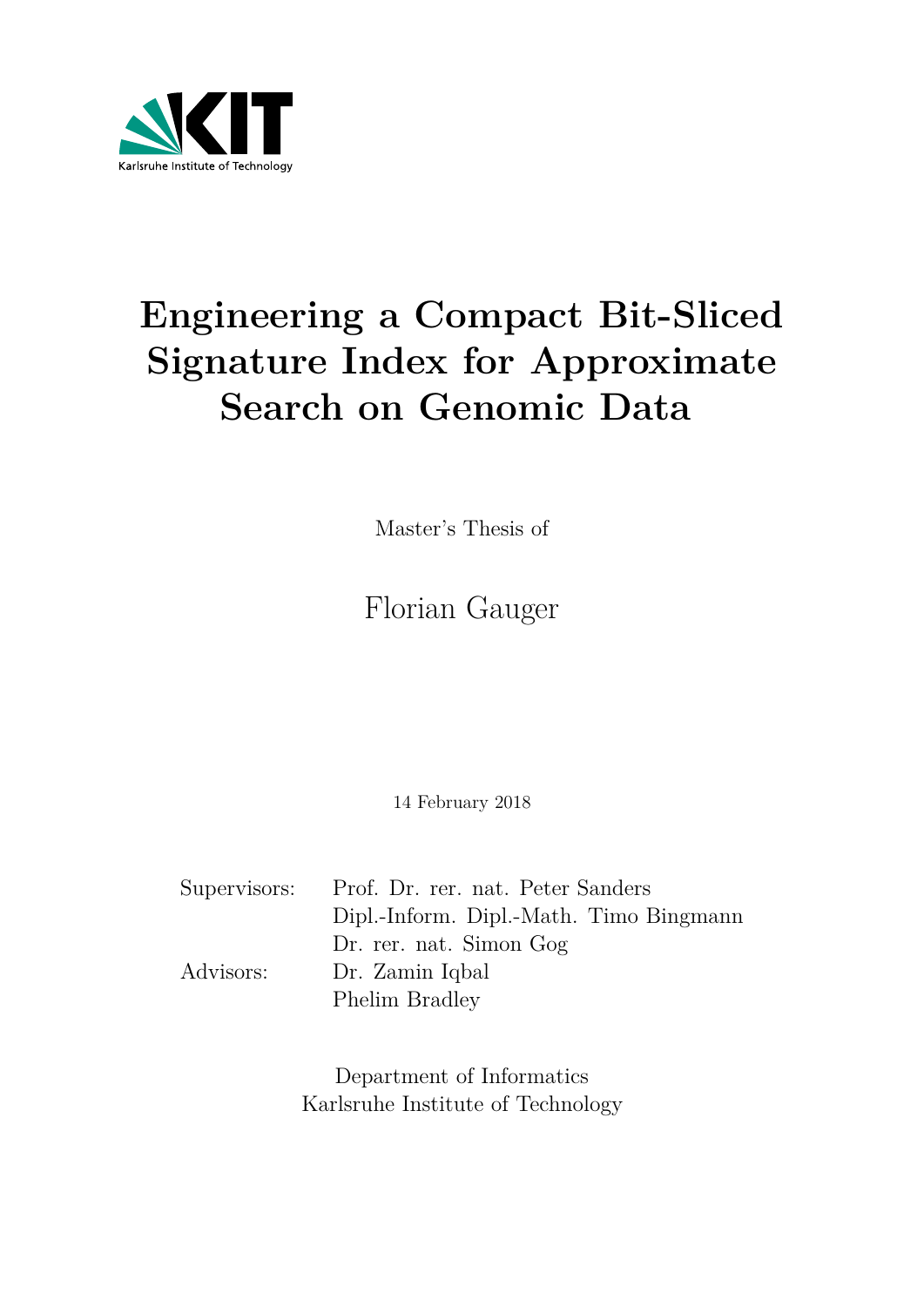Karlsruhe Institute of Technology

# Engineering a Compact Bit-Sliced Signature Index for Approximate Search on Genomic Data

Master's Thesis of

Florian Gauger

14 February 2018

| | |
|---|---|
| Supervisors: | Prof. Dr. rer. nat. Peter Sanders |
| | Dipl.-Inform. Dipl.-Math. Timo Bingmann |
| | Dr. rer. nat. Simon Gog |
| Advisors: | Dr. Zamin Iqbal |
| | Phelim Bradley |

Department of Informatics
Karlsruhe Institute of Technology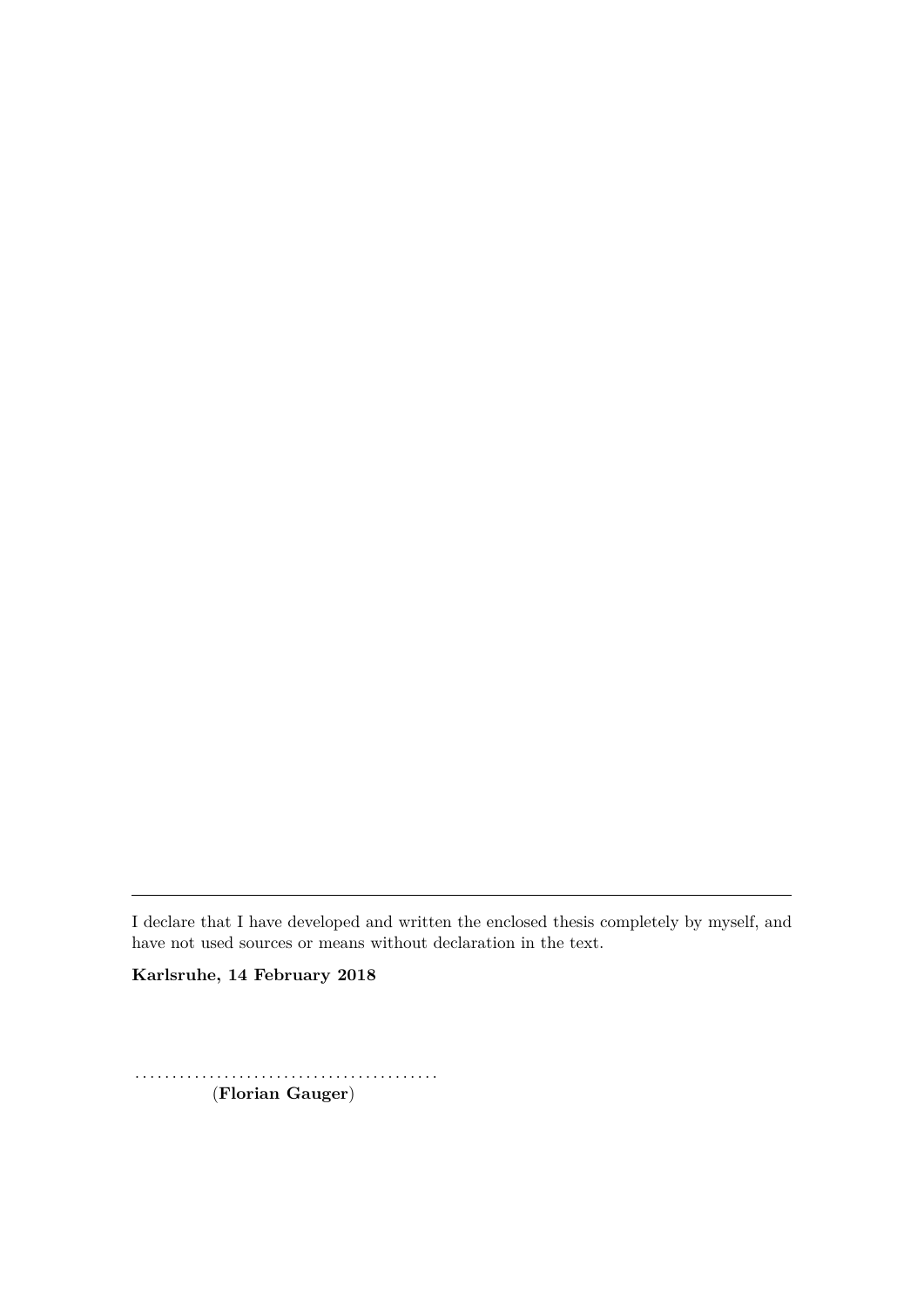---

I declare that I have developed and written the enclosed thesis completely by myself, and have not used sources or means without declaration in the text.

**Karlsruhe, 14 February 2018**

.........................................

(**Florian Gauger**)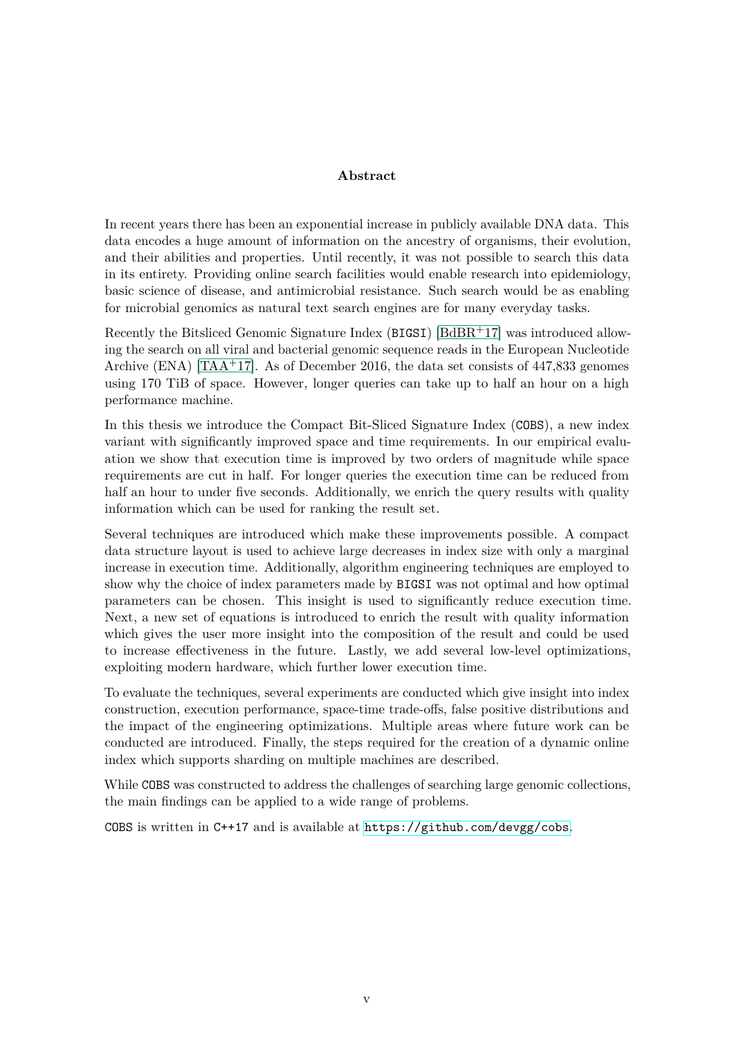# Abstract

In recent years there has been an exponential increase in publicly available DNA data. This data encodes a huge amount of information on the ancestry of organisms, their evolution, and their abilities and properties. Until recently, it was not possible to search this data in its entirety. Providing online search facilities would enable research into epidemiology, basic science of disease, and antimicrobial resistance. Such search would be as enabling for microbial genomics as natural text search engines are for many everyday tasks.

Recently the Bitsliced Genomic Signature Index (BIGSI) [BdBR+17] was introduced allowing the search on all viral and bacterial genomic sequence reads in the European Nucleotide Archive (ENA) [TAA+17]. As of December 2016, the data set consists of 447,833 genomes using 170 TiB of space. However, longer queries can take up to half an hour on a high performance machine.

In this thesis we introduce the Compact Bit-Sliced Signature Index (COBS), a new index variant with significantly improved space and time requirements. In our empirical evaluation we show that execution time is improved by two orders of magnitude while space requirements are cut in half. For longer queries the execution time can be reduced from half an hour to under five seconds. Additionally, we enrich the query results with quality information which can be used for ranking the result set.

Several techniques are introduced which make these improvements possible. A compact data structure layout is used to achieve large decreases in index size with only a marginal increase in execution time. Additionally, algorithm engineering techniques are employed to show why the choice of index parameters made by BIGSI was not optimal and how optimal parameters can be chosen. This insight is used to significantly reduce execution time. Next, a new set of equations is introduced to enrich the result with quality information which gives the user more insight into the composition of the result and could be used to increase effectiveness in the future. Lastly, we add several low-level optimizations, exploiting modern hardware, which further lower execution time.

To evaluate the techniques, several experiments are conducted which give insight into index construction, execution performance, space-time trade-offs, false positive distributions and the impact of the engineering optimizations. Multiple areas where future work can be conducted are introduced. Finally, the steps required for the creation of a dynamic online index which supports sharding on multiple machines are described.

While COBS was constructed to address the challenges of searching large genomic collections, the main findings can be applied to a wide range of problems.

COBS is written in C++17 and is available at https://github.com/devgg/cobs.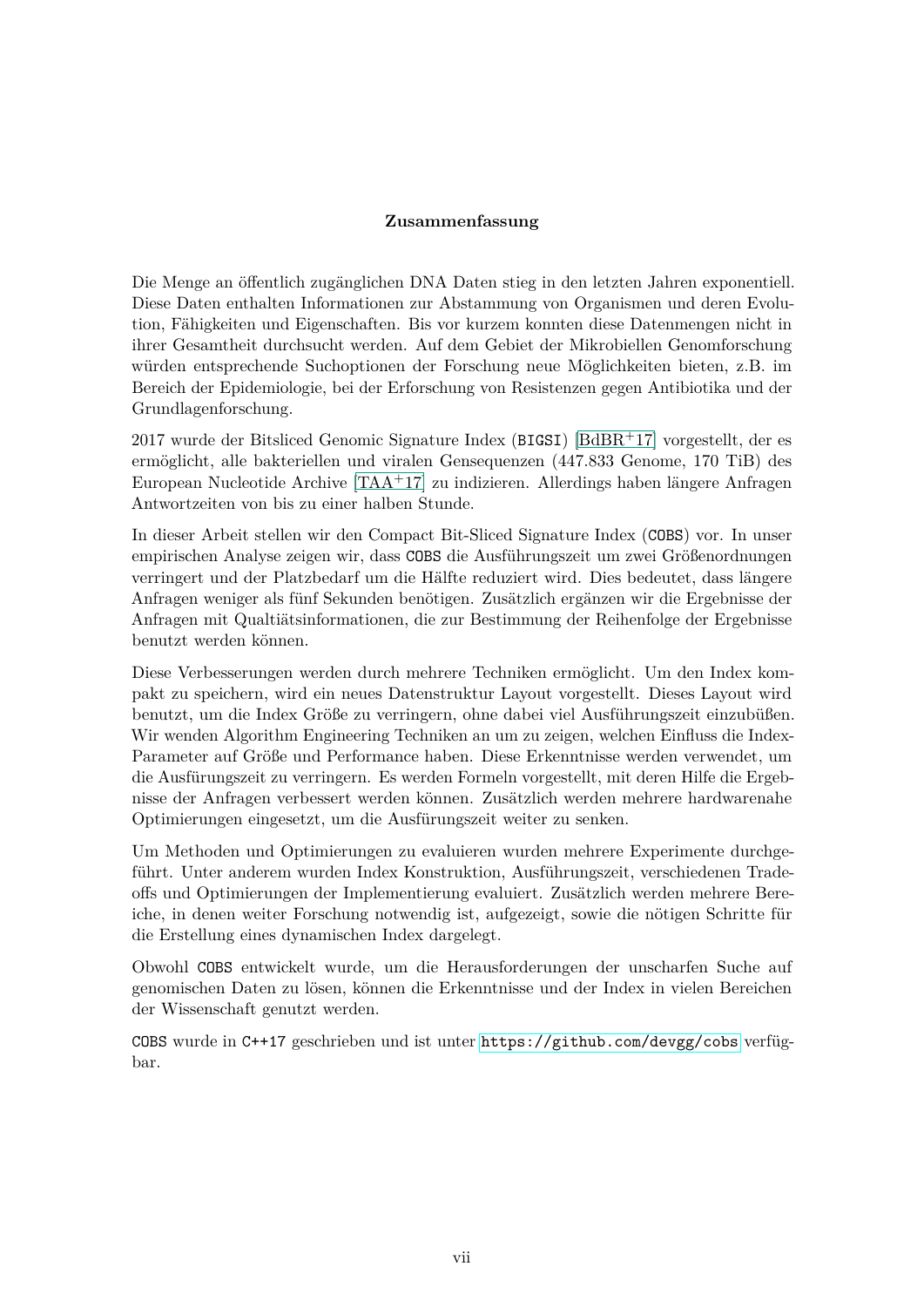**Zusammenfassung**

Die Menge an öffentlich zugänglichen DNA Daten stieg in den letzten Jahren exponentiell. Diese Daten enthalten Informationen zur Abstammung von Organismen und deren Evolution, Fähigkeiten und Eigenschaften. Bis vor kurzem konnten diese Datenmengen nicht in ihrer Gesamtheit durchsucht werden. Auf dem Gebiet der Mikrobiellen Genomforschung würden entsprechende Suchoptionen der Forschung neue Möglichkeiten bieten, z.B. im Bereich der Epidemiologie, bei der Erforschung von Resistenzen gegen Antibiotika und der Grundlagenforschung.

2017 wurde der Bitsliced Genomic Signature Index (BIGSI) [BdBR+17] vorgestellt, der es ermöglicht, alle bakteriellen und viralen Gensequenzen (447.833 Genome, 170 TiB) des European Nucleotide Archive [TAA+17] zu indizieren. Allerdings haben längere Anfragen Antwortzeiten von bis zu einer halben Stunde.

In dieser Arbeit stellen wir den Compact Bit-Sliced Signature Index (COBS) vor. In unser empirischen Analyse zeigen wir, dass COBS die Ausführungszeit um zwei Größenordnungen verringert und der Platzbedarf um die Hälfte reduziert wird. Dies bedeutet, dass längere Anfragen weniger als fünf Sekunden benötigen. Zusätzlich ergänzen wir die Ergebnisse der Anfragen mit Qualtiätsinformationen, die zur Bestimmung der Reihenfolge der Ergebnisse benutzt werden können.

Diese Verbesserungen werden durch mehrere Techniken ermöglicht. Um den Index kompakt zu speichern, wird ein neues Datenstruktur Layout vorgestellt. Dieses Layout wird benutzt, um die Index Größe zu verringern, ohne dabei viel Ausführungszeit einzubüßen. Wir wenden Algorithm Engineering Techniken an um zu zeigen, welchen Einfluss die Index-Parameter auf Größe und Performance haben. Diese Erkenntnisse werden verwendet, um die Ausfürungszeit zu verringern. Es werden Formeln vorgestellt, mit deren Hilfe die Ergebnisse der Anfragen verbessert werden können. Zusätzlich werden mehrere hardwarenahe Optimierungen eingesetzt, um die Ausfürungszeit weiter zu senken.

Um Methoden und Optimierungen zu evaluieren wurden mehrere Experimente durchgeführt. Unter anderem wurden Index Konstruktion, Ausführungszeit, verschiedenen Tradeoffs und Optimierungen der Implementierung evaluiert. Zusätzlich werden mehrere Bereiche, in denen weiter Forschung notwendig ist, aufgezeigt, sowie die nötigen Schritte für die Erstellung eines dynamischen Index dargelegt.

Obwohl COBS entwickelt wurde, um die Herausforderungen der unscharfen Suche auf genomischen Daten zu lösen, können die Erkenntnisse und der Index in vielen Bereichen der Wissenschaft genutzt werden.

COBS wurde in C++17 geschrieben und ist unter https://github.com/devgg/cobs verfügbar.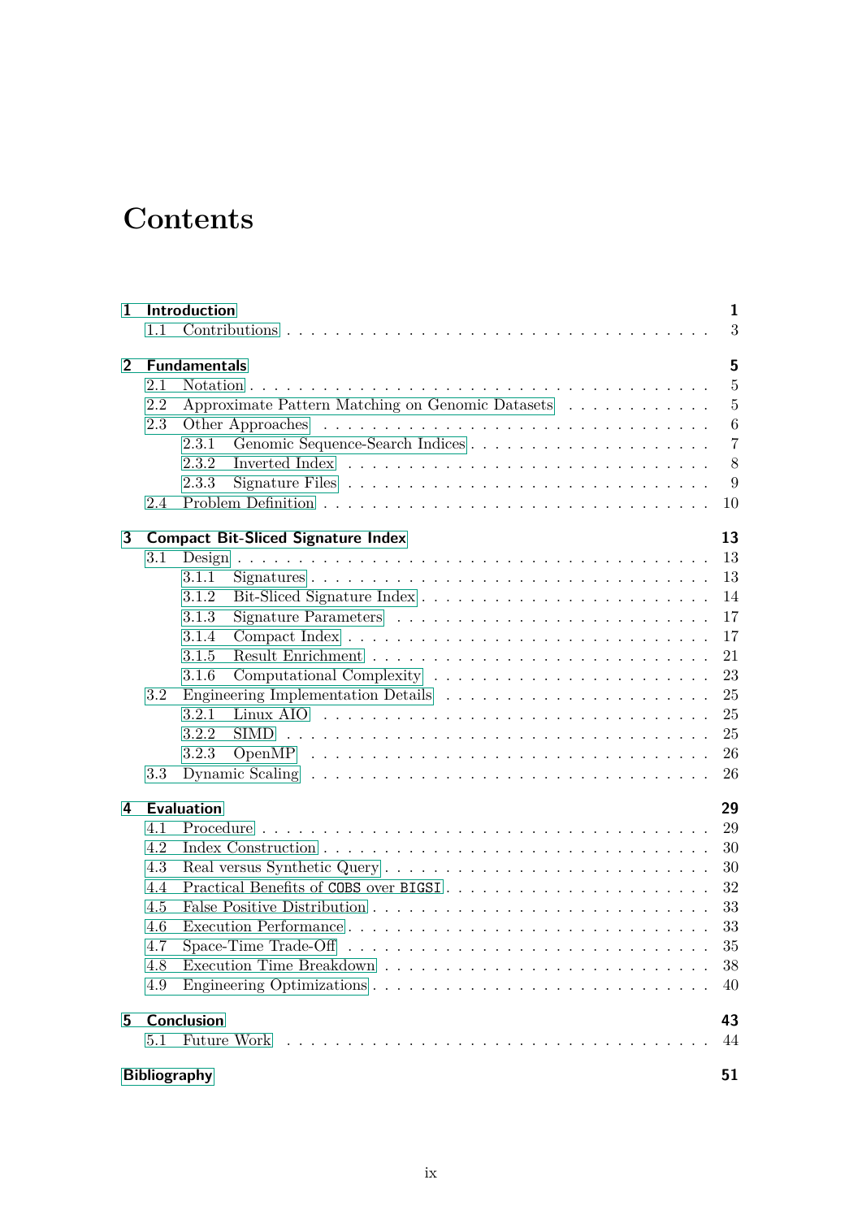# Contents

- **1 Introduction** — **1**
  - 1.1 Contributions — 3
- **2 Fundamentals** — **5**
  - 2.1 Notation — 5
  - 2.2 Approximate Pattern Matching on Genomic Datasets — 5
  - 2.3 Other Approaches — 6
    - 2.3.1 Genomic Sequence-Search Indices — 7
    - 2.3.2 Inverted Index — 8
    - 2.3.3 Signature Files — 9
  - 2.4 Problem Definition — 10
- **3 Compact Bit-Sliced Signature Index** — **13**
  - 3.1 Design — 13
    - 3.1.1 Signatures — 13
    - 3.1.2 Bit-Sliced Signature Index — 14
    - 3.1.3 Signature Parameters — 17
    - 3.1.4 Compact Index — 17
    - 3.1.5 Result Enrichment — 21
    - 3.1.6 Computational Complexity — 23
  - 3.2 Engineering Implementation Details — 25
    - 3.2.1 Linux AIO — 25
    - 3.2.2 SIMD — 25
    - 3.2.3 OpenMP — 26
  - 3.3 Dynamic Scaling — 26
- **4 Evaluation** — **29**
  - 4.1 Procedure — 29
  - 4.2 Index Construction — 30
  - 4.3 Real versus Synthetic Query — 30
  - 4.4 Practical Benefits of `COBS` over `BIGSI` — 32
  - 4.5 False Positive Distribution — 33
  - 4.6 Execution Performance — 33
  - 4.7 Space-Time Trade-Off — 35
  - 4.8 Execution Time Breakdown — 38
  - 4.9 Engineering Optimizations — 40
- **5 Conclusion** — **43**
  - 5.1 Future Work — 44
- **Bibliography** — **51**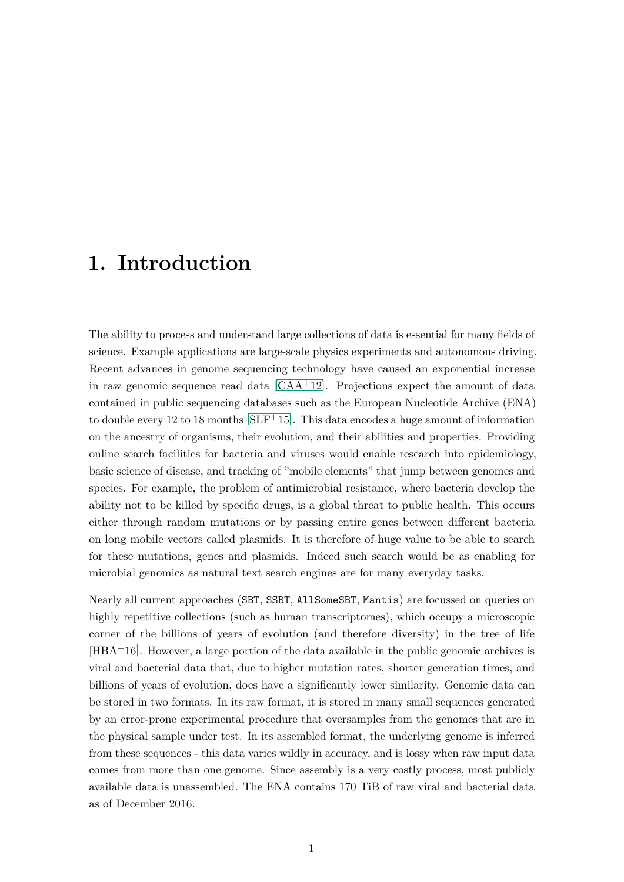# 1. Introduction

The ability to process and understand large collections of data is essential for many fields of science. Example applications are large-scale physics experiments and autonomous driving. Recent advances in genome sequencing technology have caused an exponential increase in raw genomic sequence read data [CAA+12]. Projections expect the amount of data contained in public sequencing databases such as the European Nucleotide Archive (ENA) to double every 12 to 18 months [SLF+15]. This data encodes a huge amount of information on the ancestry of organisms, their evolution, and their abilities and properties. Providing online search facilities for bacteria and viruses would enable research into epidemiology, basic science of disease, and tracking of "mobile elements" that jump between genomes and species. For example, the problem of antimicrobial resistance, where bacteria develop the ability not to be killed by specific drugs, is a global threat to public health. This occurs either through random mutations or by passing entire genes between different bacteria on long mobile vectors called plasmids. It is therefore of huge value to be able to search for these mutations, genes and plasmids. Indeed such search would be as enabling for microbial genomics as natural text search engines are for many everyday tasks.

Nearly all current approaches (`SBT`, `SSBT`, `AllSomeSBT`, `Mantis`) are focussed on queries on highly repetitive collections (such as human transcriptomes), which occupy a microscopic corner of the billions of years of evolution (and therefore diversity) in the tree of life [HBA+16]. However, a large portion of the data available in the public genomic archives is viral and bacterial data that, due to higher mutation rates, shorter generation times, and billions of years of evolution, does have a significantly lower similarity. Genomic data can be stored in two formats. In its raw format, it is stored in many small sequences generated by an error-prone experimental procedure that oversamples from the genomes that are in the physical sample under test. In its assembled format, the underlying genome is inferred from these sequences - this data varies wildly in accuracy, and is lossy when raw input data comes from more than one genome. Since assembly is a very costly process, most publicly available data is unassembled. The ENA contains 170 TiB of raw viral and bacterial data as of December 2016.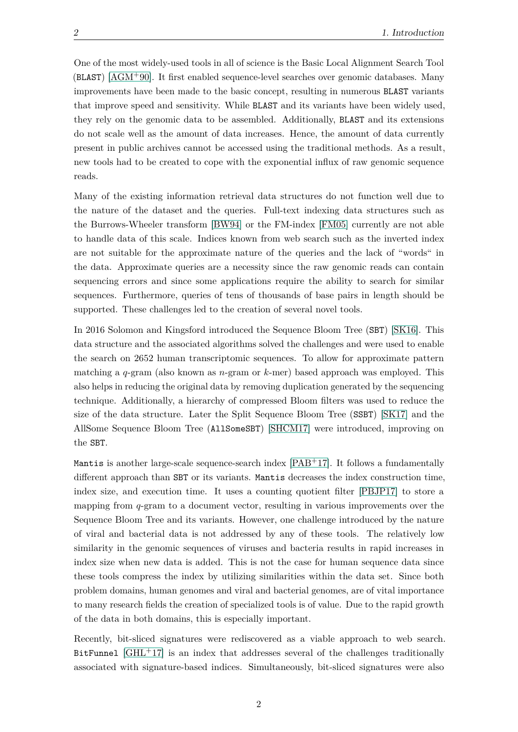One of the most widely-used tools in all of science is the Basic Local Alignment Search Tool (BLAST) [AGM+90]. It first enabled sequence-level searches over genomic databases. Many improvements have been made to the basic concept, resulting in numerous BLAST variants that improve speed and sensitivity. While BLAST and its variants have been widely used, they rely on the genomic data to be assembled. Additionally, BLAST and its extensions do not scale well as the amount of data increases. Hence, the amount of data currently present in public archives cannot be accessed using the traditional methods. As a result, new tools had to be created to cope with the exponential influx of raw genomic sequence reads.

Many of the existing information retrieval data structures do not function well due to the nature of the dataset and the queries. Full-text indexing data structures such as the Burrows-Wheeler transform [BW94] or the FM-index [FM05] currently are not able to handle data of this scale. Indices known from web search such as the inverted index are not suitable for the approximate nature of the queries and the lack of "words" in the data. Approximate queries are a necessity since the raw genomic reads can contain sequencing errors and since some applications require the ability to search for similar sequences. Furthermore, queries of tens of thousands of base pairs in length should be supported. These challenges led to the creation of several novel tools.

In 2016 Solomon and Kingsford introduced the Sequence Bloom Tree (SBT) [SK16]. This data structure and the associated algorithms solved the challenges and were used to enable the search on 2652 human transcriptomic sequences. To allow for approximate pattern matching a $q$-gram (also known as $n$-gram or $k$-mer) based approach was employed. This also helps in reducing the original data by removing duplication generated by the sequencing technique. Additionally, a hierarchy of compressed Bloom filters was used to reduce the size of the data structure. Later the Split Sequence Bloom Tree (SSBT) [SK17] and the AllSome Sequence Bloom Tree (AllSomeSBT) [SHCM17] were introduced, improving on the SBT.

Mantis is another large-scale sequence-search index [PAB+17]. It follows a fundamentally different approach than SBT or its variants. Mantis decreases the index construction time, index size, and execution time. It uses a counting quotient filter [PBJP17] to store a mapping from $q$-gram to a document vector, resulting in various improvements over the Sequence Bloom Tree and its variants. However, one challenge introduced by the nature of viral and bacterial data is not addressed by any of these tools. The relatively low similarity in the genomic sequences of viruses and bacteria results in rapid increases in index size when new data is added. This is not the case for human sequence data since these tools compress the index by utilizing similarities within the data set. Since both problem domains, human genomes and viral and bacterial genomes, are of vital importance to many research fields the creation of specialized tools is of value. Due to the rapid growth of the data in both domains, this is especially important.

Recently, bit-sliced signatures were rediscovered as a viable approach to web search. BitFunnel [GHL+17] is an index that addresses several of the challenges traditionally associated with signature-based indices. Simultaneously, bit-sliced signatures were also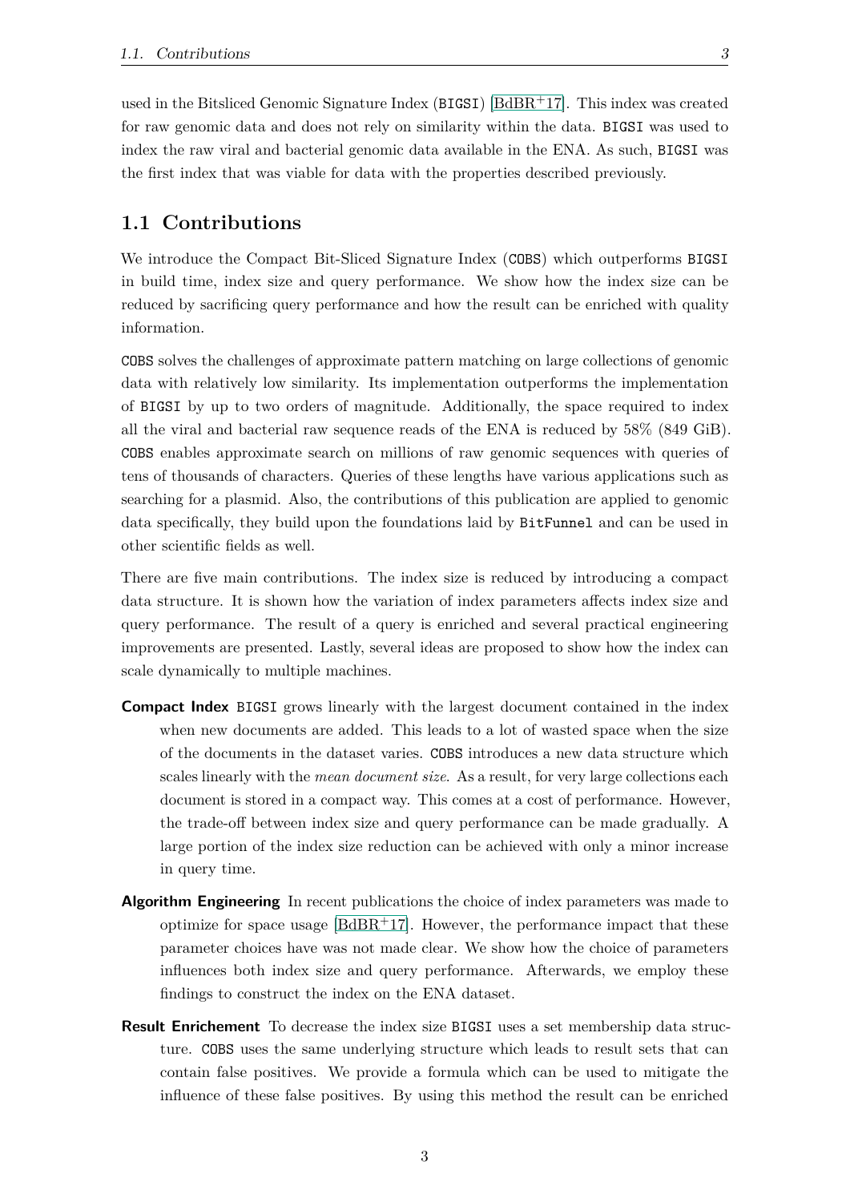used in the Bitsliced Genomic Signature Index (BIGSI) [BdBR+17]. This index was created for raw genomic data and does not rely on similarity within the data. BIGSI was used to index the raw viral and bacterial genomic data available in the ENA. As such, BIGSI was the first index that was viable for data with the properties described previously.

## 1.1 Contributions

We introduce the Compact Bit-Sliced Signature Index (COBS) which outperforms BIGSI in build time, index size and query performance. We show how the index size can be reduced by sacrificing query performance and how the result can be enriched with quality information.

COBS solves the challenges of approximate pattern matching on large collections of genomic data with relatively low similarity. Its implementation outperforms the implementation of BIGSI by up to two orders of magnitude. Additionally, the space required to index all the viral and bacterial raw sequence reads of the ENA is reduced by 58% (849 GiB). COBS enables approximate search on millions of raw genomic sequences with queries of tens of thousands of characters. Queries of these lengths have various applications such as searching for a plasmid. Also, the contributions of this publication are applied to genomic data specifically, they build upon the foundations laid by BitFunnel and can be used in other scientific fields as well.

There are five main contributions. The index size is reduced by introducing a compact data structure. It is shown how the variation of index parameters affects index size and query performance. The result of a query is enriched and several practical engineering improvements are presented. Lastly, several ideas are proposed to show how the index can scale dynamically to multiple machines.

**Compact Index** BIGSI grows linearly with the largest document contained in the index when new documents are added. This leads to a lot of wasted space when the size of the documents in the dataset varies. COBS introduces a new data structure which scales linearly with the *mean document size*. As a result, for very large collections each document is stored in a compact way. This comes at a cost of performance. However, the trade-off between index size and query performance can be made gradually. A large portion of the index size reduction can be achieved with only a minor increase in query time.

**Algorithm Engineering** In recent publications the choice of index parameters was made to optimize for space usage [BdBR+17]. However, the performance impact that these parameter choices have was not made clear. We show how the choice of parameters influences both index size and query performance. Afterwards, we employ these findings to construct the index on the ENA dataset.

**Result Enrichement** To decrease the index size BIGSI uses a set membership data structure. COBS uses the same underlying structure which leads to result sets that can contain false positives. We provide a formula which can be used to mitigate the influence of these false positives. By using this method the result can be enriched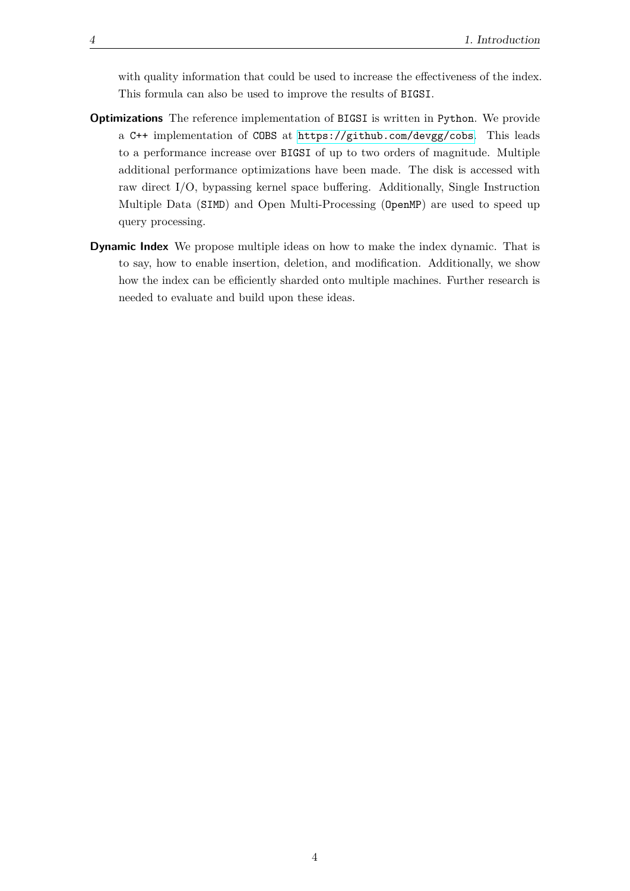with quality information that could be used to increase the effectiveness of the index. This formula can also be used to improve the results of `BIGSI`.

**Optimizations** The reference implementation of `BIGSI` is written in `Python`. We provide a `C++` implementation of `COBS` at https://github.com/devgg/cobs. This leads to a performance increase over `BIGSI` of up to two orders of magnitude. Multiple additional performance optimizations have been made. The disk is accessed with raw direct I/O, bypassing kernel space buffering. Additionally, Single Instruction Multiple Data (`SIMD`) and Open Multi-Processing (`OpenMP`) are used to speed up query processing.

**Dynamic Index** We propose multiple ideas on how to make the index dynamic. That is to say, how to enable insertion, deletion, and modification. Additionally, we show how the index can be efficiently sharded onto multiple machines. Further research is needed to evaluate and build upon these ideas.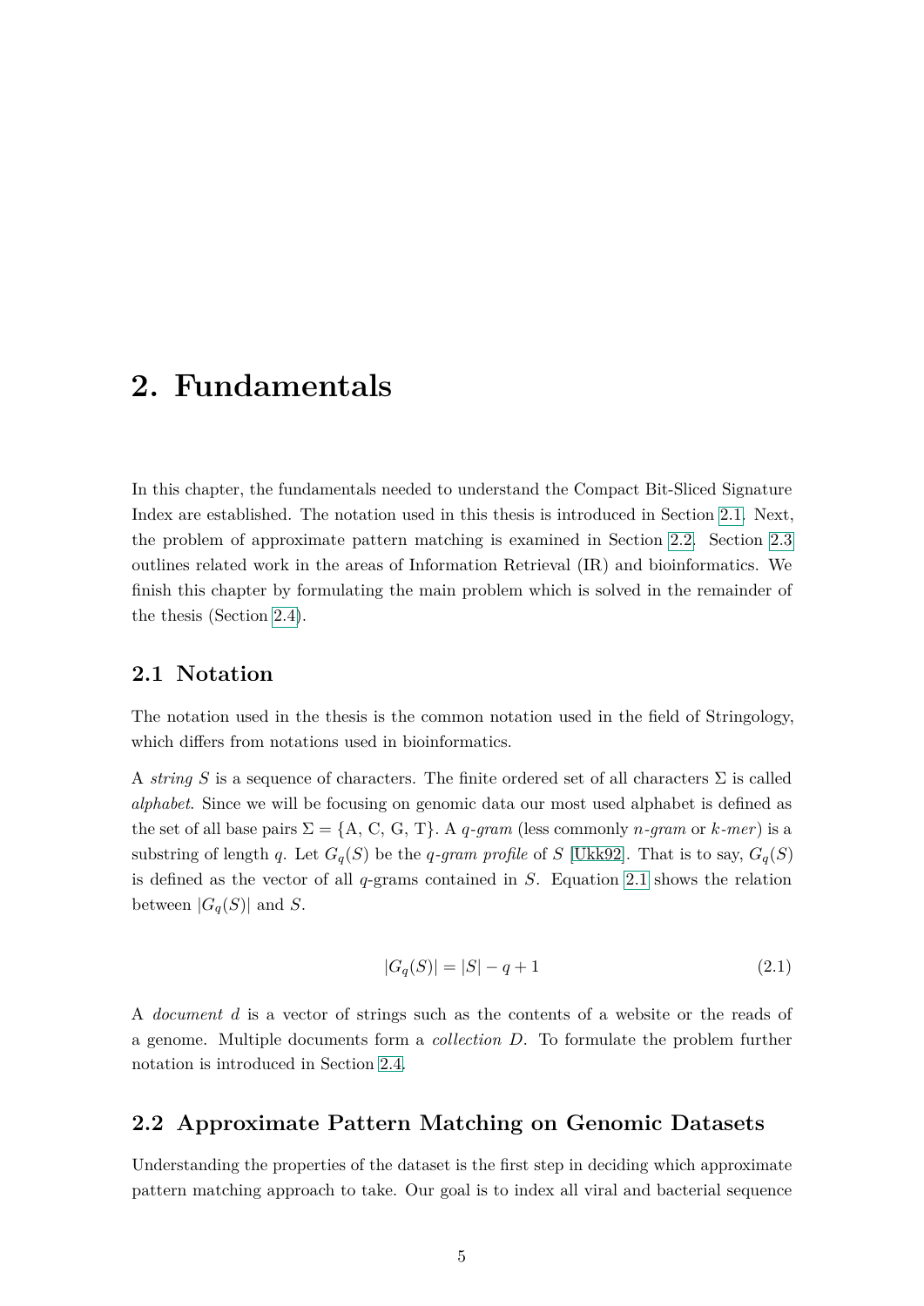# 2. Fundamentals

In this chapter, the fundamentals needed to understand the Compact Bit-Sliced Signature Index are established. The notation used in this thesis is introduced in Section 2.1. Next, the problem of approximate pattern matching is examined in Section 2.2. Section 2.3 outlines related work in the areas of Information Retrieval (IR) and bioinformatics. We finish this chapter by formulating the main problem which is solved in the remainder of the thesis (Section 2.4).

## 2.1 Notation

The notation used in the thesis is the common notation used in the field of Stringology, which differs from notations used in bioinformatics.

A *string* $S$ is a sequence of characters. The finite ordered set of all characters $\Sigma$ is called *alphabet*. Since we will be focusing on genomic data our most used alphabet is defined as the set of all base pairs $\Sigma = \{A, C, G, T\}$. A *q-gram* (less commonly *n-gram* or *k-mer*) is a substring of length $q$. Let $G_q(S)$ be the *q-gram profile* of $S$ [Ukk92]. That is to say, $G_q(S)$ is defined as the vector of all $q$-grams contained in $S$. Equation 2.1 shows the relation between $|G_q(S)|$ and $S$.

$$|G_q(S)| = |S| - q + 1 \tag{2.1}$$

A *document* $d$ is a vector of strings such as the contents of a website or the reads of a genome. Multiple documents form a *collection* $D$. To formulate the problem further notation is introduced in Section 2.4.

## 2.2 Approximate Pattern Matching on Genomic Datasets

Understanding the properties of the dataset is the first step in deciding which approximate pattern matching approach to take. Our goal is to index all viral and bacterial sequence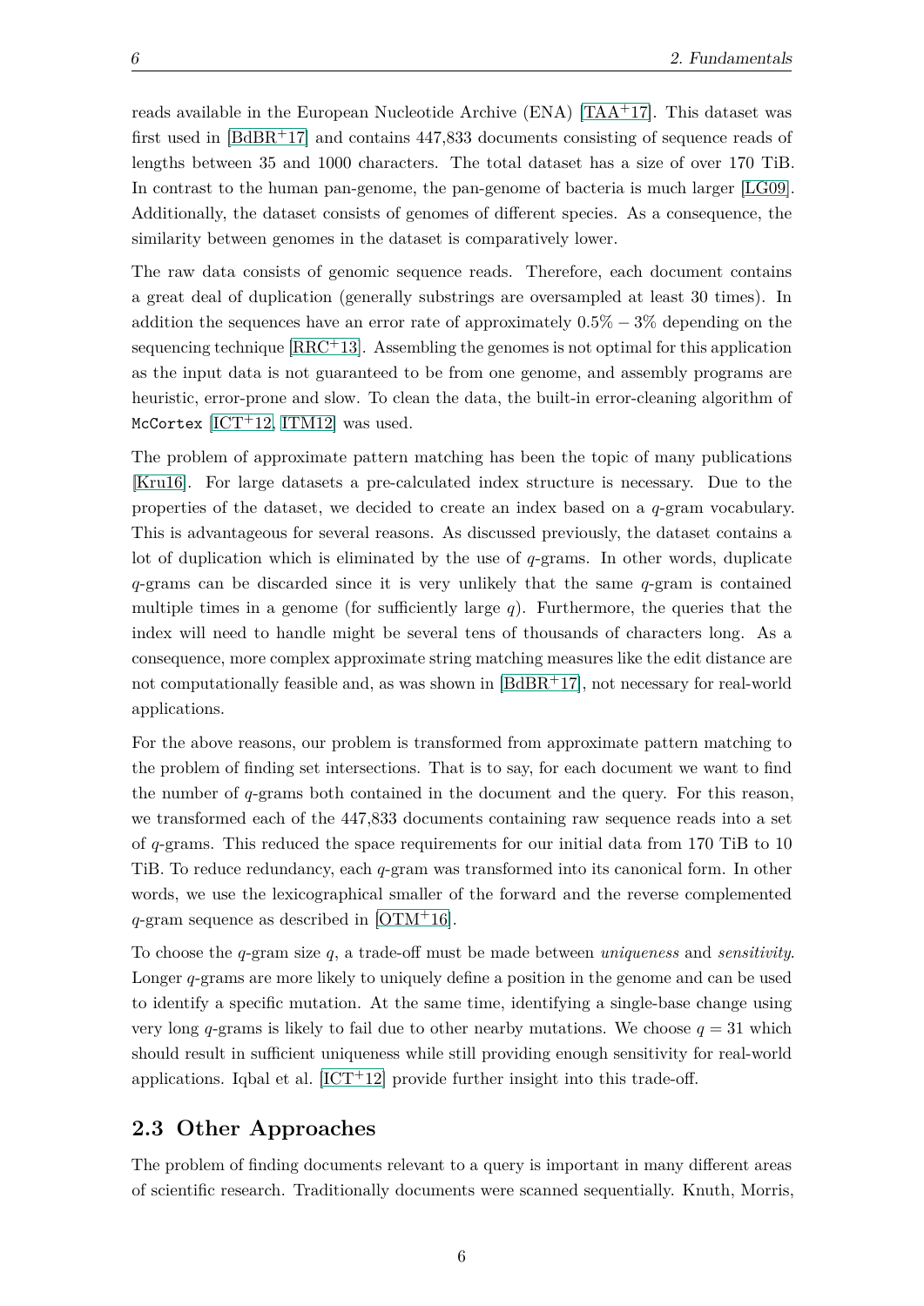reads available in the European Nucleotide Archive (ENA) [TAA+17]. This dataset was first used in [BdBR+17] and contains 447,833 documents consisting of sequence reads of lengths between 35 and 1000 characters. The total dataset has a size of over 170 TiB. In contrast to the human pan-genome, the pan-genome of bacteria is much larger [LG09]. Additionally, the dataset consists of genomes of different species. As a consequence, the similarity between genomes in the dataset is comparatively lower.

The raw data consists of genomic sequence reads. Therefore, each document contains a great deal of duplication (generally substrings are oversampled at least 30 times). In addition the sequences have an error rate of approximately $0.5\% - 3\%$ depending on the sequencing technique [RRC+13]. Assembling the genomes is not optimal for this application as the input data is not guaranteed to be from one genome, and assembly programs are heuristic, error-prone and slow. To clean the data, the built-in error-cleaning algorithm of `McCortex` [ICT+12, ITM12] was used.

The problem of approximate pattern matching has been the topic of many publications [Kru16]. For large datasets a pre-calculated index structure is necessary. Due to the properties of the dataset, we decided to create an index based on a $q$-gram vocabulary. This is advantageous for several reasons. As discussed previously, the dataset contains a lot of duplication which is eliminated by the use of $q$-grams. In other words, duplicate $q$-grams can be discarded since it is very unlikely that the same $q$-gram is contained multiple times in a genome (for sufficiently large $q$). Furthermore, the queries that the index will need to handle might be several tens of thousands of characters long. As a consequence, more complex approximate string matching measures like the edit distance are not computationally feasible and, as was shown in [BdBR+17], not necessary for real-world applications.

For the above reasons, our problem is transformed from approximate pattern matching to the problem of finding set intersections. That is to say, for each document we want to find the number of $q$-grams both contained in the document and the query. For this reason, we transformed each of the 447,833 documents containing raw sequence reads into a set of $q$-grams. This reduced the space requirements for our initial data from 170 TiB to 10 TiB. To reduce redundancy, each $q$-gram was transformed into its canonical form. In other words, we use the lexicographical smaller of the forward and the reverse complemented $q$-gram sequence as described in [OTM+16].

To choose the $q$-gram size $q$, a trade-off must be made between *uniqueness* and *sensitivity*. Longer $q$-grams are more likely to uniquely define a position in the genome and can be used to identify a specific mutation. At the same time, identifying a single-base change using very long $q$-grams is likely to fail due to other nearby mutations. We choose $q = 31$ which should result in sufficient uniqueness while still providing enough sensitivity for real-world applications. Iqbal et al. [ICT+12] provide further insight into this trade-off.

## 2.3 Other Approaches

The problem of finding documents relevant to a query is important in many different areas of scientific research. Traditionally documents were scanned sequentially. Knuth, Morris,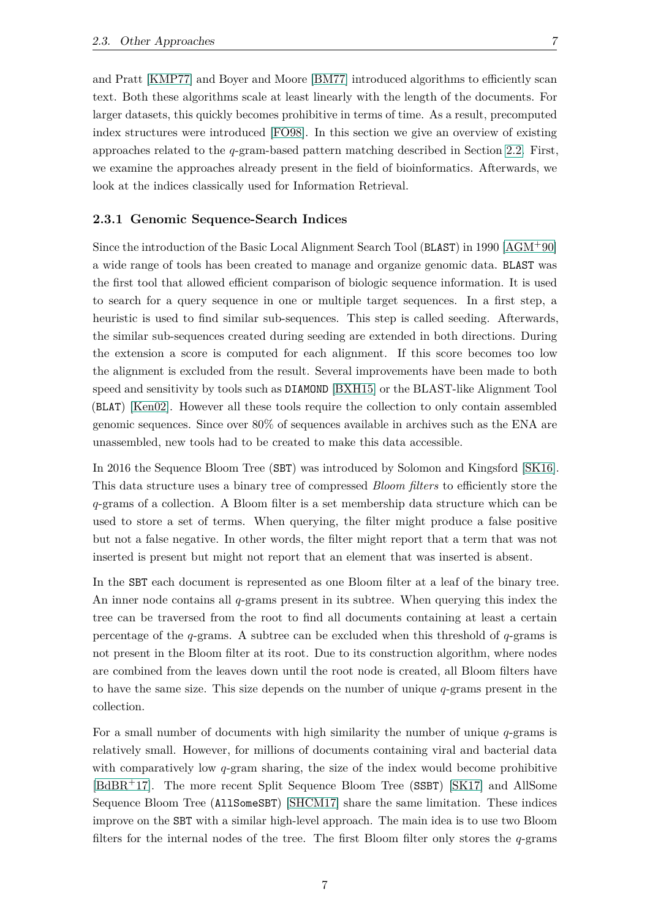and Pratt [KMP77] and Boyer and Moore [BM77] introduced algorithms to efficiently scan text. Both these algorithms scale at least linearly with the length of the documents. For larger datasets, this quickly becomes prohibitive in terms of time. As a result, precomputed index structures were introduced [FO98]. In this section we give an overview of existing approaches related to the $q$-gram-based pattern matching described in Section 2.2. First, we examine the approaches already present in the field of bioinformatics. Afterwards, we look at the indices classically used for Information Retrieval.

### 2.3.1 Genomic Sequence-Search Indices

Since the introduction of the Basic Local Alignment Search Tool (`BLAST`) in 1990 [AGM+90] a wide range of tools has been created to manage and organize genomic data. `BLAST` was the first tool that allowed efficient comparison of biologic sequence information. It is used to search for a query sequence in one or multiple target sequences. In a first step, a heuristic is used to find similar sub-sequences. This step is called seeding. Afterwards, the similar sub-sequences created during seeding are extended in both directions. During the extension a score is computed for each alignment. If this score becomes too low the alignment is excluded from the result. Several improvements have been made to both speed and sensitivity by tools such as `DIAMOND` [BXH15] or the BLAST-like Alignment Tool (`BLAT`) [Ken02]. However all these tools require the collection to only contain assembled genomic sequences. Since over 80% of sequences available in archives such as the ENA are unassembled, new tools had to be created to make this data accessible.

In 2016 the Sequence Bloom Tree (`SBT`) was introduced by Solomon and Kingsford [SK16]. This data structure uses a binary tree of compressed *Bloom filters* to efficiently store the $q$-grams of a collection. A Bloom filter is a set membership data structure which can be used to store a set of terms. When querying, the filter might produce a false positive but not a false negative. In other words, the filter might report that a term that was not inserted is present but might not report that an element that was inserted is absent.

In the `SBT` each document is represented as one Bloom filter at a leaf of the binary tree. An inner node contains all $q$-grams present in its subtree. When querying this index the tree can be traversed from the root to find all documents containing at least a certain percentage of the $q$-grams. A subtree can be excluded when this threshold of $q$-grams is not present in the Bloom filter at its root. Due to its construction algorithm, where nodes are combined from the leaves down until the root node is created, all Bloom filters have to have the same size. This size depends on the number of unique $q$-grams present in the collection.

For a small number of documents with high similarity the number of unique $q$-grams is relatively small. However, for millions of documents containing viral and bacterial data with comparatively low $q$-gram sharing, the size of the index would become prohibitive [BdBR+17]. The more recent Split Sequence Bloom Tree (`SSBT`) [SK17] and AllSome Sequence Bloom Tree (`AllSomeSBT`) [SHCM17] share the same limitation. These indices improve on the `SBT` with a similar high-level approach. The main idea is to use two Bloom filters for the internal nodes of the tree. The first Bloom filter only stores the $q$-grams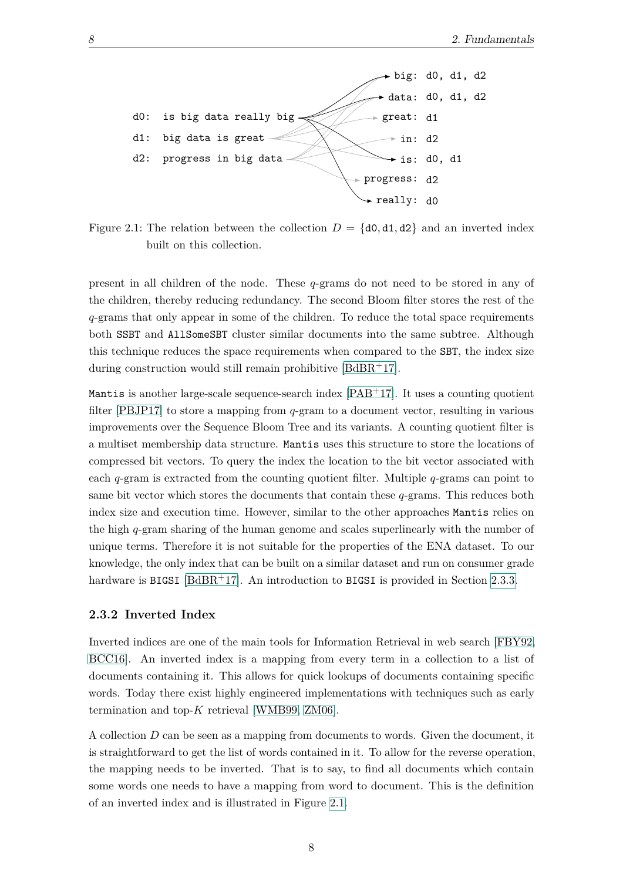d0: is big data really big
d1: big data is great
d2: progress in big data

big: d0, d1, d2
data: d0, d1, d2
great: d1
in: d2
is: d0, d1
progress: d2
really: d0

Figure 2.1: The relation between the collection $D = \{\texttt{d0}, \texttt{d1}, \texttt{d2}\}$ and an inverted index built on this collection.

present in all children of the node. These $q$-grams do not need to be stored in any of the children, thereby reducing redundancy. The second Bloom filter stores the rest of the $q$-grams that only appear in some of the children. To reduce the total space requirements both `SSBT` and `AllSomeSBT` cluster similar documents into the same subtree. Although this technique reduces the space requirements when compared to the `SBT`, the index size during construction would still remain prohibitive [BdBR+17].

`Mantis` is another large-scale sequence-search index [PAB+17]. It uses a counting quotient filter [PBJP17] to store a mapping from $q$-gram to a document vector, resulting in various improvements over the Sequence Bloom Tree and its variants. A counting quotient filter is a multiset membership data structure. `Mantis` uses this structure to store the locations of compressed bit vectors. To query the index the location to the bit vector associated with each $q$-gram is extracted from the counting quotient filter. Multiple $q$-grams can point to same bit vector which stores the documents that contain these $q$-grams. This reduces both index size and execution time. However, similar to the other approaches `Mantis` relies on the high $q$-gram sharing of the human genome and scales superlinearly with the number of unique terms. Therefore it is not suitable for the properties of the ENA dataset. To our knowledge, the only index that can be built on a similar dataset and run on consumer grade hardware is `BIGSI` [BdBR+17]. An introduction to `BIGSI` is provided in Section 2.3.3.

### 2.3.2 Inverted Index

Inverted indices are one of the main tools for Information Retrieval in web search [FBY92, BCC16]. An inverted index is a mapping from every term in a collection to a list of documents containing it. This allows for quick lookups of documents containing specific words. Today there exist highly engineered implementations with techniques such as early termination and top-$K$ retrieval [WMB99, ZM06].

A collection $D$ can be seen as a mapping from documents to words. Given the document, it is straightforward to get the list of words contained in it. To allow for the reverse operation, the mapping needs to be inverted. That is to say, to find all documents which contain some words one needs to have a mapping from word to document. This is the definition of an inverted index and is illustrated in Figure 2.1.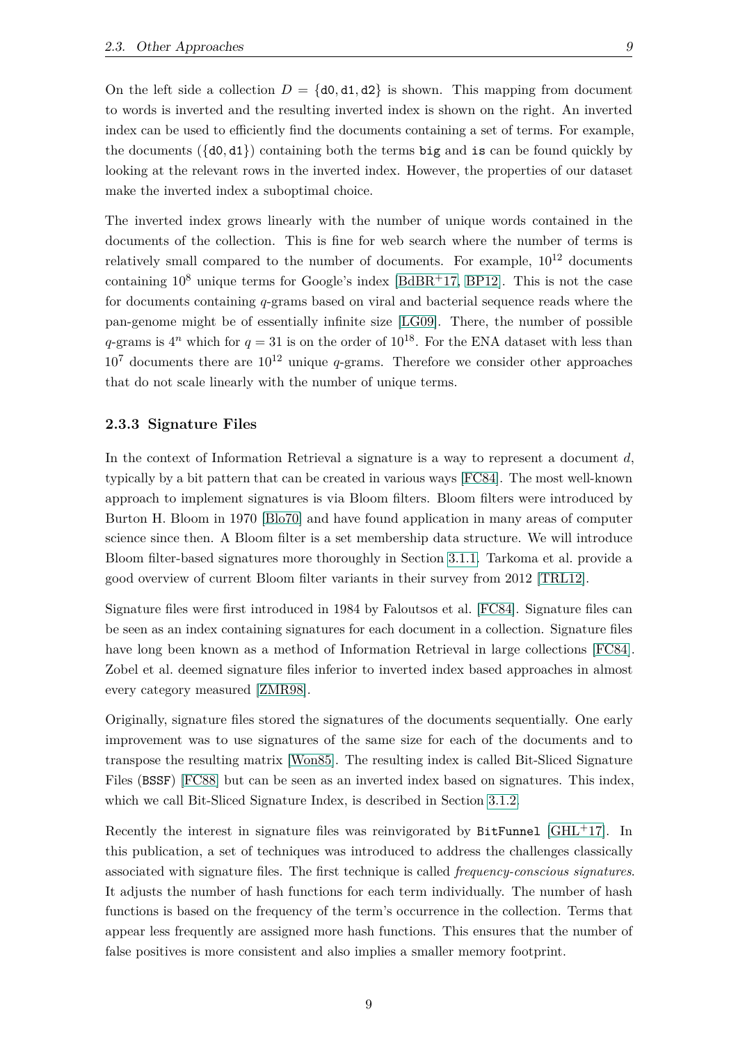On the left side a collection $D = \{\texttt{d0}, \texttt{d1}, \texttt{d2}\}$ is shown. This mapping from document to words is inverted and the resulting inverted index is shown on the right. An inverted index can be used to efficiently find the documents containing a set of terms. For example, the documents ($\{\texttt{d0}, \texttt{d1}\}$) containing both the terms `big` and `is` can be found quickly by looking at the relevant rows in the inverted index. However, the properties of our dataset make the inverted index a suboptimal choice.

The inverted index grows linearly with the number of unique words contained in the documents of the collection. This is fine for web search where the number of terms is relatively small compared to the number of documents. For example, $10^{12}$ documents containing $10^8$ unique terms for Google's index [BdBR+17, BP12]. This is not the case for documents containing $q$-grams based on viral and bacterial sequence reads where the pan-genome might be of essentially infinite size [LG09]. There, the number of possible $q$-grams is $4^n$ which for $q = 31$ is on the order of $10^{18}$. For the ENA dataset with less than $10^7$ documents there are $10^{12}$ unique $q$-grams. Therefore we consider other approaches that do not scale linearly with the number of unique terms.

### 2.3.3 Signature Files

In the context of Information Retrieval a signature is a way to represent a document $d$, typically by a bit pattern that can be created in various ways [FC84]. The most well-known approach to implement signatures is via Bloom filters. Bloom filters were introduced by Burton H. Bloom in 1970 [Blo70] and have found application in many areas of computer science since then. A Bloom filter is a set membership data structure. We will introduce Bloom filter-based signatures more thoroughly in Section 3.1.1. Tarkoma et al. provide a good overview of current Bloom filter variants in their survey from 2012 [TRL12].

Signature files were first introduced in 1984 by Faloutsos et al. [FC84]. Signature files can be seen as an index containing signatures for each document in a collection. Signature files have long been known as a method of Information Retrieval in large collections [FC84]. Zobel et al. deemed signature files inferior to inverted index based approaches in almost every category measured [ZMR98].

Originally, signature files stored the signatures of the documents sequentially. One early improvement was to use signatures of the same size for each of the documents and to transpose the resulting matrix [Won85]. The resulting index is called Bit-Sliced Signature Files (`BSSF`) [FC88] but can be seen as an inverted index based on signatures. This index, which we call Bit-Sliced Signature Index, is described in Section 3.1.2.

Recently the interest in signature files was reinvigorated by `BitFunnel` [GHL+17]. In this publication, a set of techniques was introduced to address the challenges classically associated with signature files. The first technique is called *frequency-conscious signatures*. It adjusts the number of hash functions for each term individually. The number of hash functions is based on the frequency of the term's occurrence in the collection. Terms that appear less frequently are assigned more hash functions. This ensures that the number of false positives is more consistent and also implies a smaller memory footprint.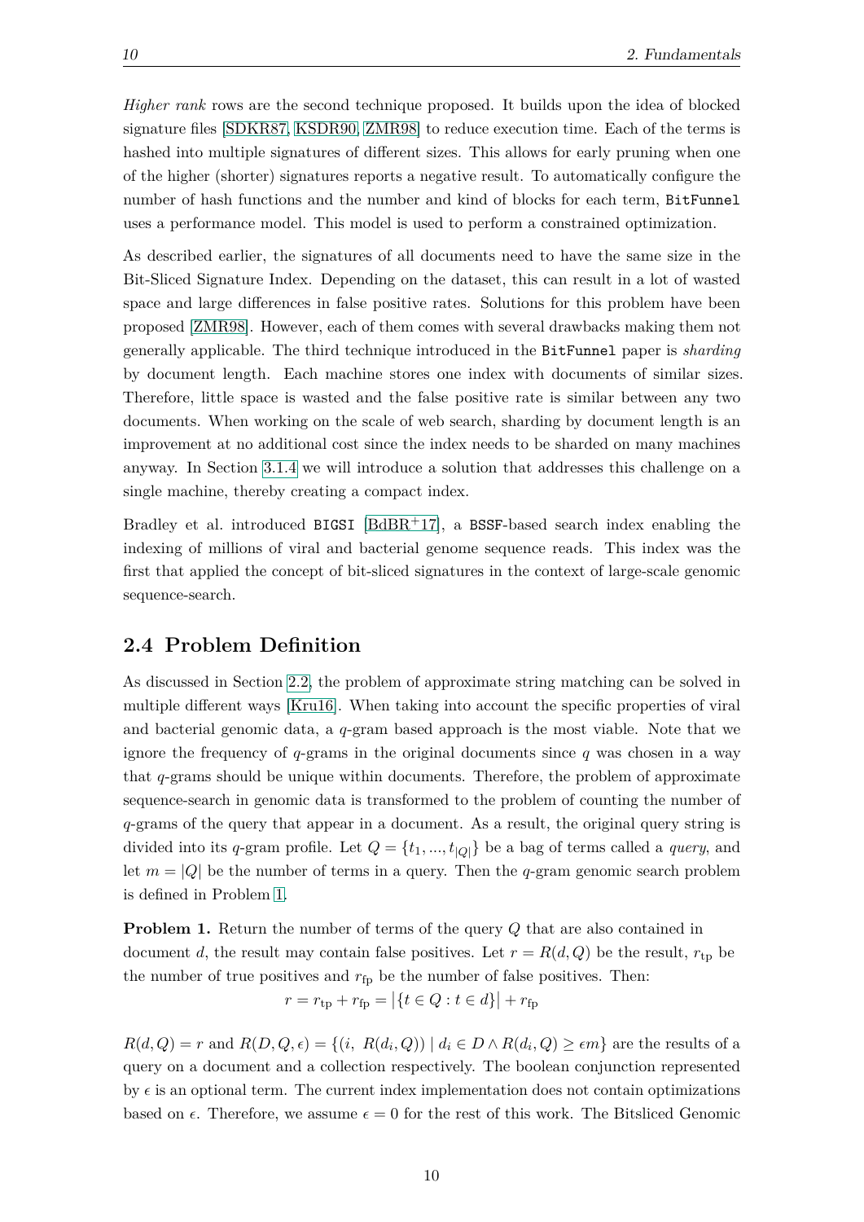*Higher rank* rows are the second technique proposed. It builds upon the idea of blocked signature files [SDKR87, KSDR90, ZMR98] to reduce execution time. Each of the terms is hashed into multiple signatures of different sizes. This allows for early pruning when one of the higher (shorter) signatures reports a negative result. To automatically configure the number of hash functions and the number and kind of blocks for each term, `BitFunnel` uses a performance model. This model is used to perform a constrained optimization.

As described earlier, the signatures of all documents need to have the same size in the Bit-Sliced Signature Index. Depending on the dataset, this can result in a lot of wasted space and large differences in false positive rates. Solutions for this problem have been proposed [ZMR98]. However, each of them comes with several drawbacks making them not generally applicable. The third technique introduced in the `BitFunnel` paper is *sharding* by document length. Each machine stores one index with documents of similar sizes. Therefore, little space is wasted and the false positive rate is similar between any two documents. When working on the scale of web search, sharding by document length is an improvement at no additional cost since the index needs to be sharded on many machines anyway. In Section 3.1.4 we will introduce a solution that addresses this challenge on a single machine, thereby creating a compact index.

Bradley et al. introduced `BIGSI` [BdBR+17], a `BSSF`-based search index enabling the indexing of millions of viral and bacterial genome sequence reads. This index was the first that applied the concept of bit-sliced signatures in the context of large-scale genomic sequence-search.

## 2.4 Problem Definition

As discussed in Section 2.2, the problem of approximate string matching can be solved in multiple different ways [Kru16]. When taking into account the specific properties of viral and bacterial genomic data, a $q$-gram based approach is the most viable. Note that we ignore the frequency of $q$-grams in the original documents since $q$ was chosen in a way that $q$-grams should be unique within documents. Therefore, the problem of approximate sequence-search in genomic data is transformed to the problem of counting the number of $q$-grams of the query that appear in a document. As a result, the original query string is divided into its $q$-gram profile. Let $Q = \{t_1, ..., t_{|Q|}\}$ be a bag of terms called a *query*, and let $m = |Q|$ be the number of terms in a query. Then the $q$-gram genomic search problem is defined in Problem 1.

**Problem 1.** Return the number of terms of the query $Q$ that are also contained in document $d$, the result may contain false positives. Let $r = R(d, Q)$ be the result, $r_{\text{tp}}$ be the number of true positives and $r_{\text{fp}}$ be the number of false positives. Then:

$$r = r_{\text{tp}} + r_{\text{fp}} = \left|\{t \in Q : t \in d\}\right| + r_{\text{fp}}$$

$R(d, Q) = r$ and $R(D, Q, \epsilon) = \{(i,\ R(d_i, Q)) \mid d_i \in D \wedge R(d_i, Q) \geq \epsilon m\}$ are the results of a query on a document and a collection respectively. The boolean conjunction represented by $\epsilon$ is an optional term. The current index implementation does not contain optimizations based on $\epsilon$. Therefore, we assume $\epsilon = 0$ for the rest of this work. The Bitsliced Genomic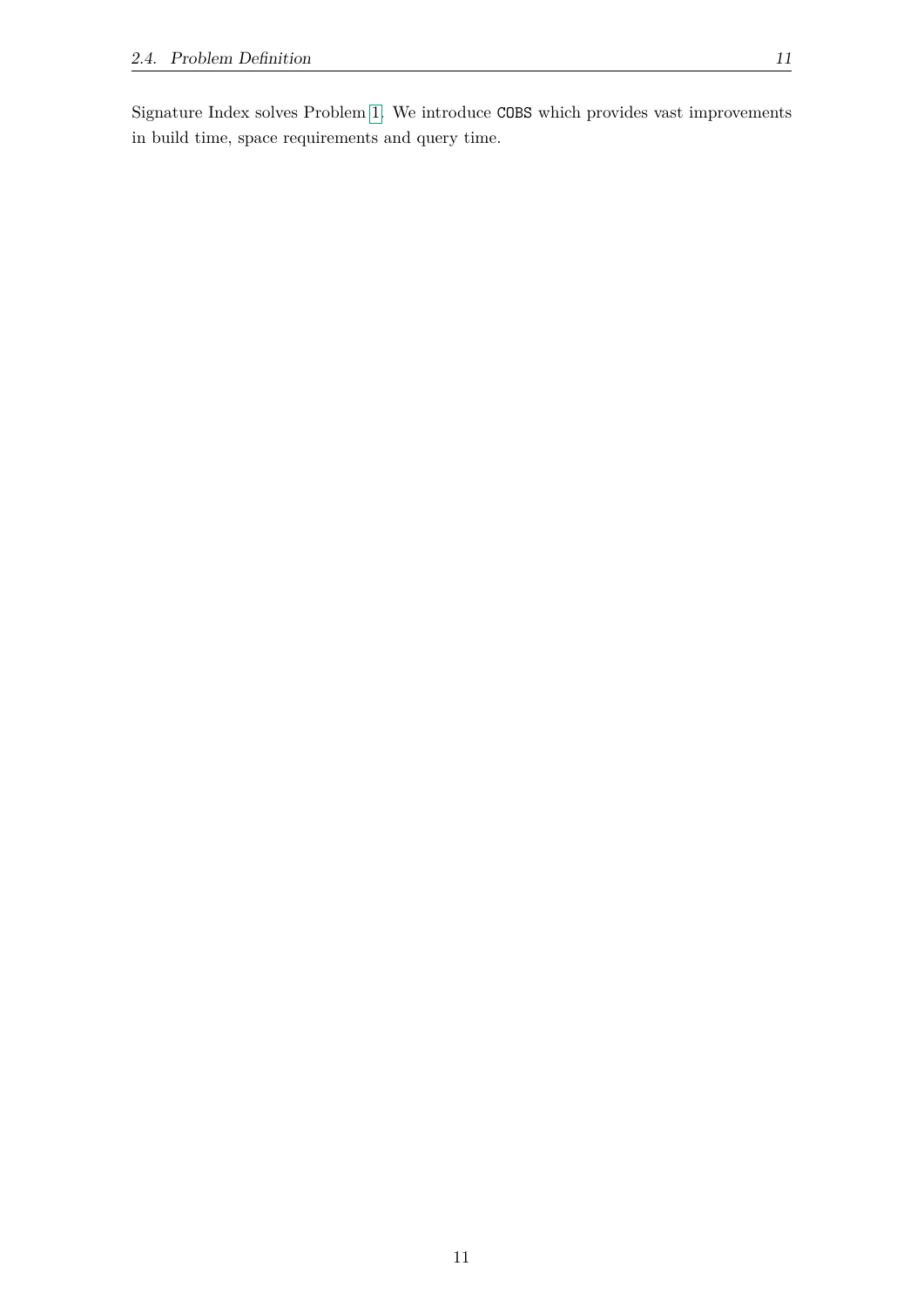Signature Index solves Problem 1. We introduce `COBS` which provides vast improvements in build time, space requirements and query time.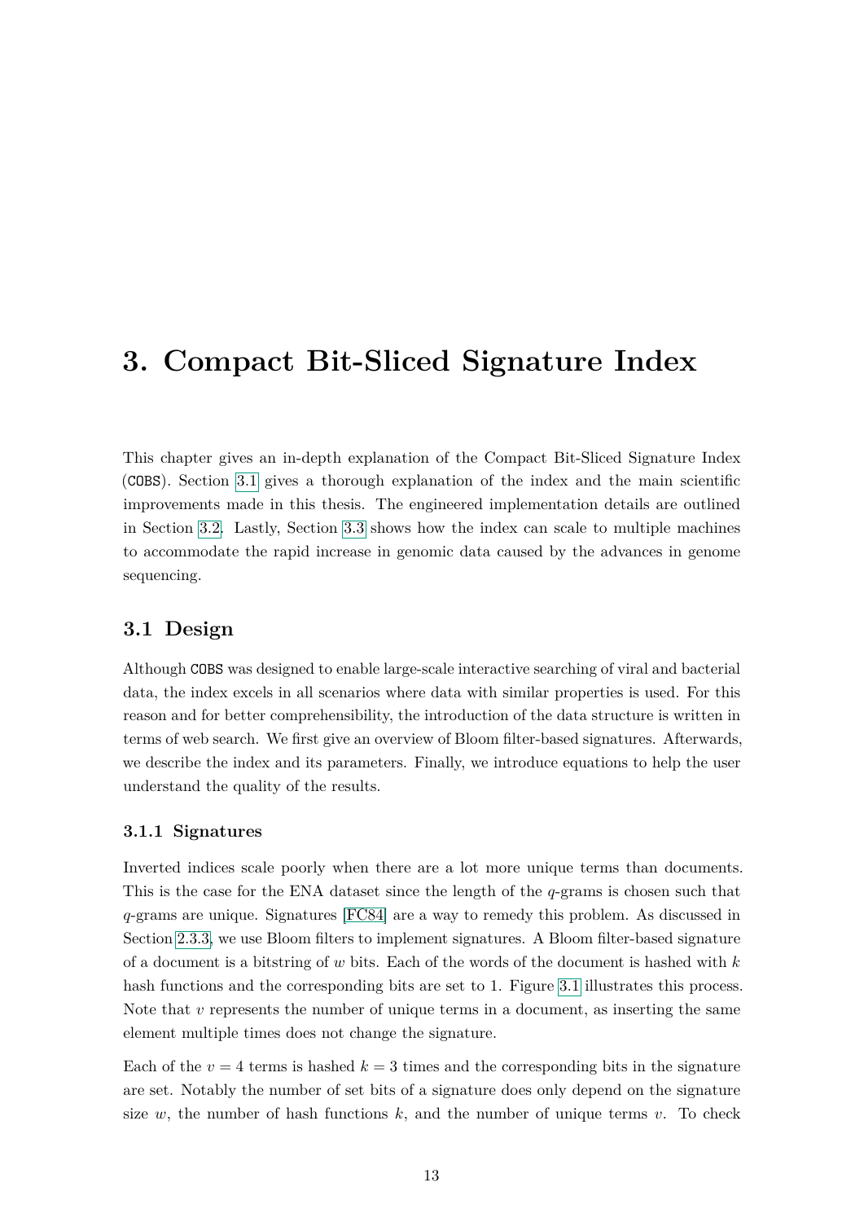# 3. Compact Bit-Sliced Signature Index

This chapter gives an in-depth explanation of the Compact Bit-Sliced Signature Index (COBS). Section 3.1 gives a thorough explanation of the index and the main scientific improvements made in this thesis. The engineered implementation details are outlined in Section 3.2. Lastly, Section 3.3 shows how the index can scale to multiple machines to accommodate the rapid increase in genomic data caused by the advances in genome sequencing.

## 3.1 Design

Although COBS was designed to enable large-scale interactive searching of viral and bacterial data, the index excels in all scenarios where data with similar properties is used. For this reason and for better comprehensibility, the introduction of the data structure is written in terms of web search. We first give an overview of Bloom filter-based signatures. Afterwards, we describe the index and its parameters. Finally, we introduce equations to help the user understand the quality of the results.

### 3.1.1 Signatures

Inverted indices scale poorly when there are a lot more unique terms than documents. This is the case for the ENA dataset since the length of the $q$-grams is chosen such that $q$-grams are unique. Signatures [FC84] are a way to remedy this problem. As discussed in Section 2.3.3, we use Bloom filters to implement signatures. A Bloom filter-based signature of a document is a bitstring of $w$ bits. Each of the words of the document is hashed with $k$ hash functions and the corresponding bits are set to 1. Figure 3.1 illustrates this process. Note that $v$ represents the number of unique terms in a document, as inserting the same element multiple times does not change the signature.

Each of the $v = 4$ terms is hashed $k = 3$ times and the corresponding bits in the signature are set. Notably the number of set bits of a signature does only depend on the signature size $w$, the number of hash functions $k$, and the number of unique terms $v$. To check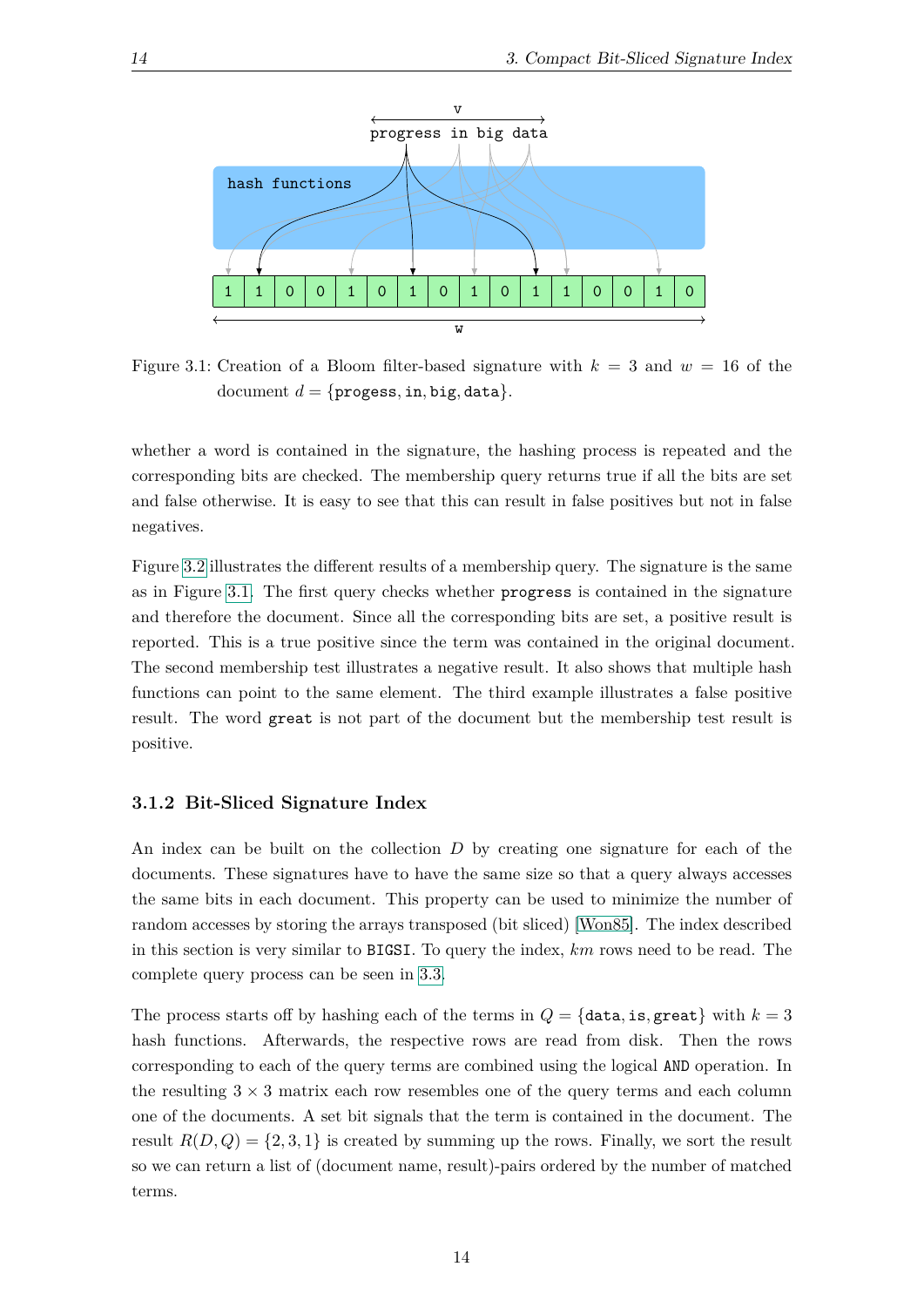Figure 3.1: Creation of a Bloom filter-based signature with $k = 3$ and $w = 16$ of the document $d = \{\texttt{progess}, \texttt{in}, \texttt{big}, \texttt{data}\}$.

whether a word is contained in the signature, the hashing process is repeated and the corresponding bits are checked. The membership query returns true if all the bits are set and false otherwise. It is easy to see that this can result in false positives but not in false negatives.

Figure 3.2 illustrates the different results of a membership query. The signature is the same as in Figure 3.1. The first query checks whether `progress` is contained in the signature and therefore the document. Since all the corresponding bits are set, a positive result is reported. This is a true positive since the term was contained in the original document. The second membership test illustrates a negative result. It also shows that multiple hash functions can point to the same element. The third example illustrates a false positive result. The word `great` is not part of the document but the membership test result is positive.

### 3.1.2 Bit-Sliced Signature Index

An index can be built on the collection $D$ by creating one signature for each of the documents. These signatures have to have the same size so that a query always accesses the same bits in each document. This property can be used to minimize the number of random accesses by storing the arrays transposed (bit sliced) [Won85]. The index described in this section is very similar to `BIGSI`. To query the index, $km$ rows need to be read. The complete query process can be seen in 3.3.

The process starts off by hashing each of the terms in $Q = \{\texttt{data}, \texttt{is}, \texttt{great}\}$ with $k = 3$ hash functions. Afterwards, the respective rows are read from disk. Then the rows corresponding to each of the query terms are combined using the logical `AND` operation. In the resulting $3 \times 3$ matrix each row resembles one of the query terms and each column one of the documents. A set bit signals that the term is contained in the document. The result $R(D, Q) = \{2, 3, 1\}$ is created by summing up the rows. Finally, we sort the result so we can return a list of (document name, result)-pairs ordered by the number of matched terms.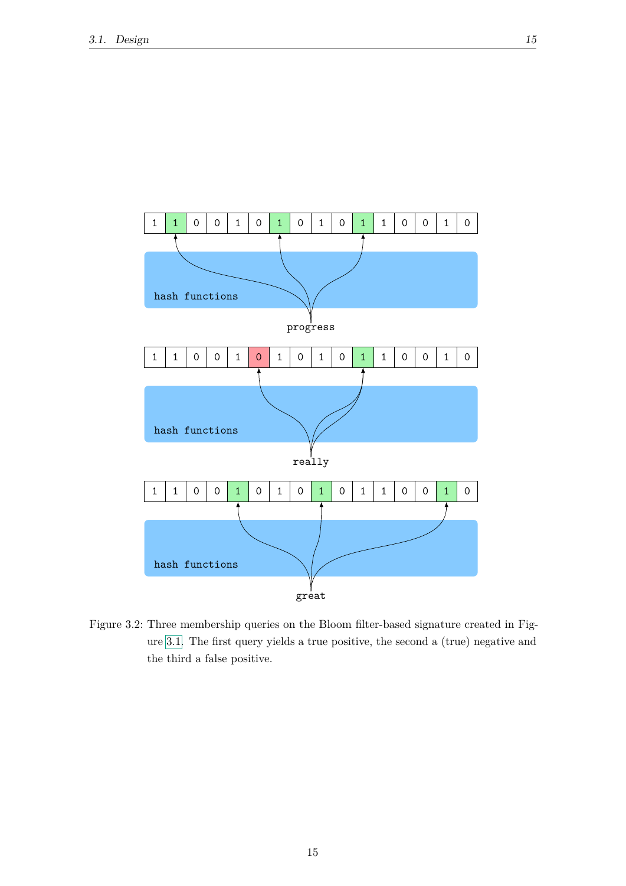Figure 3.2: Three membership queries on the Bloom filter-based signature created in Figure 3.1. The first query yields a true positive, the second a (true) negative and the third a false positive.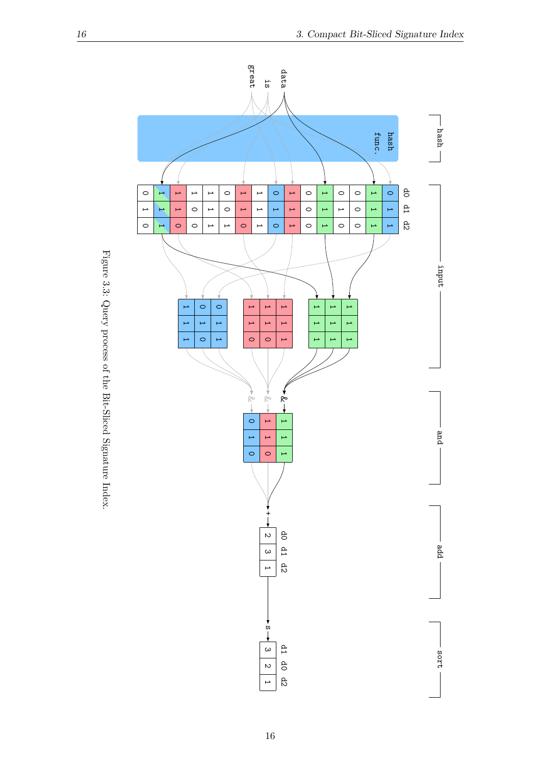Figure 3.3: Query process of the Bit-Sliced Signature Index.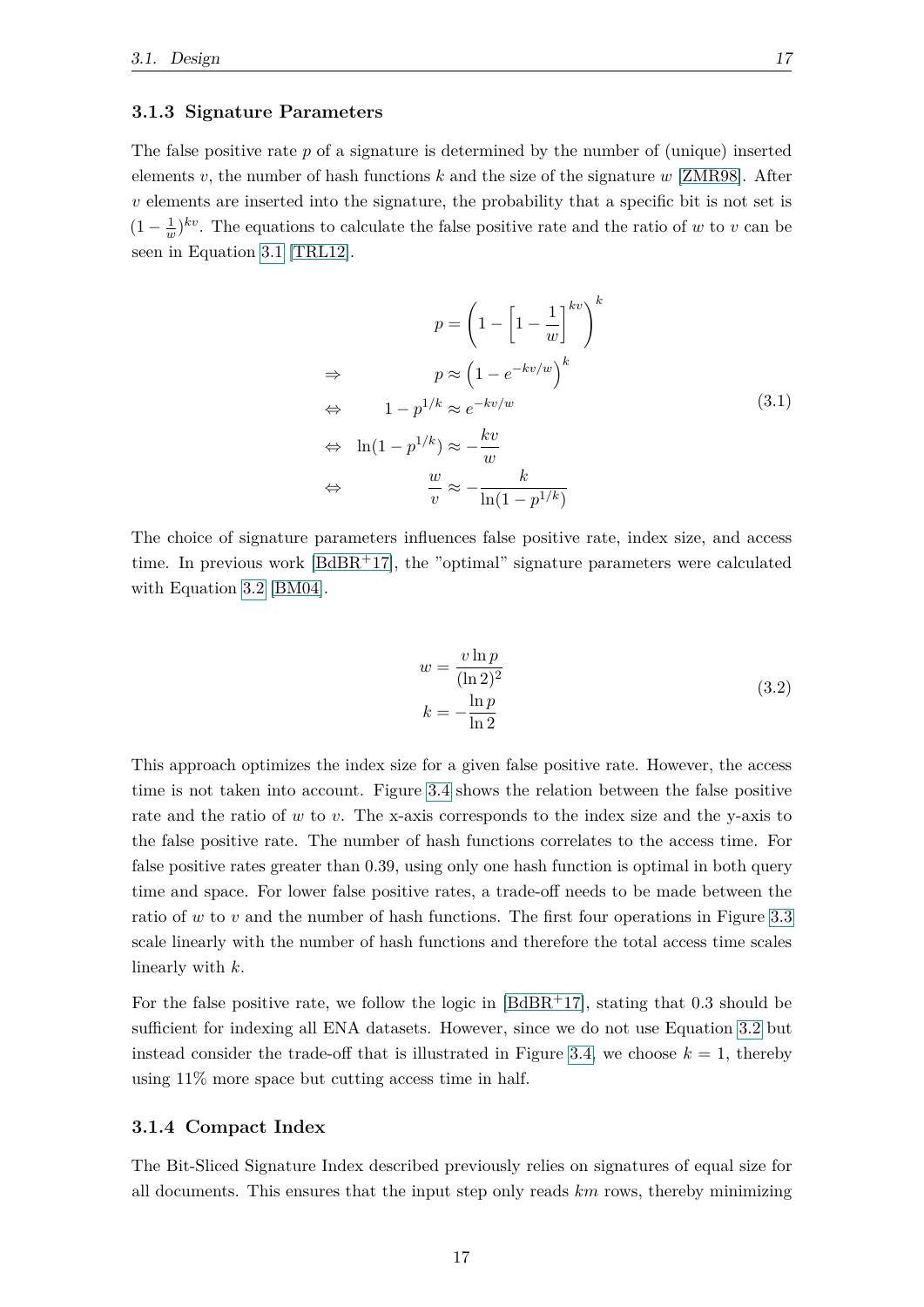### 3.1.3 Signature Parameters

The false positive rate $p$ of a signature is determined by the number of (unique) inserted elements $v$, the number of hash functions $k$ and the size of the signature $w$ [ZMR98]. After $v$ elements are inserted into the signature, the probability that a specific bit is not set is $(1 - \frac{1}{w})^{kv}$. The equations to calculate the false positive rate and the ratio of $w$ to $v$ can be seen in Equation 3.1 [TRL12].

$$
\begin{aligned}
& & p &= \left(1 - \left[1 - \frac{1}{w}\right]^{kv}\right)^{k} \\
&\Rightarrow & p &\approx \left(1 - e^{-kv/w}\right)^{k} \\
&\Leftrightarrow & 1 - p^{1/k} &\approx e^{-kv/w} \\
&\Leftrightarrow & \ln(1 - p^{1/k}) &\approx -\frac{kv}{w} \\
&\Leftrightarrow & \frac{w}{v} &\approx -\frac{k}{\ln(1 - p^{1/k})}
\end{aligned}
\tag{3.1}
$$

The choice of signature parameters influences false positive rate, index size, and access time. In previous work [BdBR+17], the "optimal" signature parameters were calculated with Equation 3.2 [BM04].

$$
\begin{aligned}
w &= \frac{v \ln p}{(\ln 2)^2} \\
k &= -\frac{\ln p}{\ln 2}
\end{aligned}
\tag{3.2}
$$

This approach optimizes the index size for a given false positive rate. However, the access time is not taken into account. Figure 3.4 shows the relation between the false positive rate and the ratio of $w$ to $v$. The x-axis corresponds to the index size and the y-axis to the false positive rate. The number of hash functions correlates to the access time. For false positive rates greater than 0.39, using only one hash function is optimal in both query time and space. For lower false positive rates, a trade-off needs to be made between the ratio of $w$ to $v$ and the number of hash functions. The first four operations in Figure 3.3 scale linearly with the number of hash functions and therefore the total access time scales linearly with $k$.

For the false positive rate, we follow the logic in [BdBR+17], stating that 0.3 should be sufficient for indexing all ENA datasets. However, since we do not use Equation 3.2 but instead consider the trade-off that is illustrated in Figure 3.4, we choose $k = 1$, thereby using 11% more space but cutting access time in half.

### 3.1.4 Compact Index

The Bit-Sliced Signature Index described previously relies on signatures of equal size for all documents. This ensures that the input step only reads $km$ rows, thereby minimizing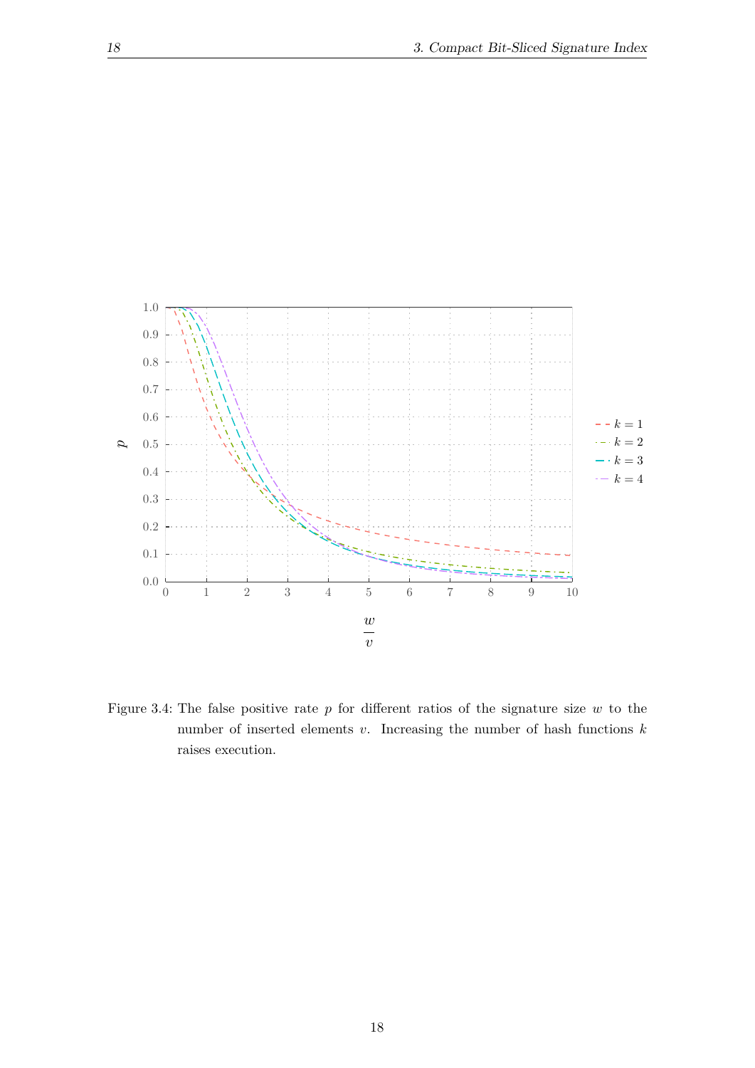Figure 3.4: The false positive rate $p$ for different ratios of the signature size $w$ to the number of inserted elements $v$. Increasing the number of hash functions $k$ raises execution.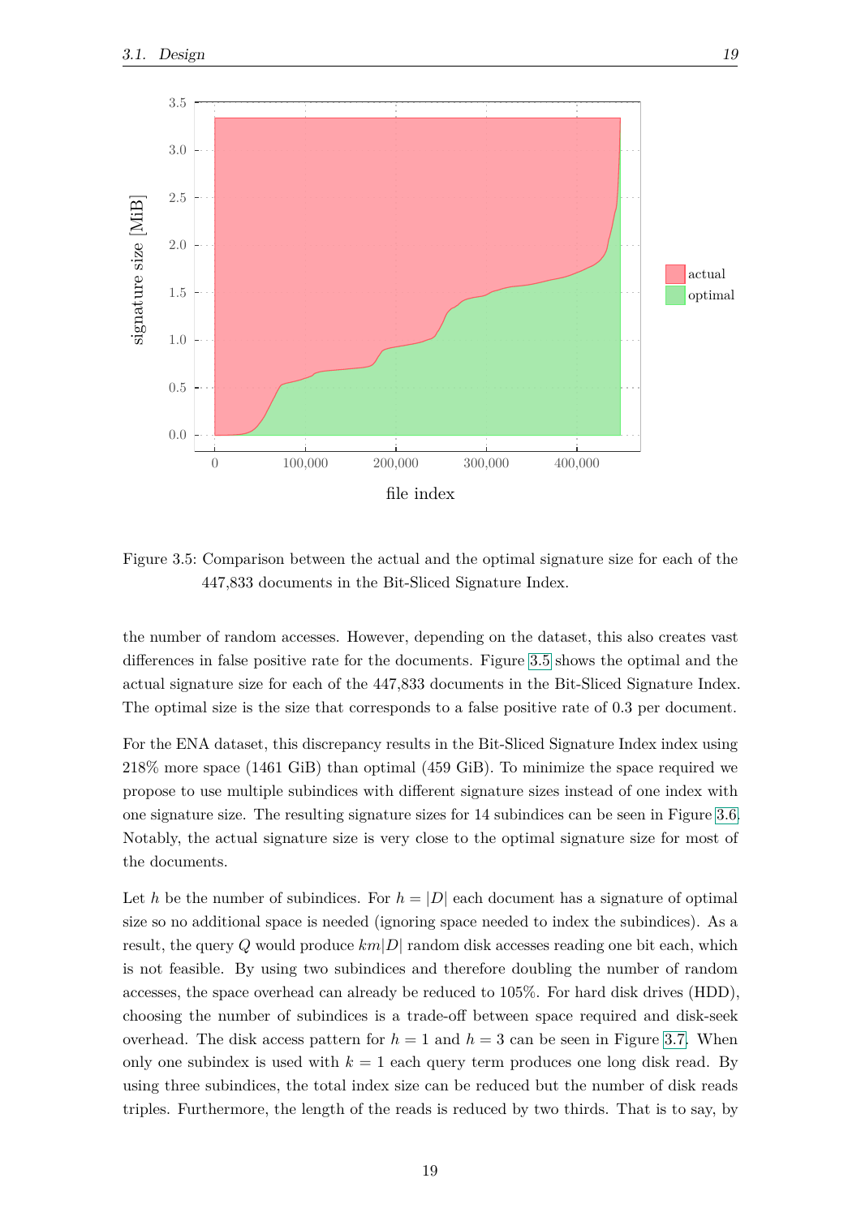Figure 3.5: Comparison between the actual and the optimal signature size for each of the 447,833 documents in the Bit-Sliced Signature Index.

the number of random accesses. However, depending on the dataset, this also creates vast differences in false positive rate for the documents. Figure 3.5 shows the optimal and the actual signature size for each of the 447,833 documents in the Bit-Sliced Signature Index. The optimal size is the size that corresponds to a false positive rate of 0.3 per document.

For the ENA dataset, this discrepancy results in the Bit-Sliced Signature Index index using 218% more space (1461 GiB) than optimal (459 GiB). To minimize the space required we propose to use multiple subindices with different signature sizes instead of one index with one signature size. The resulting signature sizes for 14 subindices can be seen in Figure 3.6. Notably, the actual signature size is very close to the optimal signature size for most of the documents.

Let $h$ be the number of subindices. For $h = |D|$ each document has a signature of optimal size so no additional space is needed (ignoring space needed to index the subindices). As a result, the query $Q$ would produce $km|D|$ random disk accesses reading one bit each, which is not feasible. By using two subindices and therefore doubling the number of random accesses, the space overhead can already be reduced to 105%. For hard disk drives (HDD), choosing the number of subindices is a trade-off between space required and disk-seek overhead. The disk access pattern for $h = 1$ and $h = 3$ can be seen in Figure 3.7. When only one subindex is used with $k = 1$ each query term produces one long disk read. By using three subindices, the total index size can be reduced but the number of disk reads triples. Furthermore, the length of the reads is reduced by two thirds. That is to say, by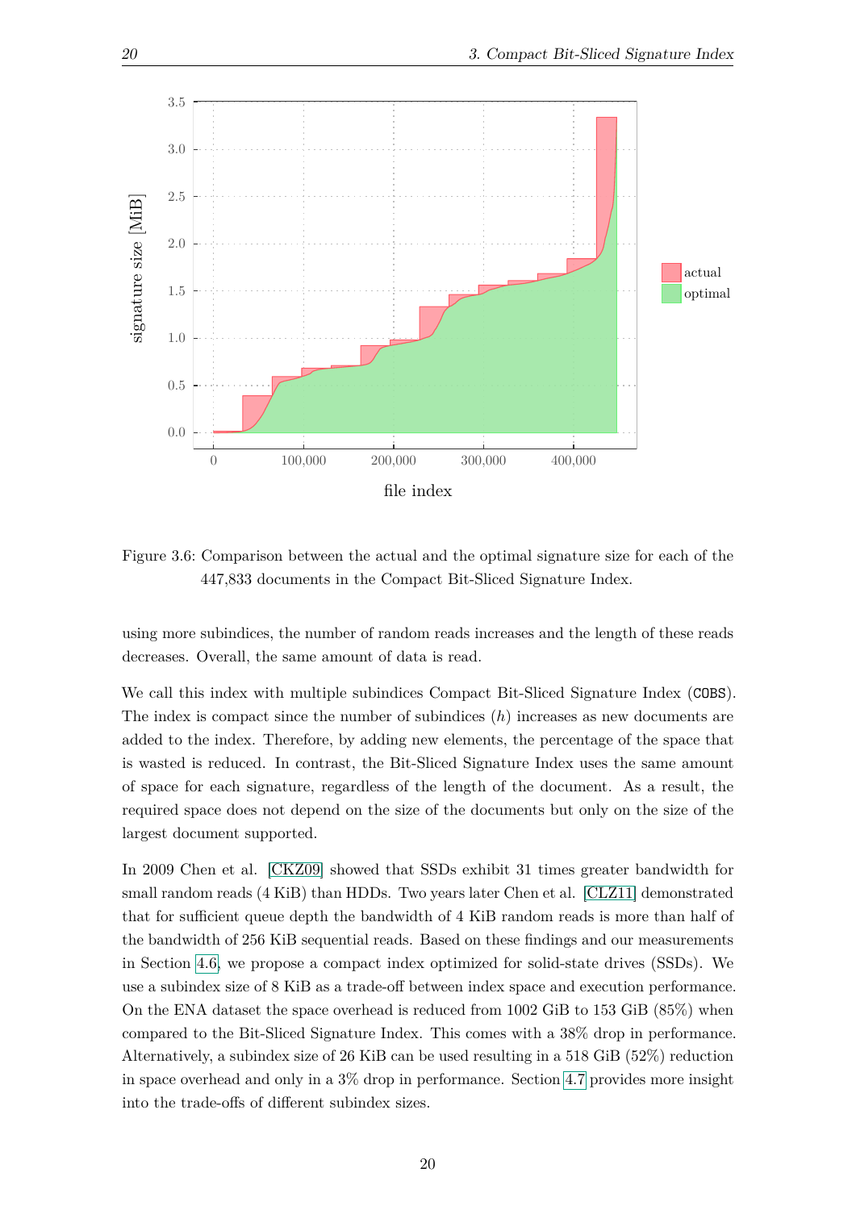Figure 3.6: Comparison between the actual and the optimal signature size for each of the 447,833 documents in the Compact Bit-Sliced Signature Index.

using more subindices, the number of random reads increases and the length of these reads decreases. Overall, the same amount of data is read.

We call this index with multiple subindices Compact Bit-Sliced Signature Index (`COBS`). The index is compact since the number of subindices ($h$) increases as new documents are added to the index. Therefore, by adding new elements, the percentage of the space that is wasted is reduced. In contrast, the Bit-Sliced Signature Index uses the same amount of space for each signature, regardless of the length of the document. As a result, the required space does not depend on the size of the documents but only on the size of the largest document supported.

In 2009 Chen et al. [CKZ09] showed that SSDs exhibit 31 times greater bandwidth for small random reads (4 KiB) than HDDs. Two years later Chen et al. [CLZ11] demonstrated that for sufficient queue depth the bandwidth of 4 KiB random reads is more than half of the bandwidth of 256 KiB sequential reads. Based on these findings and our measurements in Section 4.6, we propose a compact index optimized for solid-state drives (SSDs). We use a subindex size of 8 KiB as a trade-off between index space and execution performance. On the ENA dataset the space overhead is reduced from 1002 GiB to 153 GiB (85%) when compared to the Bit-Sliced Signature Index. This comes with a 38% drop in performance. Alternatively, a subindex size of 26 KiB can be used resulting in a 518 GiB (52%) reduction in space overhead and only in a 3% drop in performance. Section 4.7 provides more insight into the trade-offs of different subindex sizes.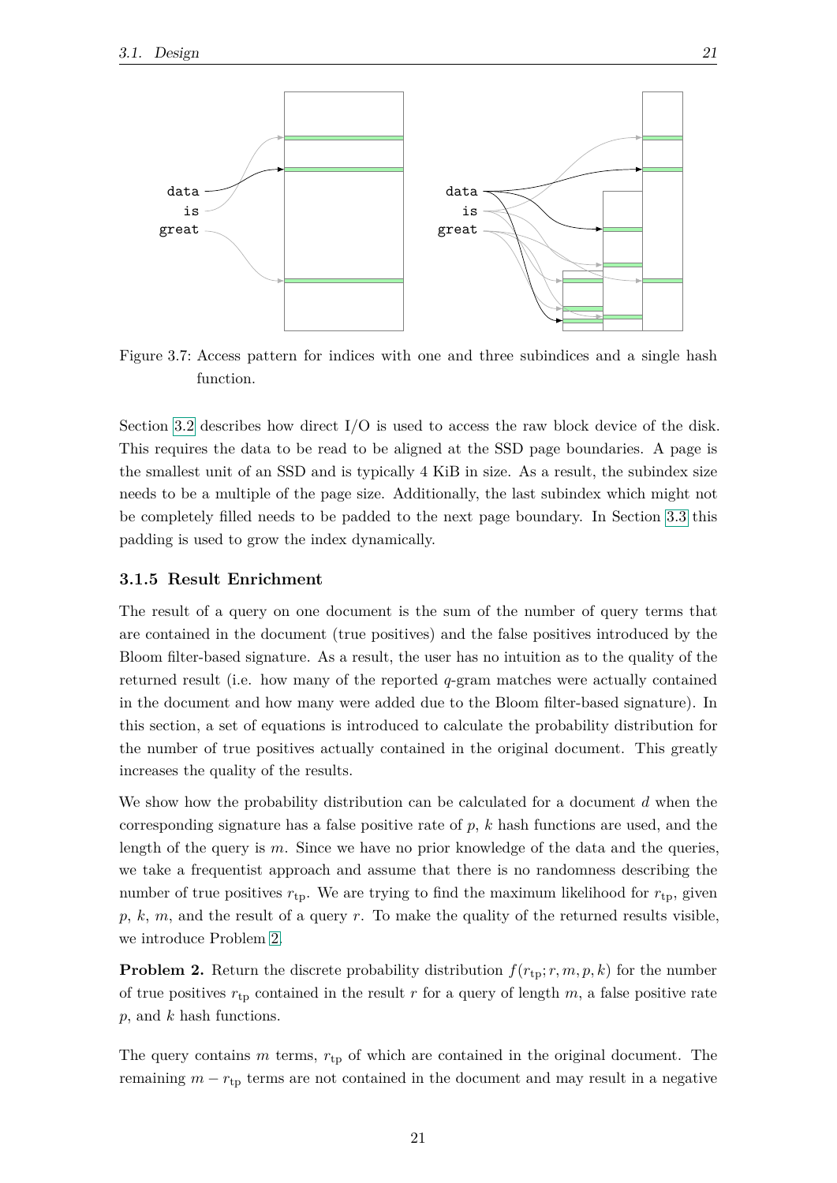Figure 3.7: Access pattern for indices with one and three subindices and a single hash function.

Section 3.2 describes how direct I/O is used to access the raw block device of the disk. This requires the data to be read to be aligned at the SSD page boundaries. A page is the smallest unit of an SSD and is typically 4 KiB in size. As a result, the subindex size needs to be a multiple of the page size. Additionally, the last subindex which might not be completely filled needs to be padded to the next page boundary. In Section 3.3 this padding is used to grow the index dynamically.

### 3.1.5 Result Enrichment

The result of a query on one document is the sum of the number of query terms that are contained in the document (true positives) and the false positives introduced by the Bloom filter-based signature. As a result, the user has no intuition as to the quality of the returned result (i.e. how many of the reported $q$-gram matches were actually contained in the document and how many were added due to the Bloom filter-based signature). In this section, a set of equations is introduced to calculate the probability distribution for the number of true positives actually contained in the original document. This greatly increases the quality of the results.

We show how the probability distribution can be calculated for a document $d$ when the corresponding signature has a false positive rate of $p$, $k$ hash functions are used, and the length of the query is $m$. Since we have no prior knowledge of the data and the queries, we take a frequentist approach and assume that there is no randomness describing the number of true positives $r_{\text{tp}}$. We are trying to find the maximum likelihood for $r_{\text{tp}}$, given $p$, $k$, $m$, and the result of a query $r$. To make the quality of the returned results visible, we introduce Problem 2.

**Problem 2.** Return the discrete probability distribution $f(r_{\text{tp}}; r, m, p, k)$ for the number of true positives $r_{\text{tp}}$ contained in the result $r$ for a query of length $m$, a false positive rate $p$, and $k$ hash functions.

The query contains $m$ terms, $r_{\text{tp}}$ of which are contained in the original document. The remaining $m - r_{\text{tp}}$ terms are not contained in the document and may result in a negative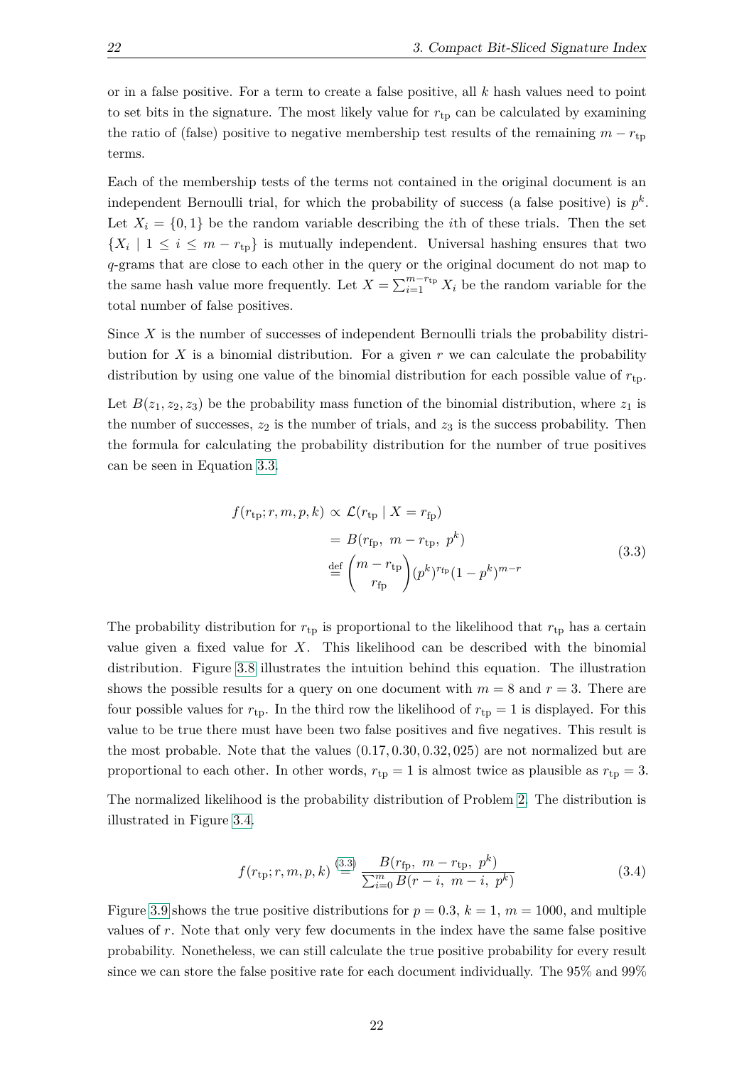or in a false positive. For a term to create a false positive, all $k$ hash values need to point to set bits in the signature. The most likely value for $r_{\text{tp}}$ can be calculated by examining the ratio of (false) positive to negative membership test results of the remaining $m - r_{\text{tp}}$ terms.

Each of the membership tests of the terms not contained in the original document is an independent Bernoulli trial, for which the probability of success (a false positive) is $p^k$. Let $X_i = \{0, 1\}$ be the random variable describing the $i$th of these trials. Then the set $\{X_i \mid 1 \leq i \leq m - r_{\text{tp}}\}$ is mutually independent. Universal hashing ensures that two $q$-grams that are close to each other in the query or the original document do not map to the same hash value more frequently. Let $X = \sum_{i=1}^{m-r_{\text{tp}}} X_i$ be the random variable for the total number of false positives.

Since $X$ is the number of successes of independent Bernoulli trials the probability distribution for $X$ is a binomial distribution. For a given $r$ we can calculate the probability distribution by using one value of the binomial distribution for each possible value of $r_{\text{tp}}$.

Let $B(z_1, z_2, z_3)$ be the probability mass function of the binomial distribution, where $z_1$ is the number of successes, $z_2$ is the number of trials, and $z_3$ is the success probability. Then the formula for calculating the probability distribution for the number of true positives can be seen in Equation 3.3.

$$
\begin{aligned}
f(r_{\text{tp}}; r, m, p, k) &\propto \mathcal{L}(r_{\text{tp}} \mid X = r_{\text{fp}}) \\
&= B(r_{\text{fp}},\ m - r_{\text{tp}},\ p^k) \\
&\stackrel{\text{def}}{=} \binom{m - r_{\text{tp}}}{r_{\text{fp}}} (p^k)^{r_{\text{fp}}} (1 - p^k)^{m-r}
\end{aligned}
\tag{3.3}
$$

The probability distribution for $r_{\text{tp}}$ is proportional to the likelihood that $r_{\text{tp}}$ has a certain value given a fixed value for $X$. This likelihood can be described with the binomial distribution. Figure 3.8 illustrates the intuition behind this equation. The illustration shows the possible results for a query on one document with $m = 8$ and $r = 3$. There are four possible values for $r_{\text{tp}}$. In the third row the likelihood of $r_{\text{tp}} = 1$ is displayed. For this value to be true there must have been two false positives and five negatives. This result is the most probable. Note that the values $(0.17, 0.30, 0.32, 025)$ are not normalized but are proportional to each other. In other words, $r_{\text{tp}} = 1$ is almost twice as plausible as $r_{\text{tp}} = 3$.

The normalized likelihood is the probability distribution of Problem 2. The distribution is illustrated in Figure 3.4.

$$
f(r_{\text{tp}}; r, m, p, k) \stackrel{(3.3)}{=} \frac{B(r_{\text{fp}},\ m - r_{\text{tp}},\ p^k)}{\sum_{i=0}^{m} B(r - i,\ m - i,\ p^k)}
\tag{3.4}
$$

Figure 3.9 shows the true positive distributions for $p = 0.3$, $k = 1$, $m = 1000$, and multiple values of $r$. Note that only very few documents in the index have the same false positive probability. Nonetheless, we can still calculate the true positive probability for every result since we can store the false positive rate for each document individually. The 95% and 99%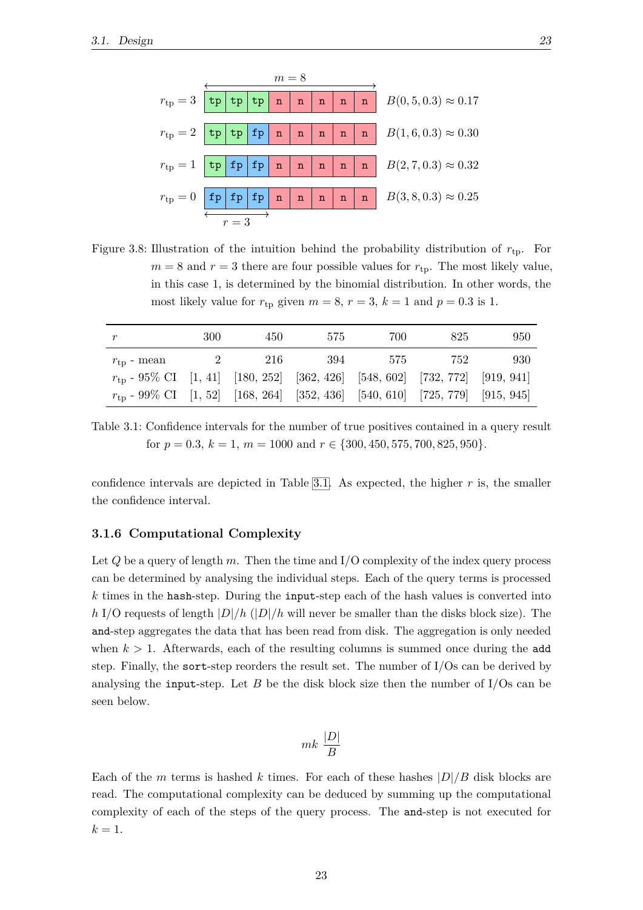| | | | | | | | | | |
|---|---|---|---|---|---|---|---|---|---|
| $r_{\text{tp}} = 3$ | tp | tp | tp | n | n | n | n | n | $B(0, 5, 0.3) \approx 0.17$ |
| $r_{\text{tp}} = 2$ | tp | tp | fp | n | n | n | n | n | $B(1, 6, 0.3) \approx 0.30$ |
| $r_{\text{tp}} = 1$ | tp | fp | fp | n | n | n | n | n | $B(2, 7, 0.3) \approx 0.32$ |
| $r_{\text{tp}} = 0$ | fp | fp | fp | n | n | n | n | n | $B(3, 8, 0.3) \approx 0.25$ |

$m = 8$, $r = 3$

Figure 3.8: Illustration of the intuition behind the probability distribution of $r_{\text{tp}}$. For $m = 8$ and $r = 3$ there are four possible values for $r_{\text{tp}}$. The most likely value, in this case 1, is determined by the binomial distribution. In other words, the most likely value for $r_{\text{tp}}$ given $m = 8$, $r = 3$, $k = 1$ and $p = 0.3$ is 1.

| $r$ | 300 | 450 | 575 | 700 | 825 | 950 |
|---|---|---|---|---|---|---|
| $r_{\text{tp}}$ - mean | 2 | 216 | 394 | 575 | 752 | 930 |
| $r_{\text{tp}}$ - 95% CI | [1, 41] | [180, 252] | [362, 426] | [548, 602] | [732, 772] | [919, 941] |
| $r_{\text{tp}}$ - 99% CI | [1, 52] | [168, 264] | [352, 436] | [540, 610] | [725, 779] | [915, 945] |

Table 3.1: Confidence intervals for the number of true positives contained in a query result for $p = 0.3$, $k = 1$, $m = 1000$ and $r \in \{300, 450, 575, 700, 825, 950\}$.

confidence intervals are depicted in Table 3.1. As expected, the higher $r$ is, the smaller the confidence interval.

### 3.1.6 Computational Complexity

Let $Q$ be a query of length $m$. Then the time and I/O complexity of the index query process can be determined by analysing the individual steps. Each of the query terms is processed $k$ times in the `hash`-step. During the `input`-step each of the hash values is converted into $h$ I/O requests of length $|D|/h$ ($|D|/h$ will never be smaller than the disks block size). The `and`-step aggregates the data that has been read from disk. The aggregation is only needed when $k > 1$. Afterwards, each of the resulting columns is summed once during the `add` step. Finally, the `sort`-step reorders the result set. The number of I/Os can be derived by analysing the `input`-step. Let $B$ be the disk block size then the number of I/Os can be seen below.

$$mk \, \frac{|D|}{B}$$

Each of the $m$ terms is hashed $k$ times. For each of these hashes $|D|/B$ disk blocks are read. The computational complexity can be deduced by summing up the computational complexity of each of the steps of the query process. The `and`-step is not executed for $k = 1$.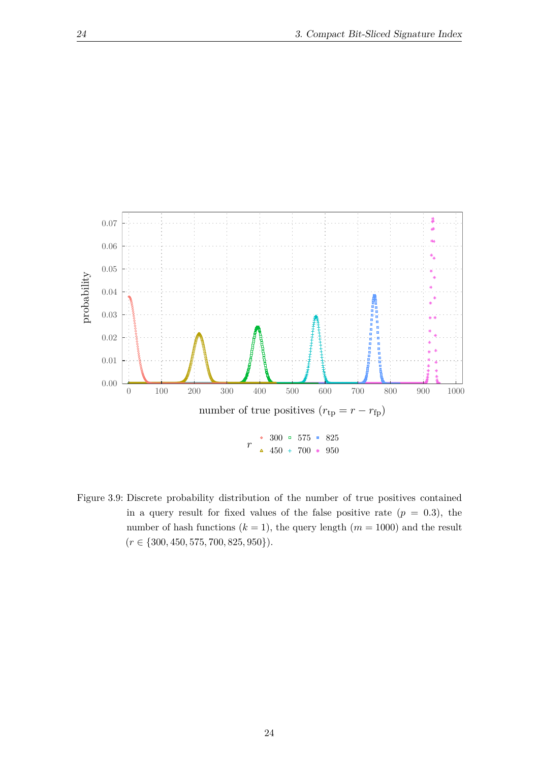Figure 3.9: Discrete probability distribution of the number of true positives contained in a query result for fixed values of the false positive rate ($p = 0.3$), the number of hash functions ($k = 1$), the query length ($m = 1000$) and the result ($r \in \{300, 450, 575, 700, 825, 950\}$).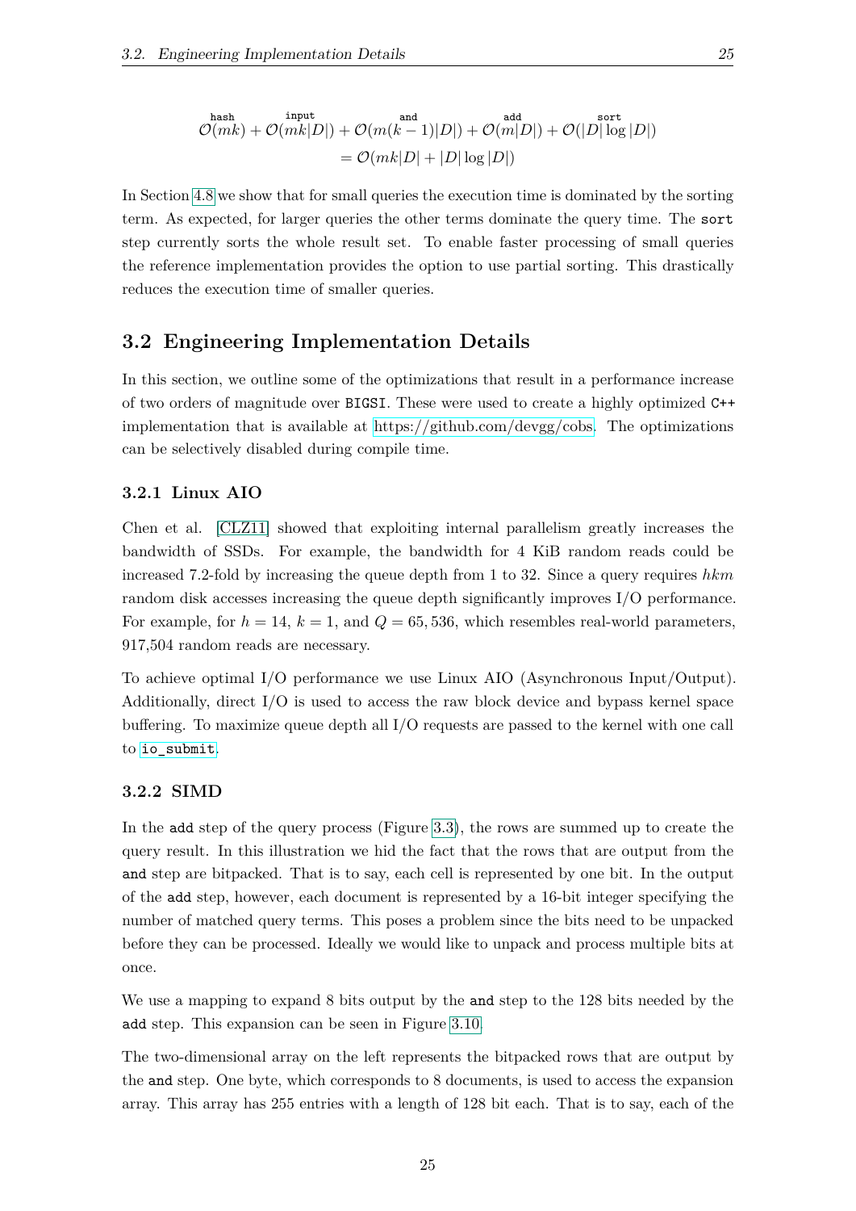$$\overset{\text{hash}}{\mathcal{O}(mk)} + \overset{\text{input}}{\mathcal{O}(mk|D|)} + \overset{\text{and}}{\mathcal{O}(m(k-1)|D|)} + \overset{\text{add}}{\mathcal{O}(m|D|)} + \overset{\text{sort}}{\mathcal{O}(|D| \log |D|)}$$
$$= \mathcal{O}(mk|D| + |D| \log |D|)$$

In Section 4.8 we show that for small queries the execution time is dominated by the sorting term. As expected, for larger queries the other terms dominate the query time. The `sort` step currently sorts the whole result set. To enable faster processing of small queries the reference implementation provides the option to use partial sorting. This drastically reduces the execution time of smaller queries.

## 3.2 Engineering Implementation Details

In this section, we outline some of the optimizations that result in a performance increase of two orders of magnitude over `BIGSI`. These were used to create a highly optimized `C++` implementation that is available at https://github.com/devgg/cobs. The optimizations can be selectively disabled during compile time.

### 3.2.1 Linux AIO

Chen et al. [CLZ11] showed that exploiting internal parallelism greatly increases the bandwidth of SSDs. For example, the bandwidth for 4 KiB random reads could be increased 7.2-fold by increasing the queue depth from 1 to 32. Since a query requires $hkm$ random disk accesses increasing the queue depth significantly improves I/O performance. For example, for $h = 14$, $k = 1$, and $Q = 65,536$, which resembles real-world parameters, 917,504 random reads are necessary.

To achieve optimal I/O performance we use Linux AIO (Asynchronous Input/Output). Additionally, direct I/O is used to access the raw block device and bypass kernel space buffering. To maximize queue depth all I/O requests are passed to the kernel with one call to `io_submit`.

### 3.2.2 SIMD

In the `add` step of the query process (Figure 3.3), the rows are summed up to create the query result. In this illustration we hid the fact that the rows that are output from the `and` step are bitpacked. That is to say, each cell is represented by one bit. In the output of the `add` step, however, each document is represented by a 16-bit integer specifying the number of matched query terms. This poses a problem since the bits need to be unpacked before they can be processed. Ideally we would like to unpack and process multiple bits at once.

We use a mapping to expand 8 bits output by the `and` step to the 128 bits needed by the `add` step. This expansion can be seen in Figure 3.10.

The two-dimensional array on the left represents the bitpacked rows that are output by the `and` step. One byte, which corresponds to 8 documents, is used to access the expansion array. This array has 255 entries with a length of 128 bit each. That is to say, each of the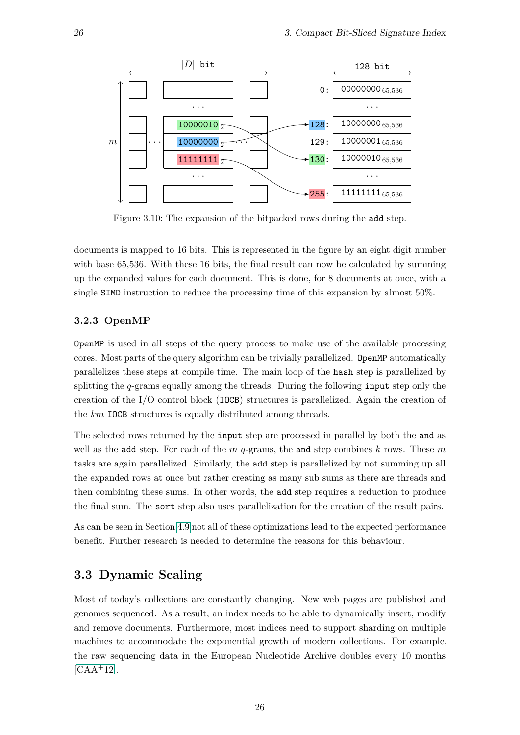Figure 3.10: The expansion of the bitpacked rows during the `add` step.

documents is mapped to 16 bits. This is represented in the figure by an eight digit number with base 65,536. With these 16 bits, the final result can now be calculated by summing up the expanded values for each document. This is done, for 8 documents at once, with a single `SIMD` instruction to reduce the processing time of this expansion by almost 50%.

### 3.2.3 OpenMP

`OpenMP` is used in all steps of the query process to make use of the available processing cores. Most parts of the query algorithm can be trivially parallelized. `OpenMP` automatically parallelizes these steps at compile time. The main loop of the `hash` step is parallelized by splitting the $q$-grams equally among the threads. During the following `input` step only the creation of the I/O control block (`IOCB`) structures is parallelized. Again the creation of the $km$ `IOCB` structures is equally distributed among threads.

The selected rows returned by the `input` step are processed in parallel by both the `and` as well as the `add` step. For each of the $m$ $q$-grams, the `and` step combines $k$ rows. These $m$ tasks are again parallelized. Similarly, the `add` step is parallelized by not summing up all the expanded rows at once but rather creating as many sub sums as there are threads and then combining these sums. In other words, the `add` step requires a reduction to produce the final sum. The `sort` step also uses parallelization for the creation of the result pairs.

As can be seen in Section 4.9 not all of these optimizations lead to the expected performance benefit. Further research is needed to determine the reasons for this behaviour.

## 3.3 Dynamic Scaling

Most of today's collections are constantly changing. New web pages are published and genomes sequenced. As a result, an index needs to be able to dynamically insert, modify and remove documents. Furthermore, most indices need to support sharding on multiple machines to accommodate the exponential growth of modern collections. For example, the raw sequencing data in the European Nucleotide Archive doubles every 10 months [CAA+12].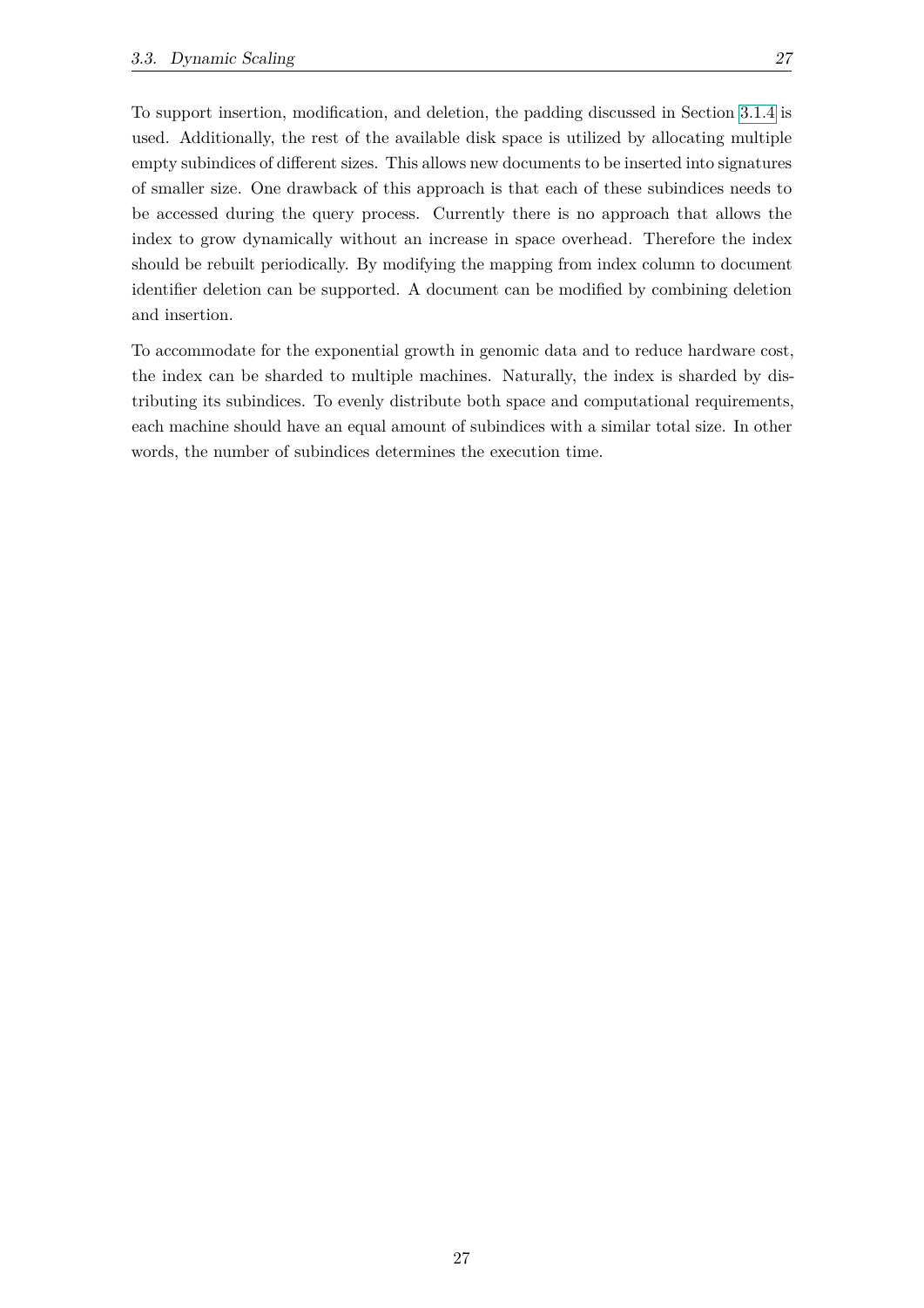To support insertion, modification, and deletion, the padding discussed in Section 3.1.4 is used. Additionally, the rest of the available disk space is utilized by allocating multiple empty subindices of different sizes. This allows new documents to be inserted into signatures of smaller size. One drawback of this approach is that each of these subindices needs to be accessed during the query process. Currently there is no approach that allows the index to grow dynamically without an increase in space overhead. Therefore the index should be rebuilt periodically. By modifying the mapping from index column to document identifier deletion can be supported. A document can be modified by combining deletion and insertion.

To accommodate for the exponential growth in genomic data and to reduce hardware cost, the index can be sharded to multiple machines. Naturally, the index is sharded by distributing its subindices. To evenly distribute both space and computational requirements, each machine should have an equal amount of subindices with a similar total size. In other words, the number of subindices determines the execution time.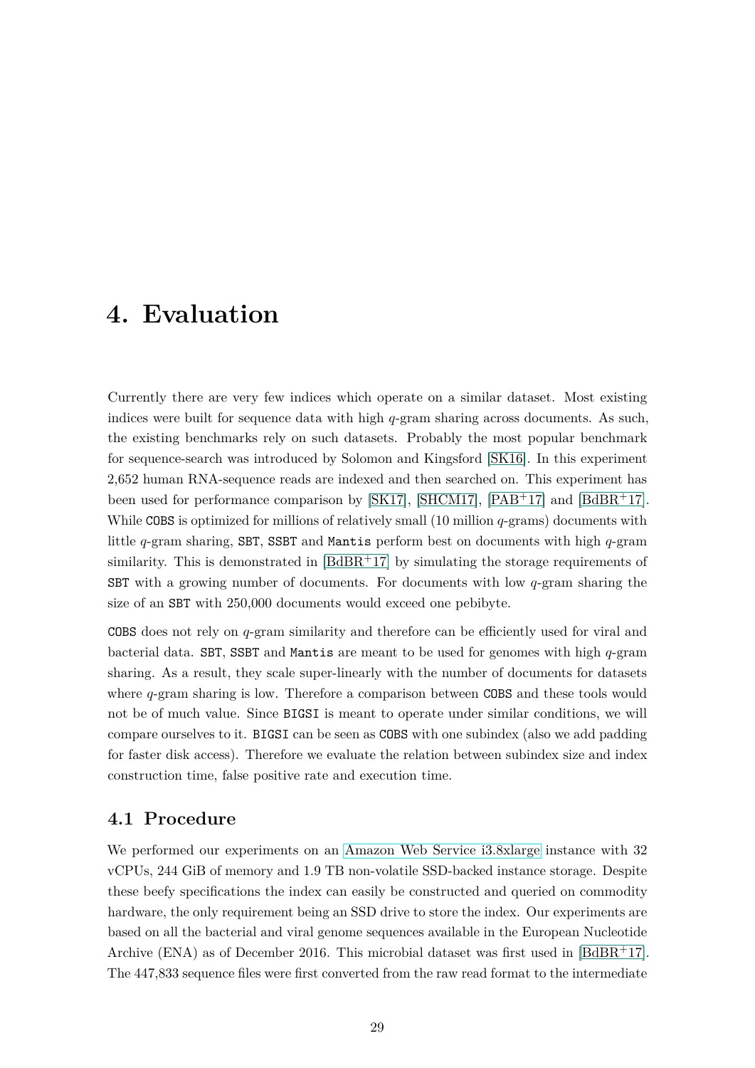# 4. Evaluation

Currently there are very few indices which operate on a similar dataset. Most existing indices were built for sequence data with high $q$-gram sharing across documents. As such, the existing benchmarks rely on such datasets. Probably the most popular benchmark for sequence-search was introduced by Solomon and Kingsford [SK16]. In this experiment 2,652 human RNA-sequence reads are indexed and then searched on. This experiment has been used for performance comparison by [SK17], [SHCM17], [PAB+17] and [BdBR+17]. While `COBS` is optimized for millions of relatively small (10 million $q$-grams) documents with little $q$-gram sharing, `SBT`, `SSBT` and `Mantis` perform best on documents with high $q$-gram similarity. This is demonstrated in [BdBR+17] by simulating the storage requirements of `SBT` with a growing number of documents. For documents with low $q$-gram sharing the size of an `SBT` with 250,000 documents would exceed one pebibyte.

`COBS` does not rely on $q$-gram similarity and therefore can be efficiently used for viral and bacterial data. `SBT`, `SSBT` and `Mantis` are meant to be used for genomes with high $q$-gram sharing. As a result, they scale super-linearly with the number of documents for datasets where $q$-gram sharing is low. Therefore a comparison between `COBS` and these tools would not be of much value. Since `BIGSI` is meant to operate under similar conditions, we will compare ourselves to it. `BIGSI` can be seen as `COBS` with one subindex (also we add padding for faster disk access). Therefore we evaluate the relation between subindex size and index construction time, false positive rate and execution time.

## 4.1 Procedure

We performed our experiments on an Amazon Web Service i3.8xlarge instance with 32 vCPUs, 244 GiB of memory and 1.9 TB non-volatile SSD-backed instance storage. Despite these beefy specifications the index can easily be constructed and queried on commodity hardware, the only requirement being an SSD drive to store the index. Our experiments are based on all the bacterial and viral genome sequences available in the European Nucleotide Archive (ENA) as of December 2016. This microbial dataset was first used in [BdBR+17]. The 447,833 sequence files were first converted from the raw read format to the intermediate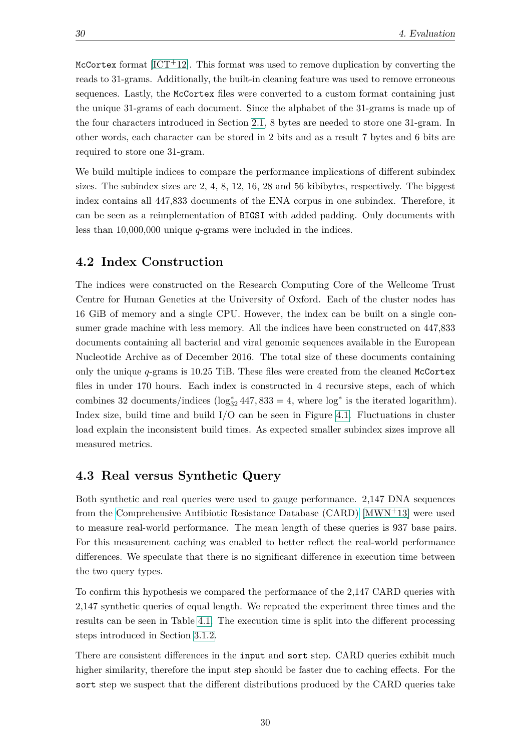McCortex format [ICT+12]. This format was used to remove duplication by converting the reads to 31-grams. Additionally, the built-in cleaning feature was used to remove erroneous sequences. Lastly, the McCortex files were converted to a custom format containing just the unique 31-grams of each document. Since the alphabet of the 31-grams is made up of the four characters introduced in Section 2.1, 8 bytes are needed to store one 31-gram. In other words, each character can be stored in 2 bits and as a result 7 bytes and 6 bits are required to store one 31-gram.

We build multiple indices to compare the performance implications of different subindex sizes. The subindex sizes are 2, 4, 8, 12, 16, 28 and 56 kibibytes, respectively. The biggest index contains all 447,833 documents of the ENA corpus in one subindex. Therefore, it can be seen as a reimplementation of BIGSI with added padding. Only documents with less than 10,000,000 unique $q$-grams were included in the indices.

## 4.2 Index Construction

The indices were constructed on the Research Computing Core of the Wellcome Trust Centre for Human Genetics at the University of Oxford. Each of the cluster nodes has 16 GiB of memory and a single CPU. However, the index can be built on a single consumer grade machine with less memory. All the indices have been constructed on 447,833 documents containing all bacterial and viral genomic sequences available in the European Nucleotide Archive as of December 2016. The total size of these documents containing only the unique $q$-grams is 10.25 TiB. These files were created from the cleaned McCortex files in under 170 hours. Each index is constructed in 4 recursive steps, each of which combines 32 documents/indices ($\log_{32}^{*} 447,833 = 4$, where $\log^{*}$ is the iterated logarithm). Index size, build time and build I/O can be seen in Figure 4.1. Fluctuations in cluster load explain the inconsistent build times. As expected smaller subindex sizes improve all measured metrics.

## 4.3 Real versus Synthetic Query

Both synthetic and real queries were used to gauge performance. 2,147 DNA sequences from the Comprehensive Antibiotic Resistance Database (CARD) [MWN+13] were used to measure real-world performance. The mean length of these queries is 937 base pairs. For this measurement caching was enabled to better reflect the real-world performance differences. We speculate that there is no significant difference in execution time between the two query types.

To confirm this hypothesis we compared the performance of the 2,147 CARD queries with 2,147 synthetic queries of equal length. We repeated the experiment three times and the results can be seen in Table 4.1. The execution time is split into the different processing steps introduced in Section 3.1.2.

There are consistent differences in the input and sort step. CARD queries exhibit much higher similarity, therefore the input step should be faster due to caching effects. For the sort step we suspect that the different distributions produced by the CARD queries take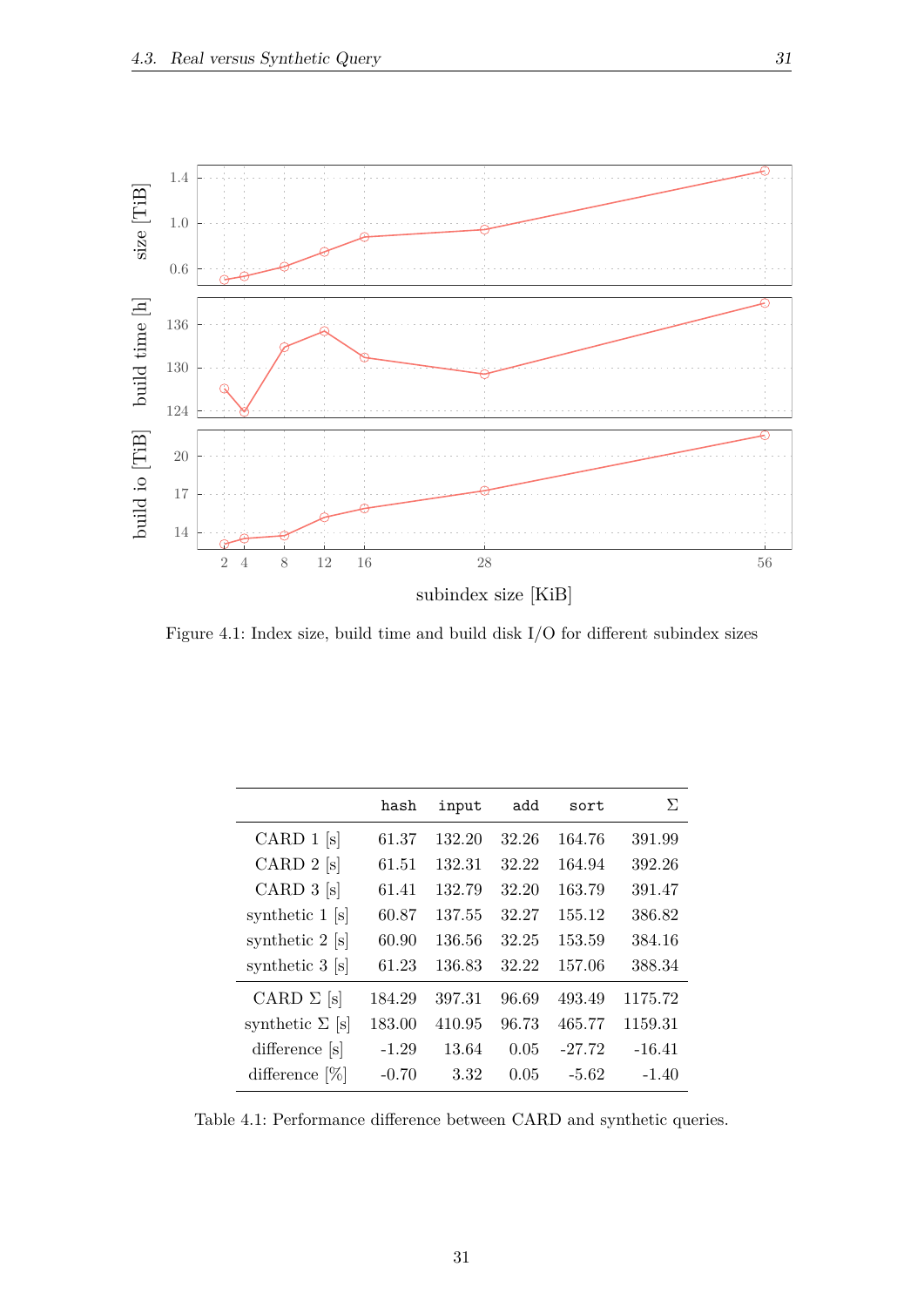Figure 4.1: Index size, build time and build disk I/O for different subindex sizes

| | `hash` | `input` | `add` | `sort` | $\Sigma$ |
|---|---|---|---|---|---|
| CARD 1 [s] | 61.37 | 132.20 | 32.26 | 164.76 | 391.99 |
| CARD 2 [s] | 61.51 | 132.31 | 32.22 | 164.94 | 392.26 |
| CARD 3 [s] | 61.41 | 132.79 | 32.20 | 163.79 | 391.47 |
| synthetic 1 [s] | 60.87 | 137.55 | 32.27 | 155.12 | 386.82 |
| synthetic 2 [s] | 60.90 | 136.56 | 32.25 | 153.59 | 384.16 |
| synthetic 3 [s] | 61.23 | 136.83 | 32.22 | 157.06 | 388.34 |
| CARD $\Sigma$ [s] | 184.29 | 397.31 | 96.69 | 493.49 | 1175.72 |
| synthetic $\Sigma$ [s] | 183.00 | 410.95 | 96.73 | 465.77 | 1159.31 |
| difference [s] | -1.29 | 13.64 | 0.05 | -27.72 | -16.41 |
| difference [%] | -0.70 | 3.32 | 0.05 | -5.62 | -1.40 |

Table 4.1: Performance difference between CARD and synthetic queries.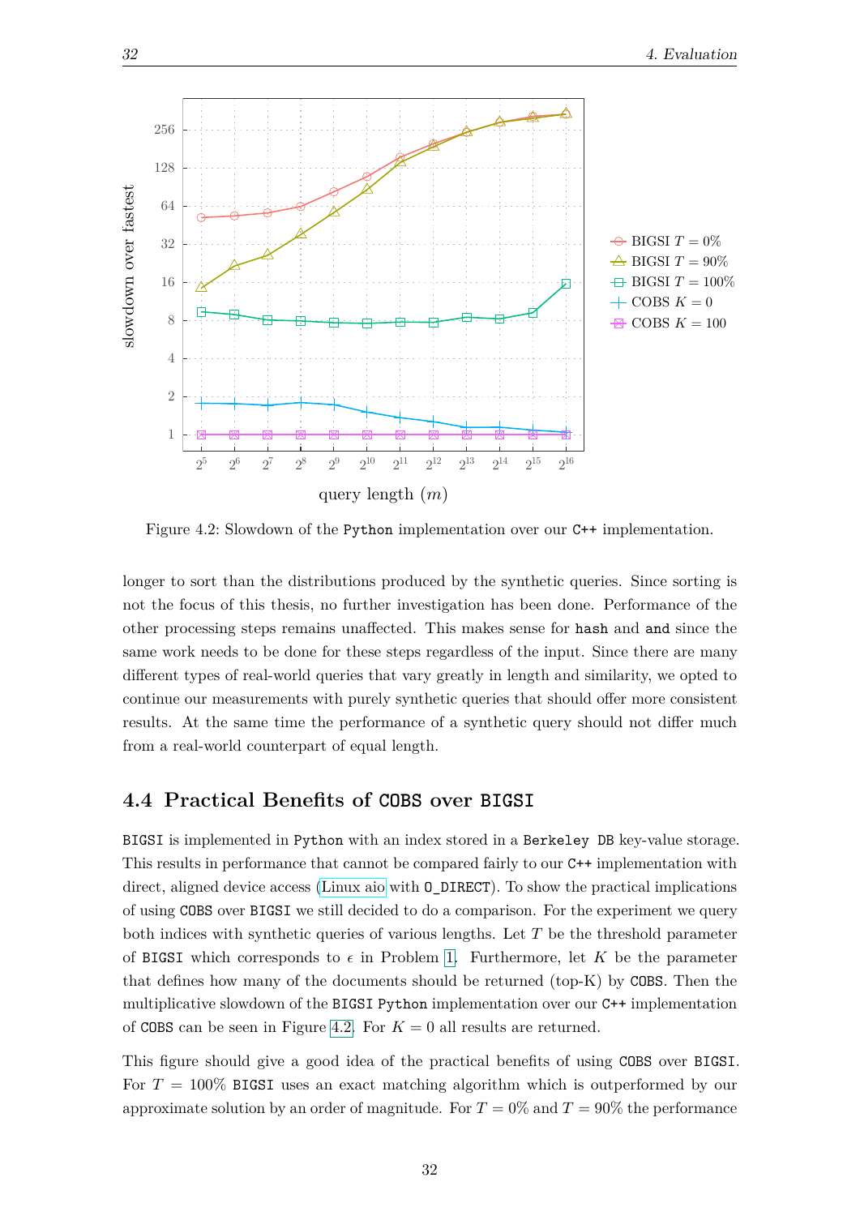Figure 4.2: Slowdown of the Python implementation over our C++ implementation.

longer to sort than the distributions produced by the synthetic queries. Since sorting is not the focus of this thesis, no further investigation has been done. Performance of the other processing steps remains unaffected. This makes sense for hash and and since the same work needs to be done for these steps regardless of the input. Since there are many different types of real-world queries that vary greatly in length and similarity, we opted to continue our measurements with purely synthetic queries that should offer more consistent results. At the same time the performance of a synthetic query should not differ much from a real-world counterpart of equal length.

## 4.4 Practical Benefits of COBS over BIGSI

BIGSI is implemented in Python with an index stored in a Berkeley DB key-value storage. This results in performance that cannot be compared fairly to our C++ implementation with direct, aligned device access (Linux aio with O_DIRECT). To show the practical implications of using COBS over BIGSI we still decided to do a comparison. For the experiment we query both indices with synthetic queries of various lengths. Let $T$ be the threshold parameter of BIGSI which corresponds to $\epsilon$ in Problem 1. Furthermore, let $K$ be the parameter that defines how many of the documents should be returned (top-K) by COBS. Then the multiplicative slowdown of the BIGSI Python implementation over our C++ implementation of COBS can be seen in Figure 4.2. For $K = 0$ all results are returned.

This figure should give a good idea of the practical benefits of using COBS over BIGSI. For $T = 100\%$ BIGSI uses an exact matching algorithm which is outperformed by our approximate solution by an order of magnitude. For $T = 0\%$ and $T = 90\%$ the performance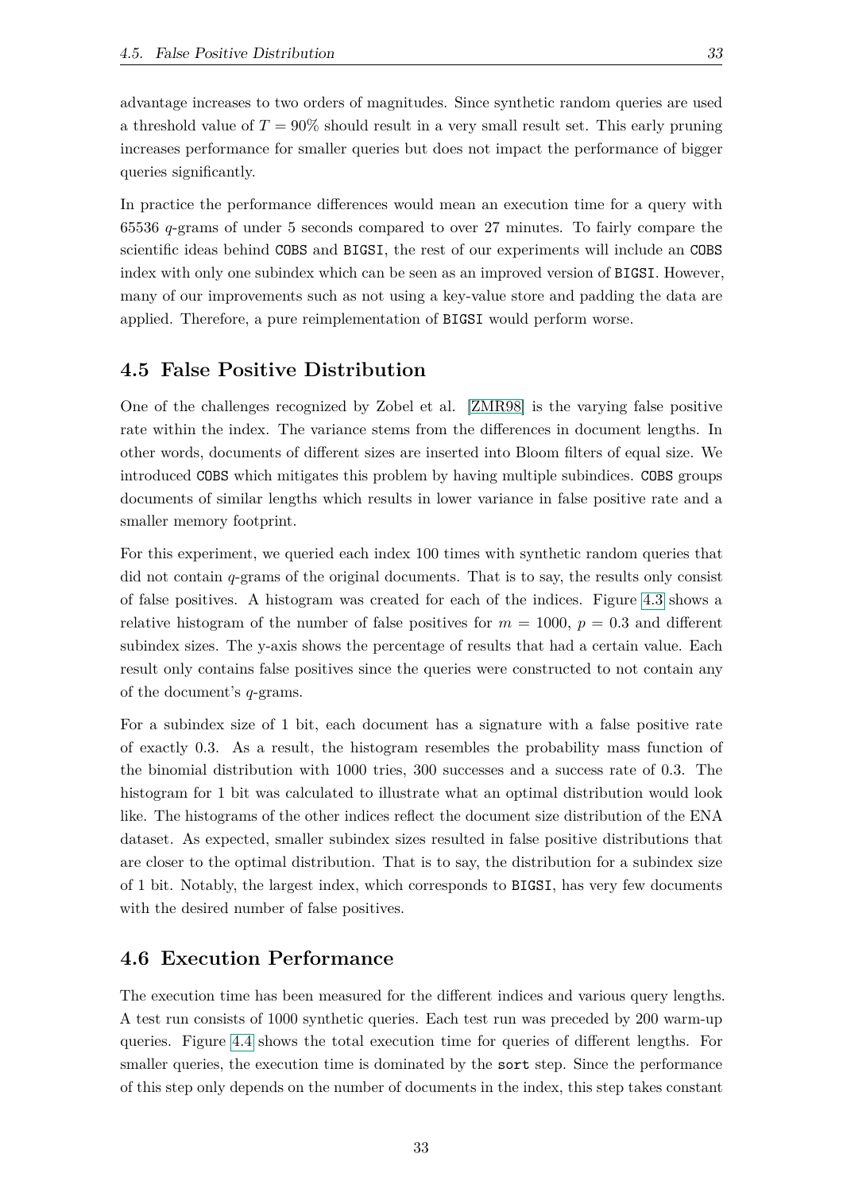advantage increases to two orders of magnitudes. Since synthetic random queries are used a threshold value of $T = 90\%$ should result in a very small result set. This early pruning increases performance for smaller queries but does not impact the performance of bigger queries significantly.

In practice the performance differences would mean an execution time for a query with 65536 $q$-grams of under 5 seconds compared to over 27 minutes. To fairly compare the scientific ideas behind COBS and BIGSI, the rest of our experiments will include an COBS index with only one subindex which can be seen as an improved version of BIGSI. However, many of our improvements such as not using a key-value store and padding the data are applied. Therefore, a pure reimplementation of BIGSI would perform worse.

## 4.5 False Positive Distribution

One of the challenges recognized by Zobel et al. [ZMR98] is the varying false positive rate within the index. The variance stems from the differences in document lengths. In other words, documents of different sizes are inserted into Bloom filters of equal size. We introduced COBS which mitigates this problem by having multiple subindices. COBS groups documents of similar lengths which results in lower variance in false positive rate and a smaller memory footprint.

For this experiment, we queried each index 100 times with synthetic random queries that did not contain $q$-grams of the original documents. That is to say, the results only consist of false positives. A histogram was created for each of the indices. Figure 4.3 shows a relative histogram of the number of false positives for $m = 1000$, $p = 0.3$ and different subindex sizes. The y-axis shows the percentage of results that had a certain value. Each result only contains false positives since the queries were constructed to not contain any of the document's $q$-grams.

For a subindex size of 1 bit, each document has a signature with a false positive rate of exactly 0.3. As a result, the histogram resembles the probability mass function of the binomial distribution with 1000 tries, 300 successes and a success rate of 0.3. The histogram for 1 bit was calculated to illustrate what an optimal distribution would look like. The histograms of the other indices reflect the document size distribution of the ENA dataset. As expected, smaller subindex sizes resulted in false positive distributions that are closer to the optimal distribution. That is to say, the distribution for a subindex size of 1 bit. Notably, the largest index, which corresponds to BIGSI, has very few documents with the desired number of false positives.

## 4.6 Execution Performance

The execution time has been measured for the different indices and various query lengths. A test run consists of 1000 synthetic queries. Each test run was preceded by 200 warm-up queries. Figure 4.4 shows the total execution time for queries of different lengths. For smaller queries, the execution time is dominated by the `sort` step. Since the performance of this step only depends on the number of documents in the index, this step takes constant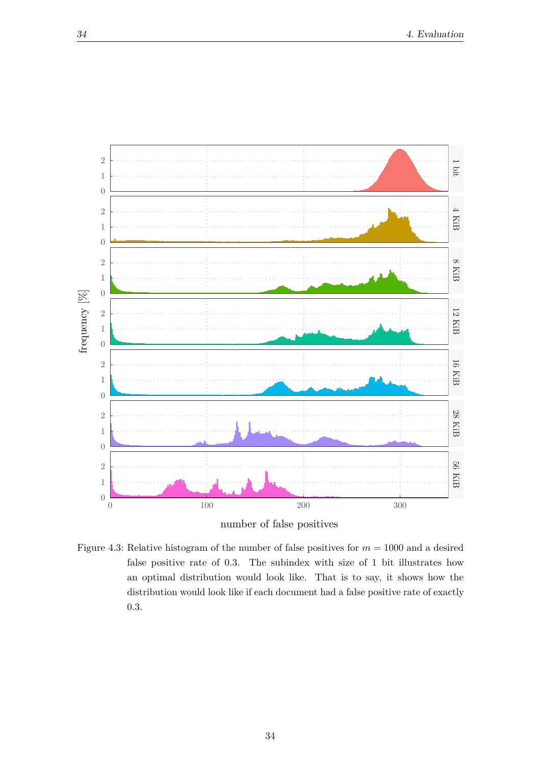Figure 4.3: Relative histogram of the number of false positives for $m = 1000$ and a desired false positive rate of 0.3. The subindex with size of 1 bit illustrates how an optimal distribution would look like. That is to say, it shows how the distribution would look like if each document had a false positive rate of exactly 0.3.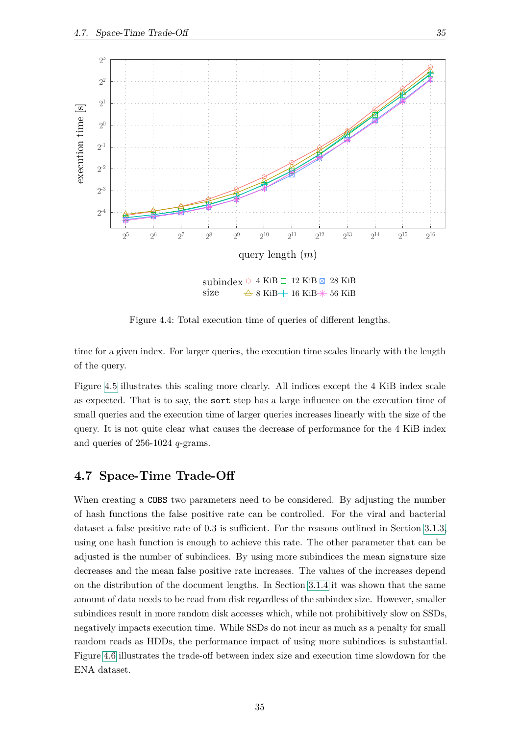Figure 4.4: Total execution time of queries of different lengths.

time for a given index. For larger queries, the execution time scales linearly with the length of the query.

Figure 4.5 illustrates this scaling more clearly. All indices except the 4 KiB index scale as expected. That is to say, the `sort` step has a large influence on the execution time of small queries and the execution time of larger queries increases linearly with the size of the query. It is not quite clear what causes the decrease of performance for the 4 KiB index and queries of 256-1024 $q$-grams.

## 4.7 Space-Time Trade-Off

When creating a `COBS` two parameters need to be considered. By adjusting the number of hash functions the false positive rate can be controlled. For the viral and bacterial dataset a false positive rate of 0.3 is sufficient. For the reasons outlined in Section 3.1.3, using one hash function is enough to achieve this rate. The other parameter that can be adjusted is the number of subindices. By using more subindices the mean signature size decreases and the mean false positive rate increases. The values of the increases depend on the distribution of the document lengths. In Section 3.1.4 it was shown that the same amount of data needs to be read from disk regardless of the subindex size. However, smaller subindices result in more random disk accesses which, while not prohibitively slow on SSDs, negatively impacts execution time. While SSDs do not incur as much as a penalty for small random reads as HDDs, the performance impact of using more subindices is substantial. Figure 4.6 illustrates the trade-off between index size and execution time slowdown for the ENA dataset.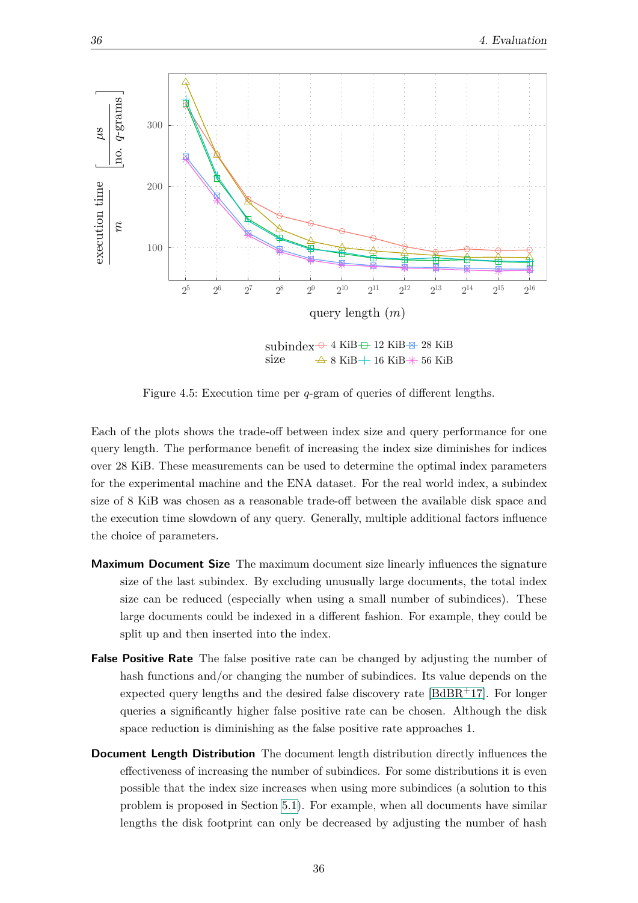Figure 4.5: Execution time per $q$-gram of queries of different lengths.

Each of the plots shows the trade-off between index size and query performance for one query length. The performance benefit of increasing the index size diminishes for indices over 28 KiB. These measurements can be used to determine the optimal index parameters for the experimental machine and the ENA dataset. For the real world index, a subindex size of 8 KiB was chosen as a reasonable trade-off between the available disk space and the execution time slowdown of any query. Generally, multiple additional factors influence the choice of parameters.

**Maximum Document Size** The maximum document size linearly influences the signature size of the last subindex. By excluding unusually large documents, the total index size can be reduced (especially when using a small number of subindices). These large documents could be indexed in a different fashion. For example, they could be split up and then inserted into the index.

**False Positive Rate** The false positive rate can be changed by adjusting the number of hash functions and/or changing the number of subindices. Its value depends on the expected query lengths and the desired false discovery rate [BdBR+17]. For longer queries a significantly higher false positive rate can be chosen. Although the disk space reduction is diminishing as the false positive rate approaches 1.

**Document Length Distribution** The document length distribution directly influences the effectiveness of increasing the number of subindices. For some distributions it is even possible that the index size increases when using more subindices (a solution to this problem is proposed in Section 5.1). For example, when all documents have similar lengths the disk footprint can only be decreased by adjusting the number of hash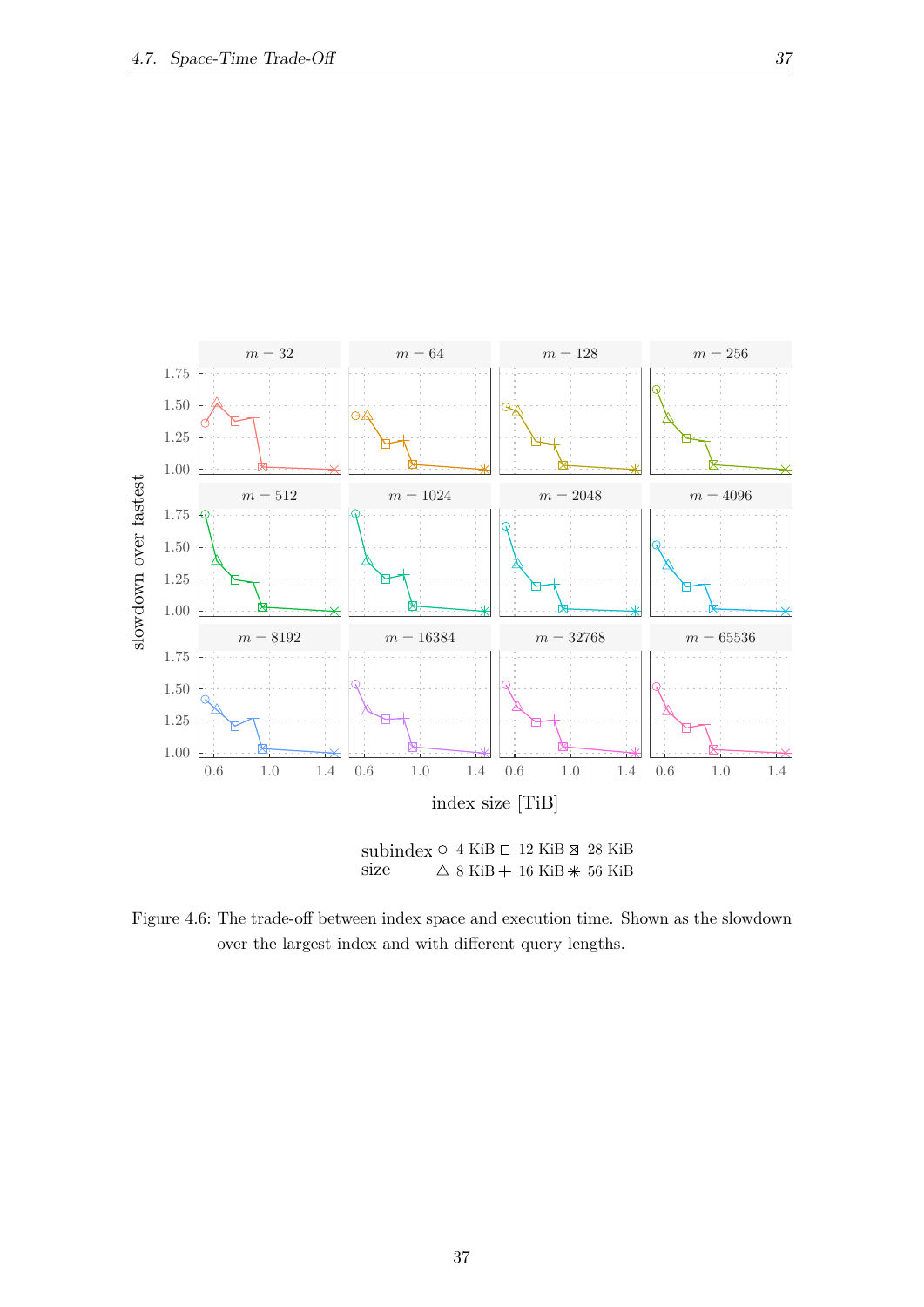Figure 4.6: The trade-off between index space and execution time. Shown as the slowdown over the largest index and with different query lengths.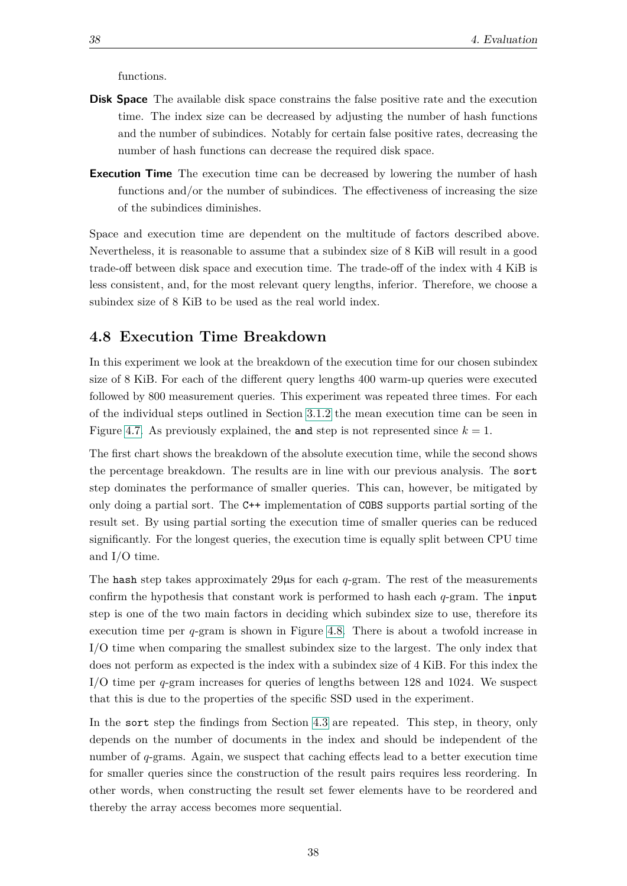functions.

**Disk Space** The available disk space constrains the false positive rate and the execution time. The index size can be decreased by adjusting the number of hash functions and the number of subindices. Notably for certain false positive rates, decreasing the number of hash functions can decrease the required disk space.

**Execution Time** The execution time can be decreased by lowering the number of hash functions and/or the number of subindices. The effectiveness of increasing the size of the subindices diminishes.

Space and execution time are dependent on the multitude of factors described above. Nevertheless, it is reasonable to assume that a subindex size of 8 KiB will result in a good trade-off between disk space and execution time. The trade-off of the index with 4 KiB is less consistent, and, for the most relevant query lengths, inferior. Therefore, we choose a subindex size of 8 KiB to be used as the real world index.

## 4.8 Execution Time Breakdown

In this experiment we look at the breakdown of the execution time for our chosen subindex size of 8 KiB. For each of the different query lengths 400 warm-up queries were executed followed by 800 measurement queries. This experiment was repeated three times. For each of the individual steps outlined in Section 3.1.2 the mean execution time can be seen in Figure 4.7. As previously explained, the `and` step is not represented since $k = 1$.

The first chart shows the breakdown of the absolute execution time, while the second shows the percentage breakdown. The results are in line with our previous analysis. The `sort` step dominates the performance of smaller queries. This can, however, be mitigated by only doing a partial sort. The `C++` implementation of `COBS` supports partial sorting of the result set. By using partial sorting the execution time of smaller queries can be reduced significantly. For the longest queries, the execution time is equally split between CPU time and I/O time.

The `hash` step takes approximately 29µs for each $q$-gram. The rest of the measurements confirm the hypothesis that constant work is performed to hash each $q$-gram. The `input` step is one of the two main factors in deciding which subindex size to use, therefore its execution time per $q$-gram is shown in Figure 4.8. There is about a twofold increase in I/O time when comparing the smallest subindex size to the largest. The only index that does not perform as expected is the index with a subindex size of 4 KiB. For this index the I/O time per $q$-gram increases for queries of lengths between 128 and 1024. We suspect that this is due to the properties of the specific SSD used in the experiment.

In the `sort` step the findings from Section 4.3 are repeated. This step, in theory, only depends on the number of documents in the index and should be independent of the number of $q$-grams. Again, we suspect that caching effects lead to a better execution time for smaller queries since the construction of the result pairs requires less reordering. In other words, when constructing the result set fewer elements have to be reordered and thereby the array access becomes more sequential.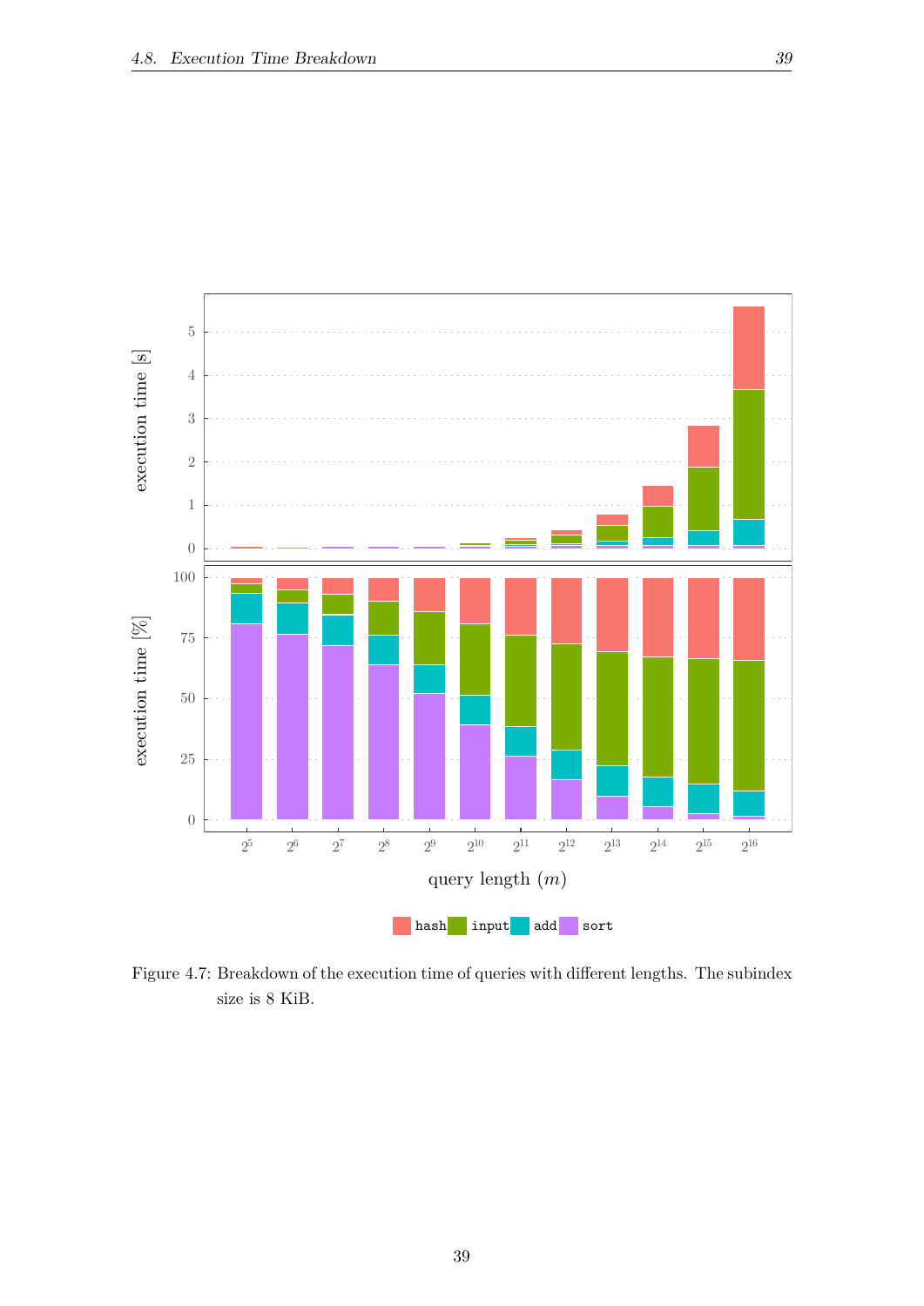Figure 4.7: Breakdown of the execution time of queries with different lengths. The subindex size is 8 KiB.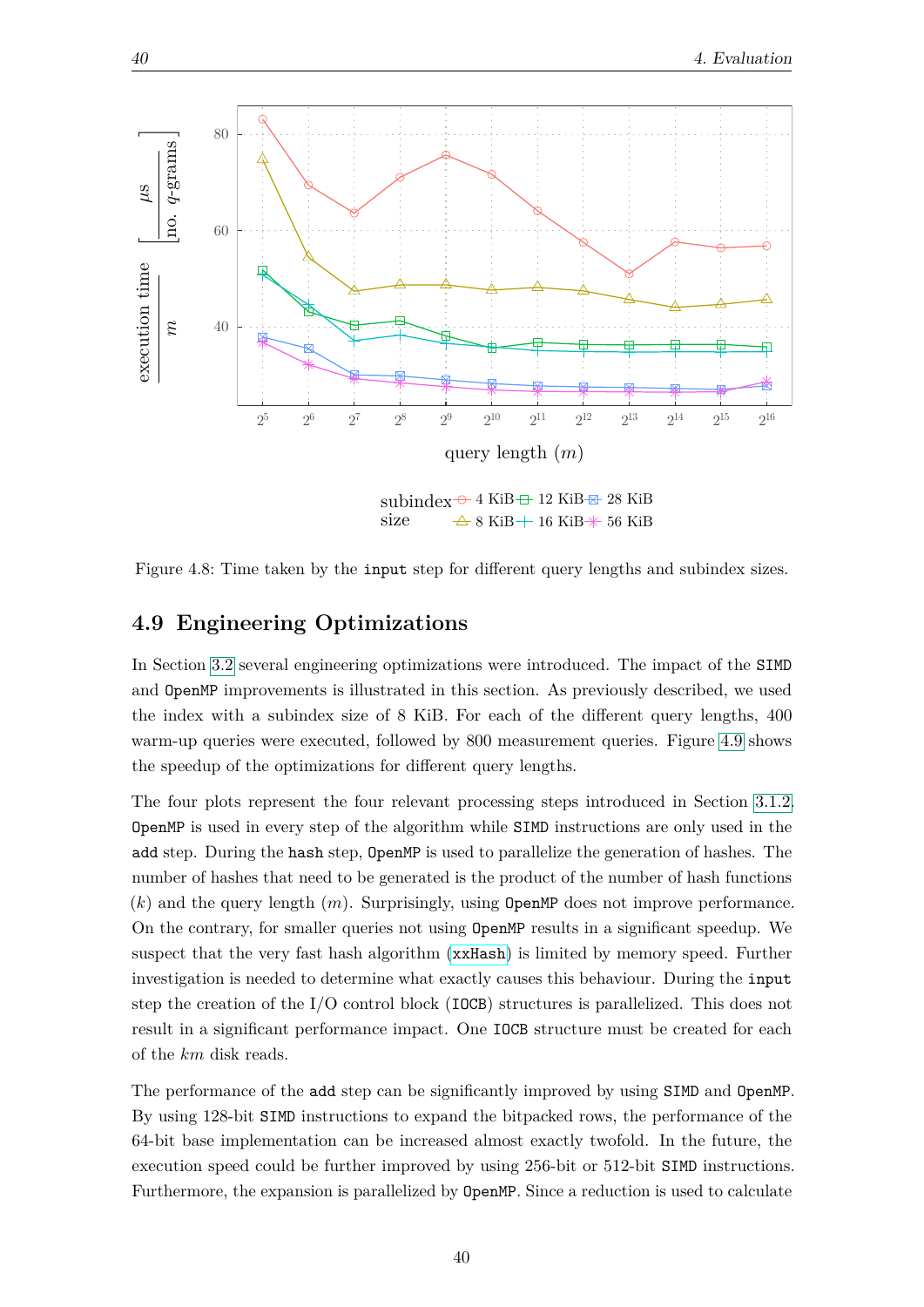Figure 4.8: Time taken by the `input` step for different query lengths and subindex sizes.

## 4.9 Engineering Optimizations

In Section 3.2 several engineering optimizations were introduced. The impact of the `SIMD` and `OpenMP` improvements is illustrated in this section. As previously described, we used the index with a subindex size of 8 KiB. For each of the different query lengths, 400 warm-up queries were executed, followed by 800 measurement queries. Figure 4.9 shows the speedup of the optimizations for different query lengths.

The four plots represent the four relevant processing steps introduced in Section 3.1.2. `OpenMP` is used in every step of the algorithm while `SIMD` instructions are only used in the `add` step. During the `hash` step, `OpenMP` is used to parallelize the generation of hashes. The number of hashes that need to be generated is the product of the number of hash functions ($k$) and the query length ($m$). Surprisingly, using `OpenMP` does not improve performance. On the contrary, for smaller queries not using `OpenMP` results in a significant speedup. We suspect that the very fast hash algorithm (`xxHash`) is limited by memory speed. Further investigation is needed to determine what exactly causes this behaviour. During the `input` step the creation of the I/O control block (`IOCB`) structures is parallelized. This does not result in a significant performance impact. One `IOCB` structure must be created for each of the $km$ disk reads.

The performance of the `add` step can be significantly improved by using `SIMD` and `OpenMP`. By using 128-bit `SIMD` instructions to expand the bitpacked rows, the performance of the 64-bit base implementation can be increased almost exactly twofold. In the future, the execution speed could be further improved by using 256-bit or 512-bit `SIMD` instructions. Furthermore, the expansion is parallelized by `OpenMP`. Since a reduction is used to calculate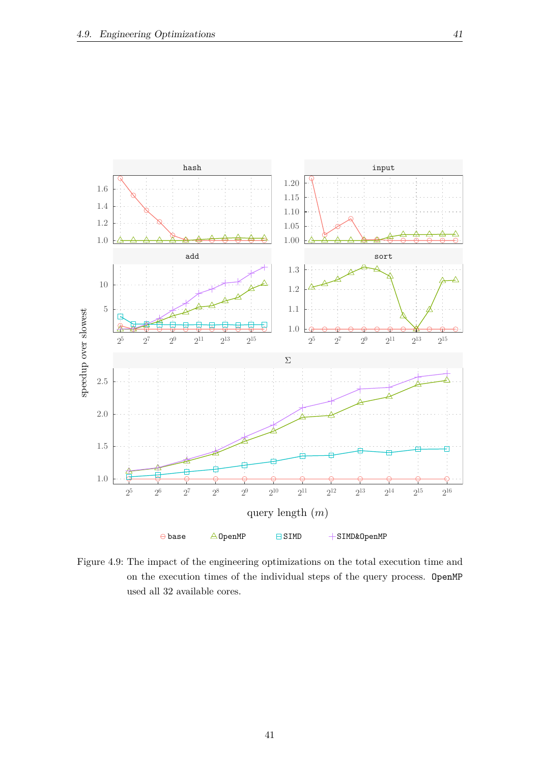Figure 4.9: The impact of the engineering optimizations on the total execution time and on the execution times of the individual steps of the query process. OpenMP used all 32 available cores.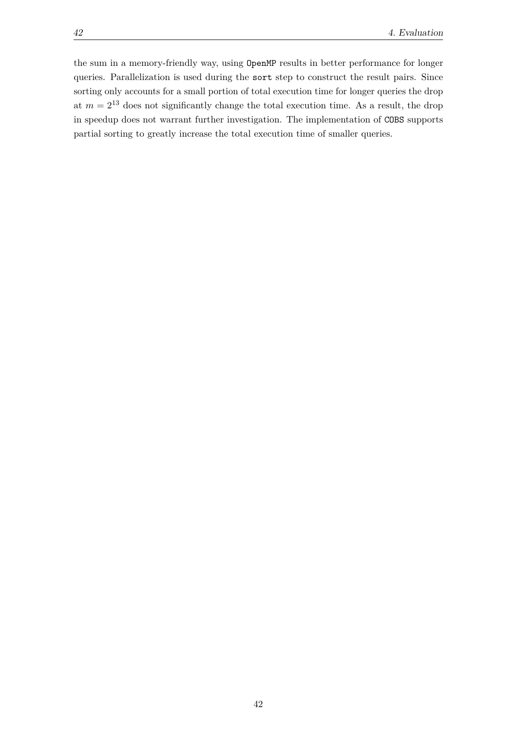the sum in a memory-friendly way, using `OpenMP` results in better performance for longer queries. Parallelization is used during the `sort` step to construct the result pairs. Since sorting only accounts for a small portion of total execution time for longer queries the drop at $m = 2^{13}$ does not significantly change the total execution time. As a result, the drop in speedup does not warrant further investigation. The implementation of `COBS` supports partial sorting to greatly increase the total execution time of smaller queries.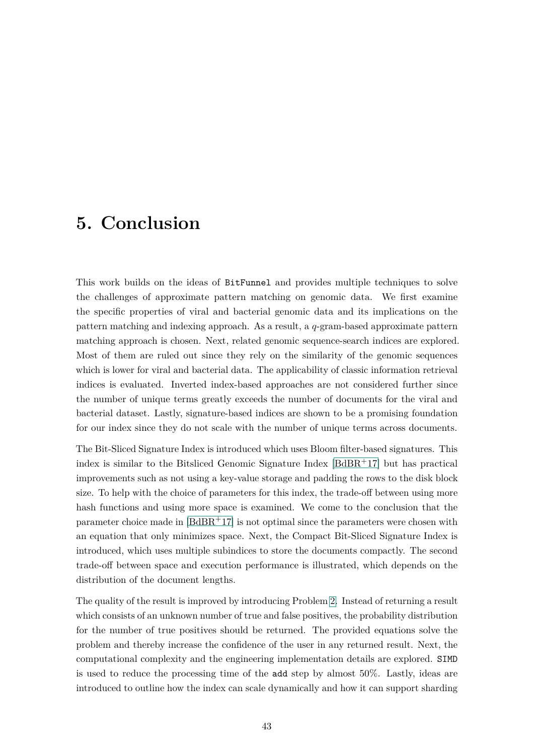# 5. Conclusion

This work builds on the ideas of `BitFunnel` and provides multiple techniques to solve the challenges of approximate pattern matching on genomic data. We first examine the specific properties of viral and bacterial genomic data and its implications on the pattern matching and indexing approach. As a result, a $q$-gram-based approximate pattern matching approach is chosen. Next, related genomic sequence-search indices are explored. Most of them are ruled out since they rely on the similarity of the genomic sequences which is lower for viral and bacterial data. The applicability of classic information retrieval indices is evaluated. Inverted index-based approaches are not considered further since the number of unique terms greatly exceeds the number of documents for the viral and bacterial dataset. Lastly, signature-based indices are shown to be a promising foundation for our index since they do not scale with the number of unique terms across documents.

The Bit-Sliced Signature Index is introduced which uses Bloom filter-based signatures. This index is similar to the Bitsliced Genomic Signature Index [BdBR+17] but has practical improvements such as not using a key-value storage and padding the rows to the disk block size. To help with the choice of parameters for this index, the trade-off between using more hash functions and using more space is examined. We come to the conclusion that the parameter choice made in [BdBR+17] is not optimal since the parameters were chosen with an equation that only minimizes space. Next, the Compact Bit-Sliced Signature Index is introduced, which uses multiple subindices to store the documents compactly. The second trade-off between space and execution performance is illustrated, which depends on the distribution of the document lengths.

The quality of the result is improved by introducing Problem 2. Instead of returning a result which consists of an unknown number of true and false positives, the probability distribution for the number of true positives should be returned. The provided equations solve the problem and thereby increase the confidence of the user in any returned result. Next, the computational complexity and the engineering implementation details are explored. `SIMD` is used to reduce the processing time of the `add` step by almost 50%. Lastly, ideas are introduced to outline how the index can scale dynamically and how it can support sharding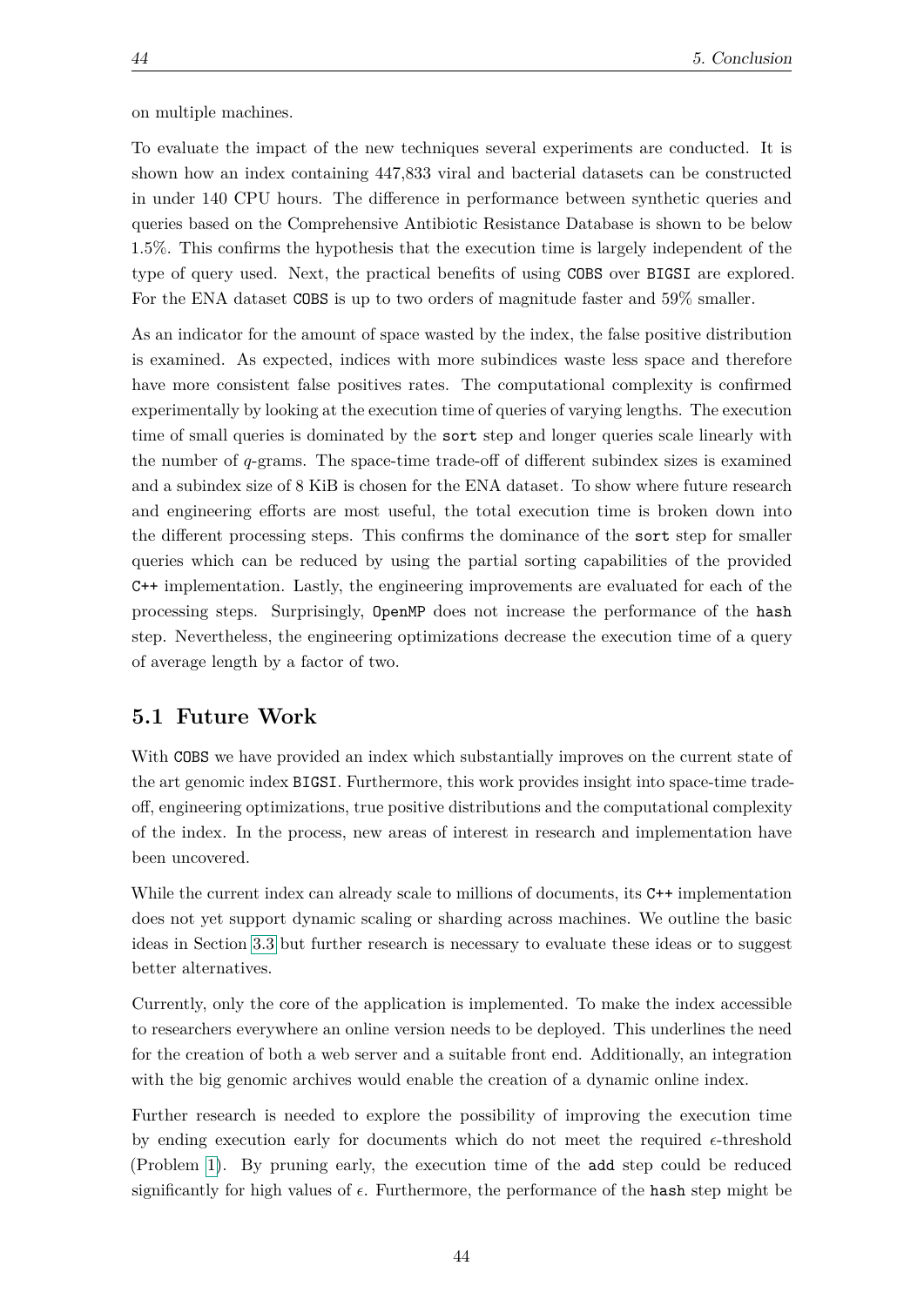on multiple machines.

To evaluate the impact of the new techniques several experiments are conducted. It is shown how an index containing 447,833 viral and bacterial datasets can be constructed in under 140 CPU hours. The difference in performance between synthetic queries and queries based on the Comprehensive Antibiotic Resistance Database is shown to be below 1.5%. This confirms the hypothesis that the execution time is largely independent of the type of query used. Next, the practical benefits of using `COBS` over `BIGSI` are explored. For the ENA dataset `COBS` is up to two orders of magnitude faster and 59% smaller.

As an indicator for the amount of space wasted by the index, the false positive distribution is examined. As expected, indices with more subindices waste less space and therefore have more consistent false positives rates. The computational complexity is confirmed experimentally by looking at the execution time of queries of varying lengths. The execution time of small queries is dominated by the `sort` step and longer queries scale linearly with the number of $q$-grams. The space-time trade-off of different subindex sizes is examined and a subindex size of 8 KiB is chosen for the ENA dataset. To show where future research and engineering efforts are most useful, the total execution time is broken down into the different processing steps. This confirms the dominance of the `sort` step for smaller queries which can be reduced by using the partial sorting capabilities of the provided `C++` implementation. Lastly, the engineering improvements are evaluated for each of the processing steps. Surprisingly, `OpenMP` does not increase the performance of the `hash` step. Nevertheless, the engineering optimizations decrease the execution time of a query of average length by a factor of two.

## 5.1 Future Work

With `COBS` we have provided an index which substantially improves on the current state of the art genomic index `BIGSI`. Furthermore, this work provides insight into space-time trade-off, engineering optimizations, true positive distributions and the computational complexity of the index. In the process, new areas of interest in research and implementation have been uncovered.

While the current index can already scale to millions of documents, its `C++` implementation does not yet support dynamic scaling or sharding across machines. We outline the basic ideas in Section 3.3 but further research is necessary to evaluate these ideas or to suggest better alternatives.

Currently, only the core of the application is implemented. To make the index accessible to researchers everywhere an online version needs to be deployed. This underlines the need for the creation of both a web server and a suitable front end. Additionally, an integration with the big genomic archives would enable the creation of a dynamic online index.

Further research is needed to explore the possibility of improving the execution time by ending execution early for documents which do not meet the required $\epsilon$-threshold (Problem 1). By pruning early, the execution time of the `add` step could be reduced significantly for high values of $\epsilon$. Furthermore, the performance of the `hash` step might be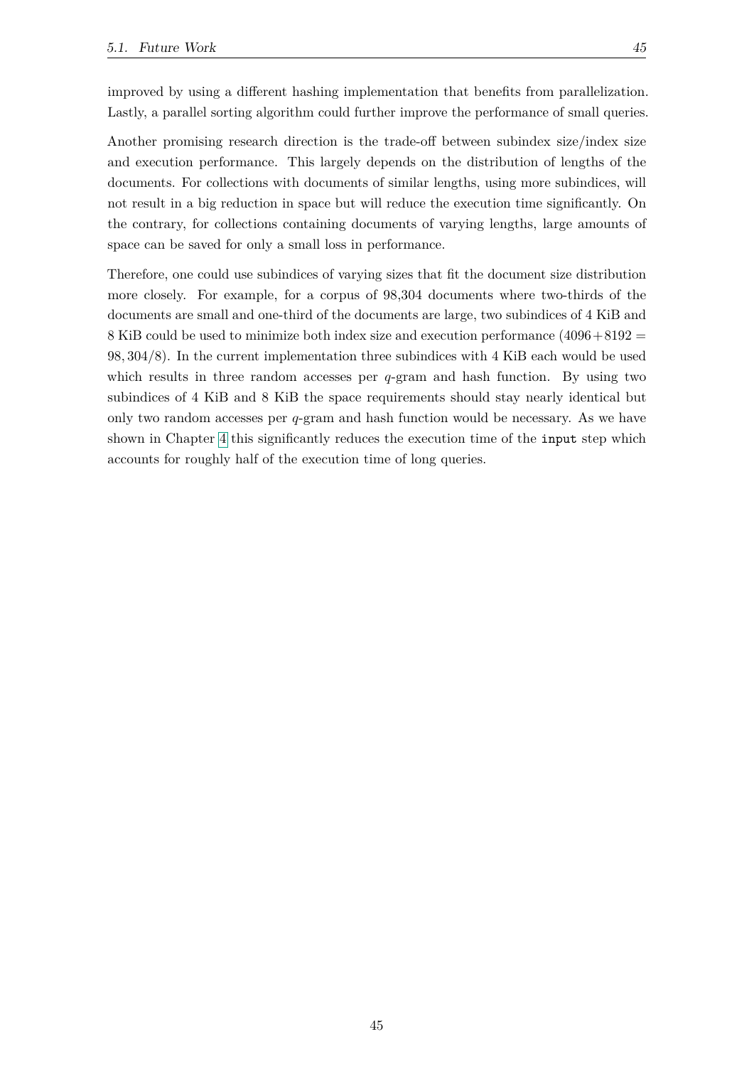improved by using a different hashing implementation that benefits from parallelization. Lastly, a parallel sorting algorithm could further improve the performance of small queries.

Another promising research direction is the trade-off between subindex size/index size and execution performance. This largely depends on the distribution of lengths of the documents. For collections with documents of similar lengths, using more subindices, will not result in a big reduction in space but will reduce the execution time significantly. On the contrary, for collections containing documents of varying lengths, large amounts of space can be saved for only a small loss in performance.

Therefore, one could use subindices of varying sizes that fit the document size distribution more closely. For example, for a corpus of 98,304 documents where two-thirds of the documents are small and one-third of the documents are large, two subindices of 4 KiB and 8 KiB could be used to minimize both index size and execution performance ($4096 + 8192 = 98,304/8$). In the current implementation three subindices with 4 KiB each would be used which results in three random accesses per $q$-gram and hash function. By using two subindices of 4 KiB and 8 KiB the space requirements should stay nearly identical but only two random accesses per $q$-gram and hash function would be necessary. As we have shown in Chapter 4 this significantly reduces the execution time of the `input` step which accounts for roughly half of the execution time of long queries.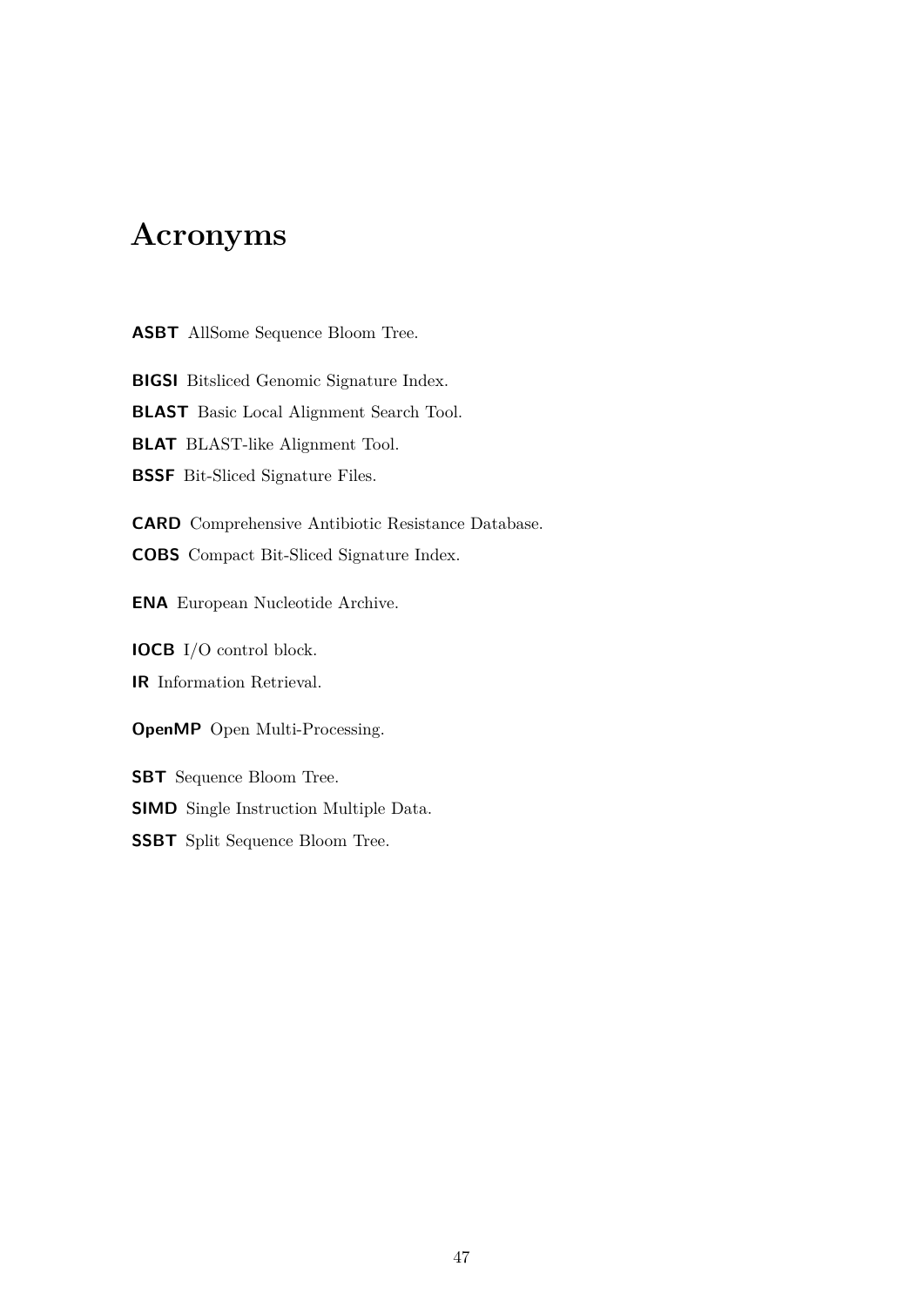# Acronyms

**ASBT** AllSome Sequence Bloom Tree.

**BIGSI** Bitsliced Genomic Signature Index.

**BLAST** Basic Local Alignment Search Tool.

**BLAT** BLAST-like Alignment Tool.

**BSSF** Bit-Sliced Signature Files.

**CARD** Comprehensive Antibiotic Resistance Database.

**COBS** Compact Bit-Sliced Signature Index.

**ENA** European Nucleotide Archive.

**IOCB** I/O control block.

**IR** Information Retrieval.

**OpenMP** Open Multi-Processing.

**SBT** Sequence Bloom Tree.

**SIMD** Single Instruction Multiple Data.

**SSBT** Split Sequence Bloom Tree.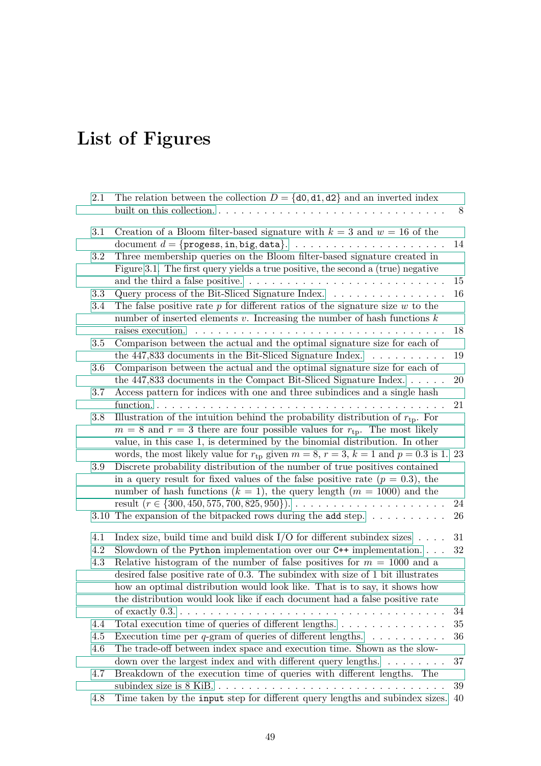# List of Figures

- 2.1 The relation between the collection $D = \{\texttt{d0}, \texttt{d1}, \texttt{d2}\}$ and an inverted index built on this collection. . . . 8

- 3.1 Creation of a Bloom filter-based signature with $k = 3$ and $w = 16$ of the document $d = \{\texttt{progess}, \texttt{in}, \texttt{big}, \texttt{data}\}$. . . . 14
- 3.2 Three membership queries on the Bloom filter-based signature created in Figure 3.1. The first query yields a true positive, the second a (true) negative and the third a false positive. . . . 15
- 3.3 Query process of the Bit-Sliced Signature Index. . . . 16
- 3.4 The false positive rate $p$ for different ratios of the signature size $w$ to the number of inserted elements $v$. Increasing the number of hash functions $k$ raises execution. . . . 18
- 3.5 Comparison between the actual and the optimal signature size for each of the 447,833 documents in the Bit-Sliced Signature Index. . . . 19
- 3.6 Comparison between the actual and the optimal signature size for each of the 447,833 documents in the Compact Bit-Sliced Signature Index. . . . 20
- 3.7 Access pattern for indices with one and three subindices and a single hash function. . . . 21
- 3.8 Illustration of the intuition behind the probability distribution of $r_{\text{tp}}$. For $m = 8$ and $r = 3$ there are four possible values for $r_{\text{tp}}$. The most likely value, in this case 1, is determined by the binomial distribution. In other words, the most likely value for $r_{\text{tp}}$ given $m = 8$, $r = 3$, $k = 1$ and $p = 0.3$ is 1. 23
- 3.9 Discrete probability distribution of the number of true positives contained in a query result for fixed values of the false positive rate ($p = 0.3$), the number of hash functions ($k = 1$), the query length ($m = 1000$) and the result ($r \in \{300, 450, 575, 700, 825, 950\}$). . . . 24
- 3.10 The expansion of the bitpacked rows during the `add` step. . . . 26

- 4.1 Index size, build time and build disk I/O for different subindex sizes . . . . 31
- 4.2 Slowdown of the `Python` implementation over our `C++` implementation. . . . 32
- 4.3 Relative histogram of the number of false positives for $m = 1000$ and a desired false positive rate of 0.3. The subindex with size of 1 bit illustrates how an optimal distribution would look like. That is to say, it shows how the distribution would look like if each document had a false positive rate of exactly 0.3. . . . 34
- 4.4 Total execution time of queries of different lengths. . . . 35
- 4.5 Execution time per $q$-gram of queries of different lengths. . . . 36
- 4.6 The trade-off between index space and execution time. Shown as the slowdown over the largest index and with different query lengths. . . . 37
- 4.7 Breakdown of the execution time of queries with different lengths. The subindex size is 8 KiB. . . . 39
- 4.8 Time taken by the `input` step for different query lengths and subindex sizes. 40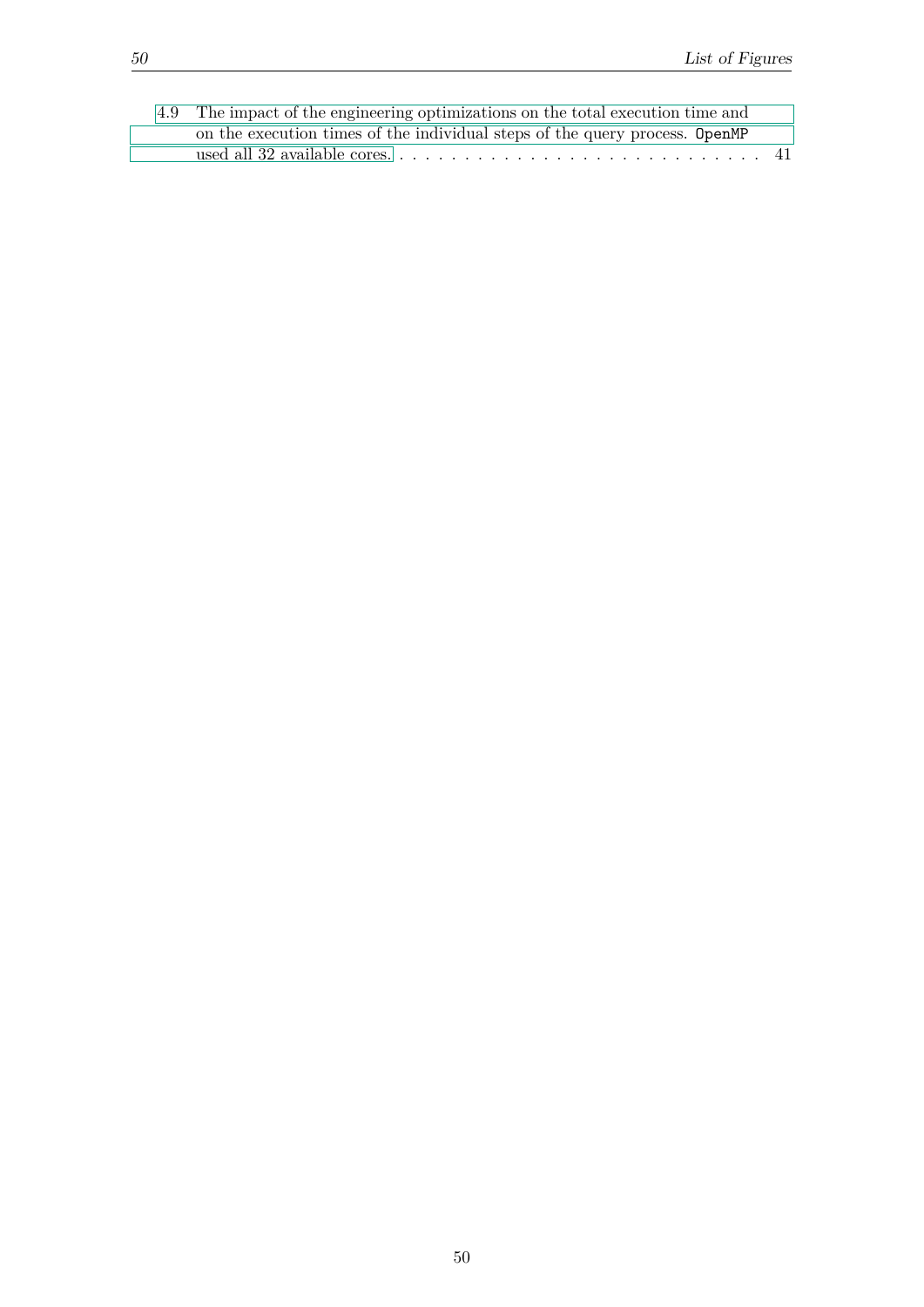4.9 The impact of the engineering optimizations on the total execution time and on the execution times of the individual steps of the query process. `OpenMP` used all 32 available cores. . . . . . . . . . . . . . . . . . . . . . . . . . . . . 41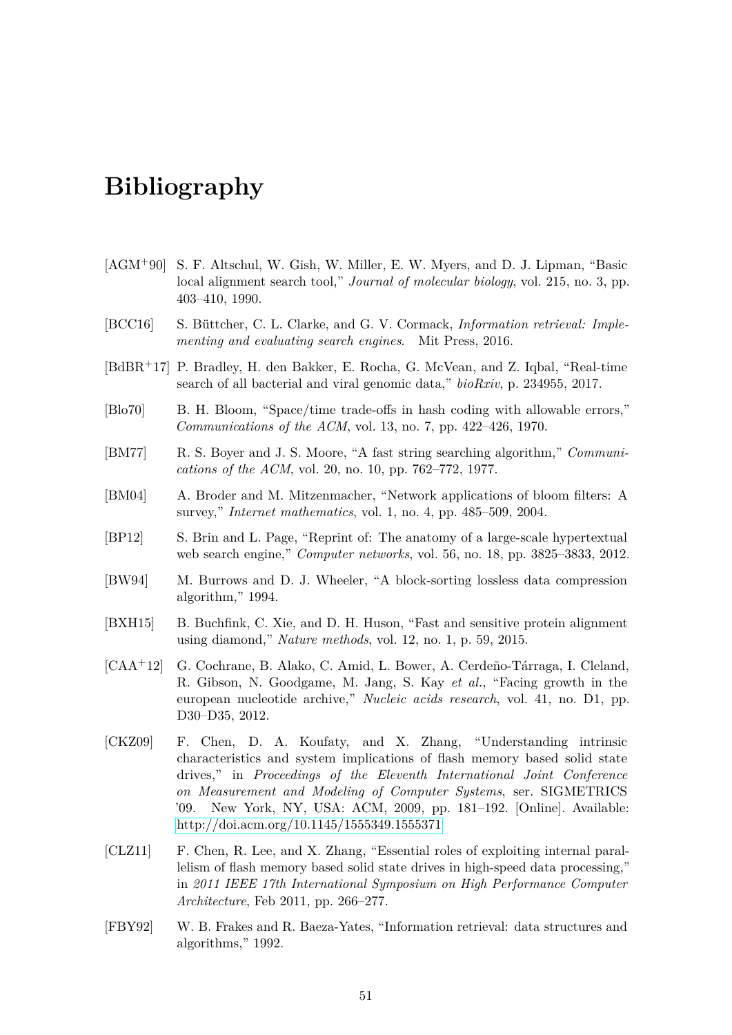# Bibliography

[AGM+90] S. F. Altschul, W. Gish, W. Miller, E. W. Myers, and D. J. Lipman, “Basic local alignment search tool,” *Journal of molecular biology*, vol. 215, no. 3, pp. 403–410, 1990.

[BCC16] S. Büttcher, C. L. Clarke, and G. V. Cormack, *Information retrieval: Implementing and evaluating search engines*. Mit Press, 2016.

[BdBR+17] P. Bradley, H. den Bakker, E. Rocha, G. McVean, and Z. Iqbal, “Real-time search of all bacterial and viral genomic data,” *bioRxiv*, p. 234955, 2017.

[Blo70] B. H. Bloom, “Space/time trade-offs in hash coding with allowable errors,” *Communications of the ACM*, vol. 13, no. 7, pp. 422–426, 1970.

[BM77] R. S. Boyer and J. S. Moore, “A fast string searching algorithm,” *Communications of the ACM*, vol. 20, no. 10, pp. 762–772, 1977.

[BM04] A. Broder and M. Mitzenmacher, “Network applications of bloom filters: A survey,” *Internet mathematics*, vol. 1, no. 4, pp. 485–509, 2004.

[BP12] S. Brin and L. Page, “Reprint of: The anatomy of a large-scale hypertextual web search engine,” *Computer networks*, vol. 56, no. 18, pp. 3825–3833, 2012.

[BW94] M. Burrows and D. J. Wheeler, “A block-sorting lossless data compression algorithm,” 1994.

[BXH15] B. Buchfink, C. Xie, and D. H. Huson, “Fast and sensitive protein alignment using diamond,” *Nature methods*, vol. 12, no. 1, p. 59, 2015.

[CAA+12] G. Cochrane, B. Alako, C. Amid, L. Bower, A. Cerdeño-Tárraga, I. Cleland, R. Gibson, N. Goodgame, M. Jang, S. Kay *et al.*, “Facing growth in the european nucleotide archive,” *Nucleic acids research*, vol. 41, no. D1, pp. D30–D35, 2012.

[CKZ09] F. Chen, D. A. Koufaty, and X. Zhang, “Understanding intrinsic characteristics and system implications of flash memory based solid state drives,” in *Proceedings of the Eleventh International Joint Conference on Measurement and Modeling of Computer Systems*, ser. SIGMETRICS '09. New York, NY, USA: ACM, 2009, pp. 181–192. [Online]. Available: http://doi.acm.org/10.1145/1555349.1555371

[CLZ11] F. Chen, R. Lee, and X. Zhang, “Essential roles of exploiting internal parallelism of flash memory based solid state drives in high-speed data processing,” in *2011 IEEE 17th International Symposium on High Performance Computer Architecture*, Feb 2011, pp. 266–277.

[FBY92] W. B. Frakes and R. Baeza-Yates, “Information retrieval: data structures and algorithms,” 1992.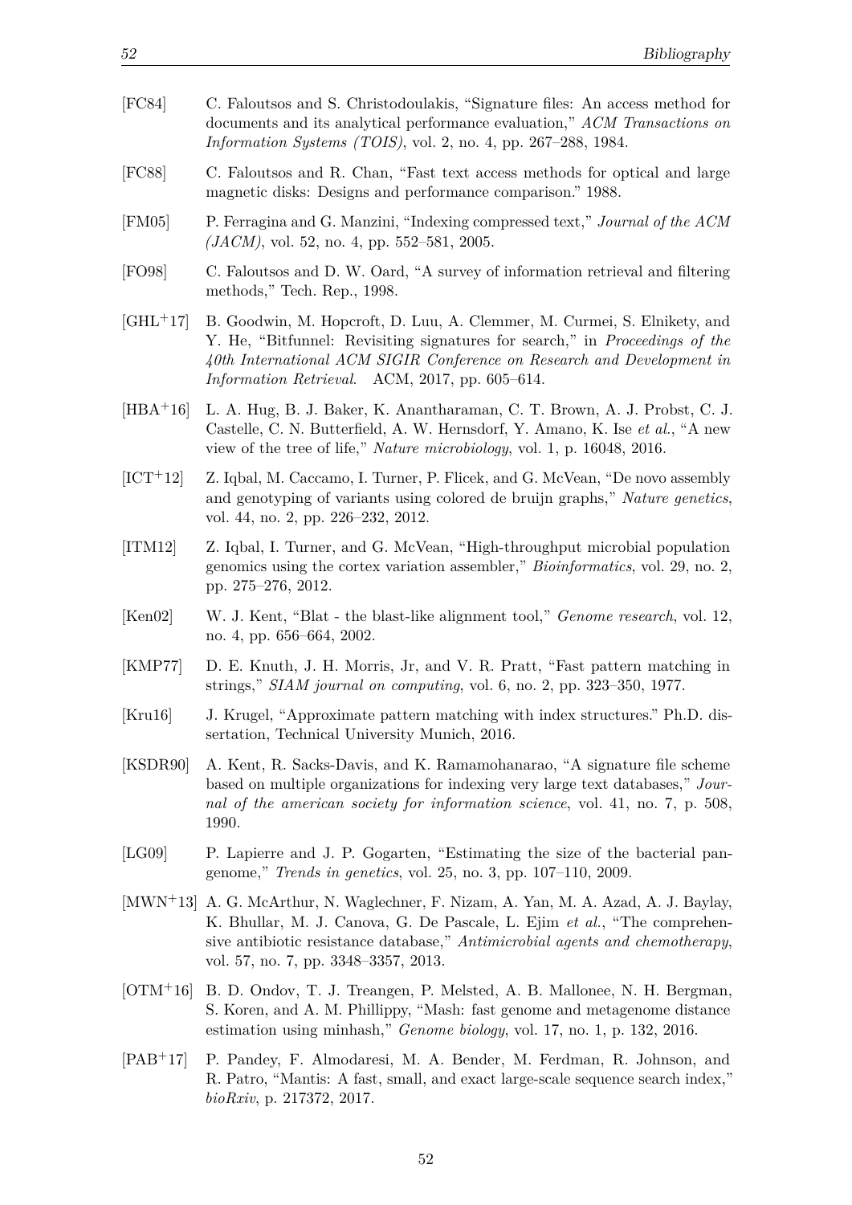[FC84] C. Faloutsos and S. Christodoulakis, "Signature files: An access method for documents and its analytical performance evaluation," *ACM Transactions on Information Systems (TOIS)*, vol. 2, no. 4, pp. 267–288, 1984.

[FC88] C. Faloutsos and R. Chan, "Fast text access methods for optical and large magnetic disks: Designs and performance comparison." 1988.

[FM05] P. Ferragina and G. Manzini, "Indexing compressed text," *Journal of the ACM (JACM)*, vol. 52, no. 4, pp. 552–581, 2005.

[FO98] C. Faloutsos and D. W. Oard, "A survey of information retrieval and filtering methods," Tech. Rep., 1998.

[GHL+17] B. Goodwin, M. Hopcroft, D. Luu, A. Clemmer, M. Curmei, S. Elnikety, and Y. He, "Bitfunnel: Revisiting signatures for search," in *Proceedings of the 40th International ACM SIGIR Conference on Research and Development in Information Retrieval*. ACM, 2017, pp. 605–614.

[HBA+16] L. A. Hug, B. J. Baker, K. Anantharaman, C. T. Brown, A. J. Probst, C. J. Castelle, C. N. Butterfield, A. W. Hernsdorf, Y. Amano, K. Ise *et al.*, "A new view of the tree of life," *Nature microbiology*, vol. 1, p. 16048, 2016.

[ICT+12] Z. Iqbal, M. Caccamo, I. Turner, P. Flicek, and G. McVean, "De novo assembly and genotyping of variants using colored de bruijn graphs," *Nature genetics*, vol. 44, no. 2, pp. 226–232, 2012.

[ITM12] Z. Iqbal, I. Turner, and G. McVean, "High-throughput microbial population genomics using the cortex variation assembler," *Bioinformatics*, vol. 29, no. 2, pp. 275–276, 2012.

[Ken02] W. J. Kent, "Blat - the blast-like alignment tool," *Genome research*, vol. 12, no. 4, pp. 656–664, 2002.

[KMP77] D. E. Knuth, J. H. Morris, Jr, and V. R. Pratt, "Fast pattern matching in strings," *SIAM journal on computing*, vol. 6, no. 2, pp. 323–350, 1977.

[Kru16] J. Krugel, "Approximate pattern matching with index structures." Ph.D. dissertation, Technical University Munich, 2016.

[KSDR90] A. Kent, R. Sacks-Davis, and K. Ramamohanarao, "A signature file scheme based on multiple organizations for indexing very large text databases," *Journal of the american society for information science*, vol. 41, no. 7, p. 508, 1990.

[LG09] P. Lapierre and J. P. Gogarten, "Estimating the size of the bacterial pan-genome," *Trends in genetics*, vol. 25, no. 3, pp. 107–110, 2009.

[MWN+13] A. G. McArthur, N. Waglechner, F. Nizam, A. Yan, M. A. Azad, A. J. Baylay, K. Bhullar, M. J. Canova, G. De Pascale, L. Ejim *et al.*, "The comprehensive antibiotic resistance database," *Antimicrobial agents and chemotherapy*, vol. 57, no. 7, pp. 3348–3357, 2013.

[OTM+16] B. D. Ondov, T. J. Treangen, P. Melsted, A. B. Mallonee, N. H. Bergman, S. Koren, and A. M. Phillippy, "Mash: fast genome and metagenome distance estimation using minhash," *Genome biology*, vol. 17, no. 1, p. 132, 2016.

[PAB+17] P. Pandey, F. Almodaresi, M. A. Bender, M. Ferdman, R. Johnson, and R. Patro, "Mantis: A fast, small, and exact large-scale sequence search index," *bioRxiv*, p. 217372, 2017.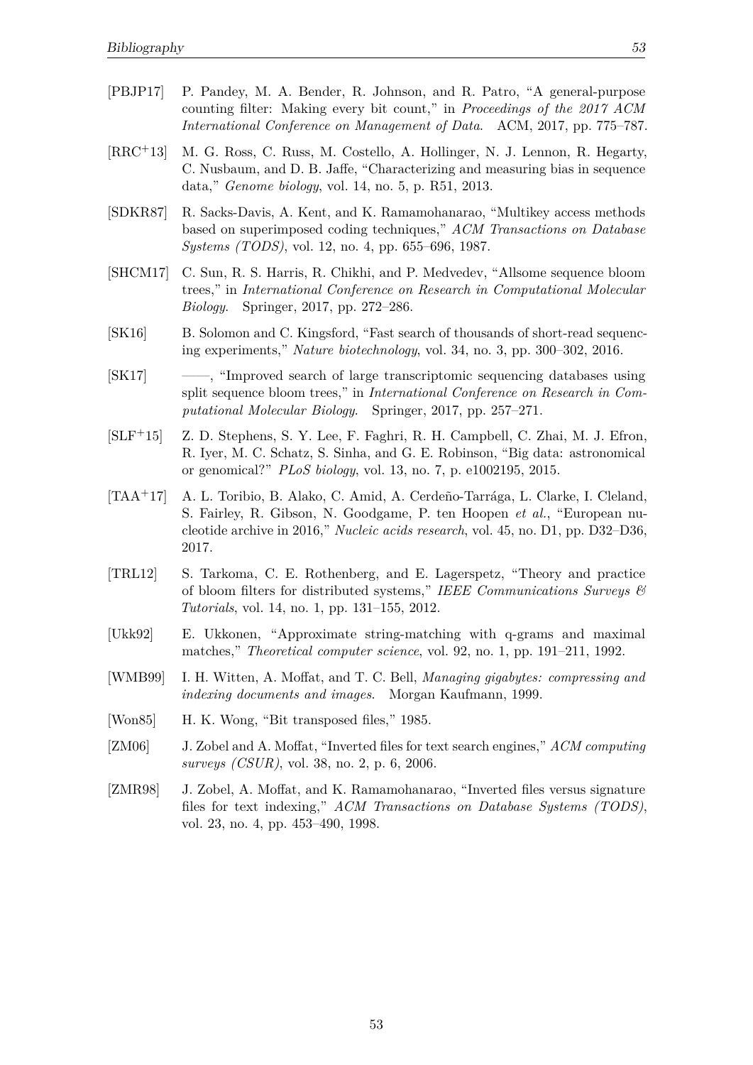[PBJP17] P. Pandey, M. A. Bender, R. Johnson, and R. Patro, "A general-purpose counting filter: Making every bit count," in *Proceedings of the 2017 ACM International Conference on Management of Data*. ACM, 2017, pp. 775–787.

[RRC+13] M. G. Ross, C. Russ, M. Costello, A. Hollinger, N. J. Lennon, R. Hegarty, C. Nusbaum, and D. B. Jaffe, "Characterizing and measuring bias in sequence data," *Genome biology*, vol. 14, no. 5, p. R51, 2013.

[SDKR87] R. Sacks-Davis, A. Kent, and K. Ramamohanarao, "Multikey access methods based on superimposed coding techniques," *ACM Transactions on Database Systems (TODS)*, vol. 12, no. 4, pp. 655–696, 1987.

[SHCM17] C. Sun, R. S. Harris, R. Chikhi, and P. Medvedev, "Allsome sequence bloom trees," in *International Conference on Research in Computational Molecular Biology*. Springer, 2017, pp. 272–286.

[SK16] B. Solomon and C. Kingsford, "Fast search of thousands of short-read sequencing experiments," *Nature biotechnology*, vol. 34, no. 3, pp. 300–302, 2016.

[SK17] ——, "Improved search of large transcriptomic sequencing databases using split sequence bloom trees," in *International Conference on Research in Computational Molecular Biology*. Springer, 2017, pp. 257–271.

[SLF+15] Z. D. Stephens, S. Y. Lee, F. Faghri, R. H. Campbell, C. Zhai, M. J. Efron, R. Iyer, M. C. Schatz, S. Sinha, and G. E. Robinson, "Big data: astronomical or genomical?" *PLoS biology*, vol. 13, no. 7, p. e1002195, 2015.

[TAA+17] A. L. Toribio, B. Alako, C. Amid, A. Cerdeño-Tarrága, L. Clarke, I. Cleland, S. Fairley, R. Gibson, N. Goodgame, P. ten Hoopen *et al.*, "European nucleotide archive in 2016," *Nucleic acids research*, vol. 45, no. D1, pp. D32–D36, 2017.

[TRL12] S. Tarkoma, C. E. Rothenberg, and E. Lagerspetz, "Theory and practice of bloom filters for distributed systems," *IEEE Communications Surveys & Tutorials*, vol. 14, no. 1, pp. 131–155, 2012.

[Ukk92] E. Ukkonen, "Approximate string-matching with q-grams and maximal matches," *Theoretical computer science*, vol. 92, no. 1, pp. 191–211, 1992.

[WMB99] I. H. Witten, A. Moffat, and T. C. Bell, *Managing gigabytes: compressing and indexing documents and images*. Morgan Kaufmann, 1999.

[Won85] H. K. Wong, "Bit transposed files," 1985.

[ZM06] J. Zobel and A. Moffat, "Inverted files for text search engines," *ACM computing surveys (CSUR)*, vol. 38, no. 2, p. 6, 2006.

[ZMR98] J. Zobel, A. Moffat, and K. Ramamohanarao, "Inverted files versus signature files for text indexing," *ACM Transactions on Database Systems (TODS)*, vol. 23, no. 4, pp. 453–490, 1998.